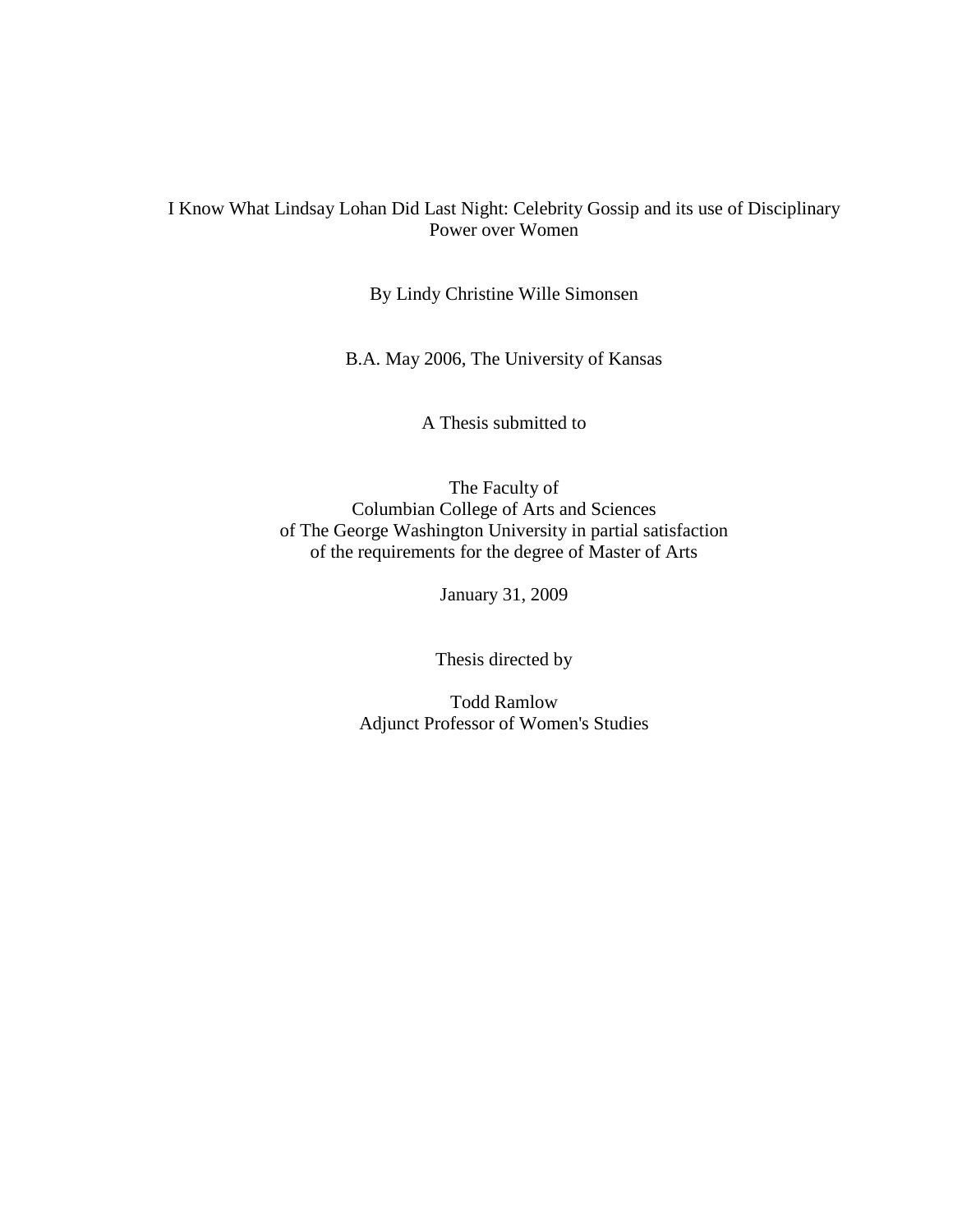# I Know What Lindsay Lohan Did Last Night: Celebrity Gossip and its use of Disciplinary Power over Women

By Lindy Christine Wille Simonsen

B.A. May 2006, The University of Kansas

A Thesis submitted to

The Faculty of
Columbian College of Arts and Sciences
of The George Washington University in partial satisfaction
of the requirements for the degree of Master of Arts

January 31, 2009

Thesis directed by

Todd Ramlow
Adjunct Professor of Women's Studies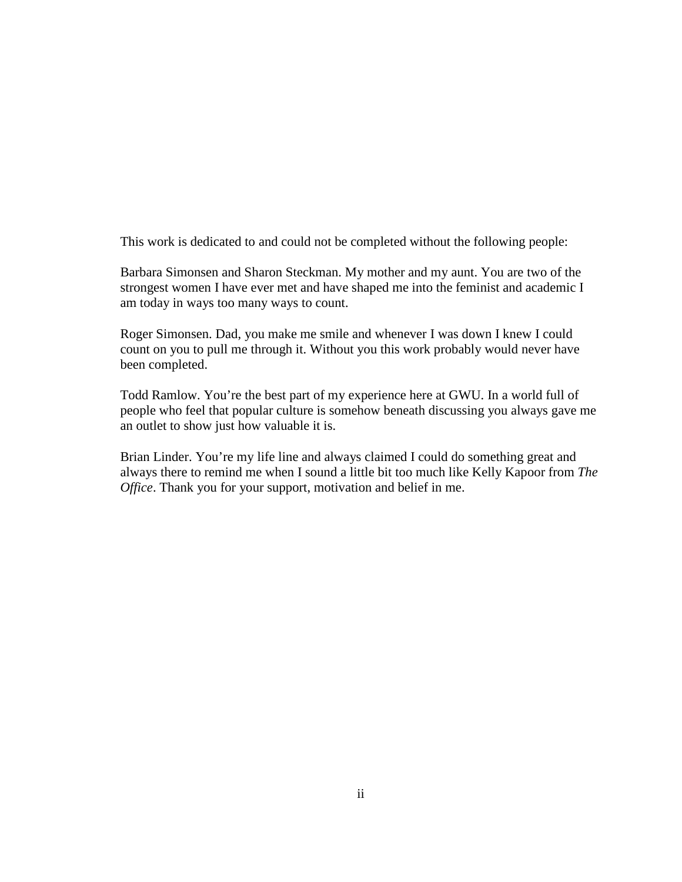This work is dedicated to and could not be completed without the following people:

Barbara Simonsen and Sharon Steckman. My mother and my aunt. You are two of the strongest women I have ever met and have shaped me into the feminist and academic I am today in ways too many ways to count.

Roger Simonsen. Dad, you make me smile and whenever I was down I knew I could count on you to pull me through it. Without you this work probably would never have been completed.

Todd Ramlow. You're the best part of my experience here at GWU. In a world full of people who feel that popular culture is somehow beneath discussing you always gave me an outlet to show just how valuable it is.

Brian Linder. You're my life line and always claimed I could do something great and always there to remind me when I sound a little bit too much like Kelly Kapoor from *The Office*. Thank you for your support, motivation and belief in me.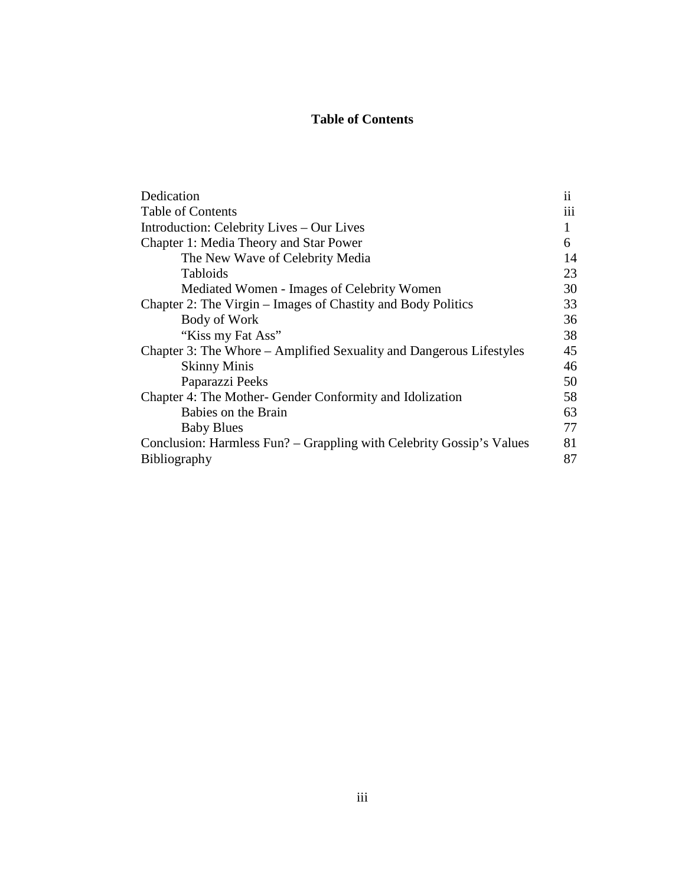# Table of Contents

| | |
|---|---|
| Dedication | ii |
| Table of Contents | iii |
| Introduction: Celebrity Lives – Our Lives | 1 |
| Chapter 1: Media Theory and Star Power | 6 |
| The New Wave of Celebrity Media | 14 |
| Tabloids | 23 |
| Mediated Women - Images of Celebrity Women | 30 |
| Chapter 2: The Virgin – Images of Chastity and Body Politics | 33 |
| Body of Work | 36 |
| "Kiss my Fat Ass" | 38 |
| Chapter 3: The Whore – Amplified Sexuality and Dangerous Lifestyles | 45 |
| Skinny Minis | 46 |
| Paparazzi Peeks | 50 |
| Chapter 4: The Mother- Gender Conformity and Idolization | 58 |
| Babies on the Brain | 63 |
| Baby Blues | 77 |
| Conclusion: Harmless Fun? – Grappling with Celebrity Gossip's Values | 81 |
| Bibliography | 87 |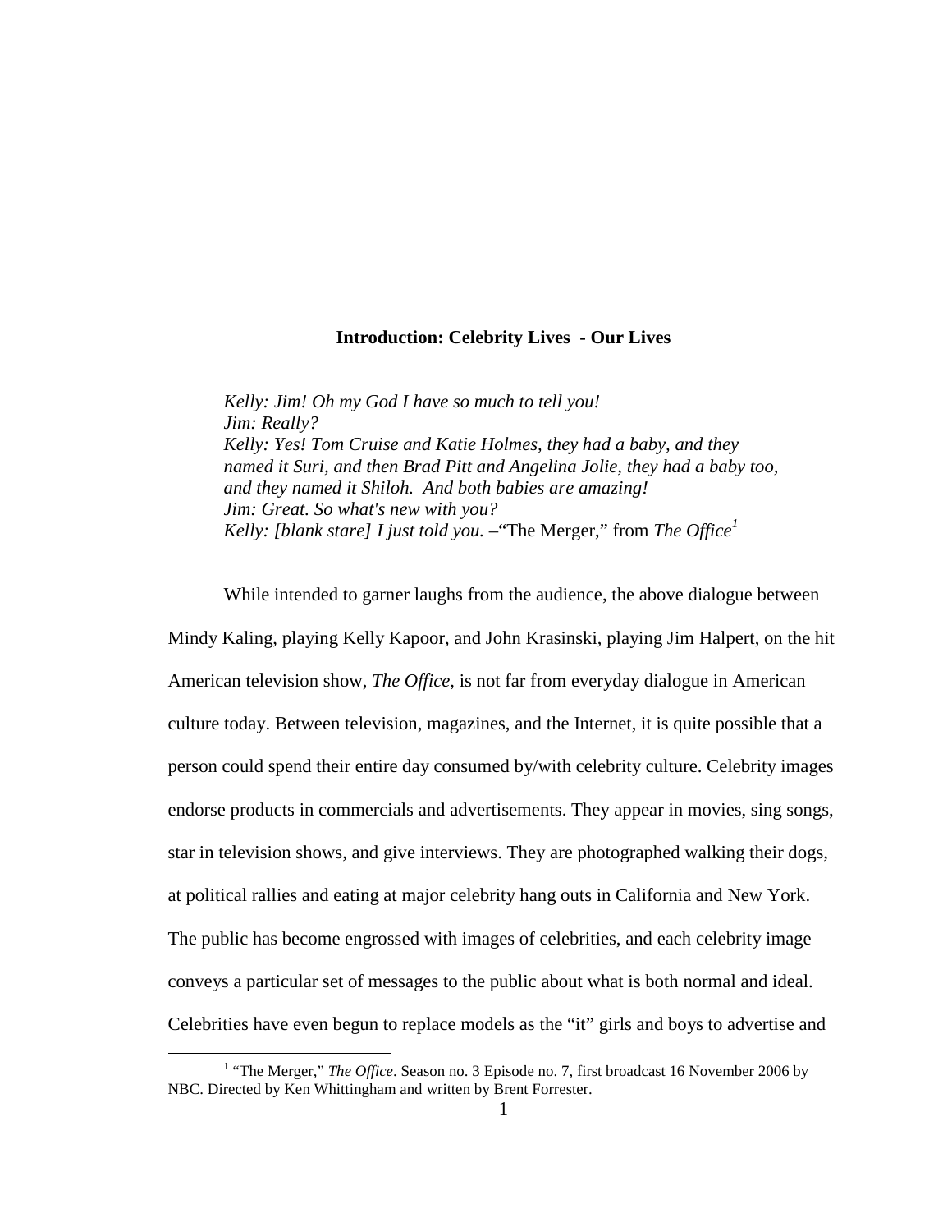## Introduction: Celebrity Lives - Our Lives

> *Kelly: Jim! Oh my God I have so much to tell you!*
> *Jim: Really?*
> *Kelly: Yes! Tom Cruise and Katie Holmes, they had a baby, and they named it Suri, and then Brad Pitt and Angelina Jolie, they had a baby too, and they named it Shiloh. And both babies are amazing!*
> *Jim: Great. So what's new with you?*
> *Kelly: [blank stare] I just told you.* –"The Merger," from *The Office*[1]

While intended to garner laughs from the audience, the above dialogue between Mindy Kaling, playing Kelly Kapoor, and John Krasinski, playing Jim Halpert, on the hit American television show, *The Office*, is not far from everyday dialogue in American culture today. Between television, magazines, and the Internet, it is quite possible that a person could spend their entire day consumed by/with celebrity culture. Celebrity images endorse products in commercials and advertisements. They appear in movies, sing songs, star in television shows, and give interviews. They are photographed walking their dogs, at political rallies and eating at major celebrity hang outs in California and New York. The public has become engrossed with images of celebrities, and each celebrity image conveys a particular set of messages to the public about what is both normal and ideal. Celebrities have even begun to replace models as the "it" girls and boys to advertise and

[1] "The Merger," *The Office*. Season no. 3 Episode no. 7, first broadcast 16 November 2006 by NBC. Directed by Ken Whittingham and written by Brent Forrester.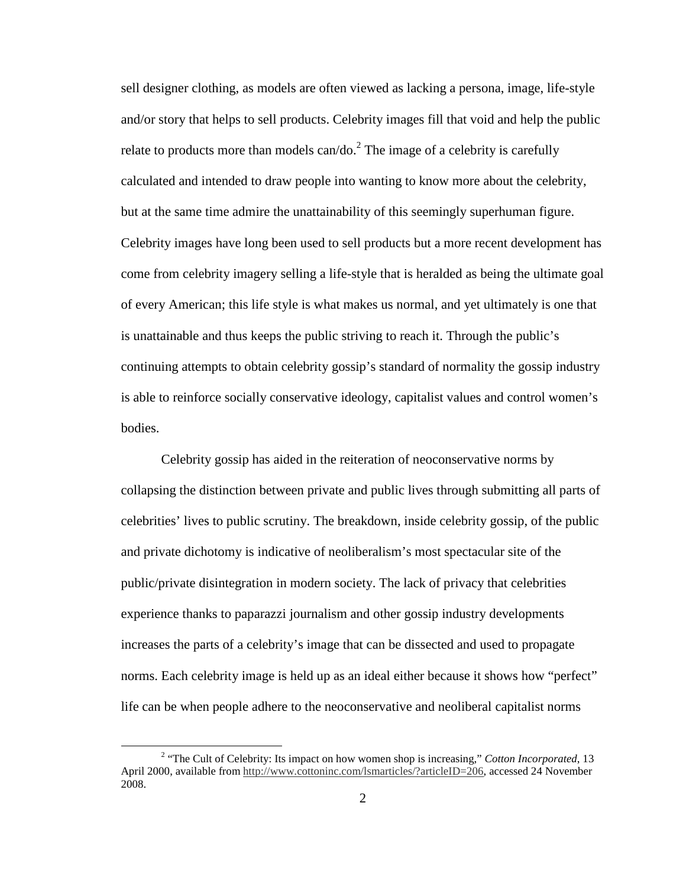sell designer clothing, as models are often viewed as lacking a persona, image, life-style and/or story that helps to sell products. Celebrity images fill that void and help the public relate to products more than models can/do.[2] The image of a celebrity is carefully calculated and intended to draw people into wanting to know more about the celebrity, but at the same time admire the unattainability of this seemingly superhuman figure. Celebrity images have long been used to sell products but a more recent development has come from celebrity imagery selling a life-style that is heralded as being the ultimate goal of every American; this life style is what makes us normal, and yet ultimately is one that is unattainable and thus keeps the public striving to reach it. Through the public's continuing attempts to obtain celebrity gossip's standard of normality the gossip industry is able to reinforce socially conservative ideology, capitalist values and control women's bodies.

Celebrity gossip has aided in the reiteration of neoconservative norms by collapsing the distinction between private and public lives through submitting all parts of celebrities' lives to public scrutiny. The breakdown, inside celebrity gossip, of the public and private dichotomy is indicative of neoliberalism's most spectacular site of the public/private disintegration in modern society. The lack of privacy that celebrities experience thanks to paparazzi journalism and other gossip industry developments increases the parts of a celebrity's image that can be dissected and used to propagate norms. Each celebrity image is held up as an ideal either because it shows how "perfect" life can be when people adhere to the neoconservative and neoliberal capitalist norms

[2] "The Cult of Celebrity: Its impact on how women shop is increasing," *Cotton Incorporated*, 13 April 2000, available from http://www.cottoninc.com/lsmarticles/?articleID=206, accessed 24 November 2008.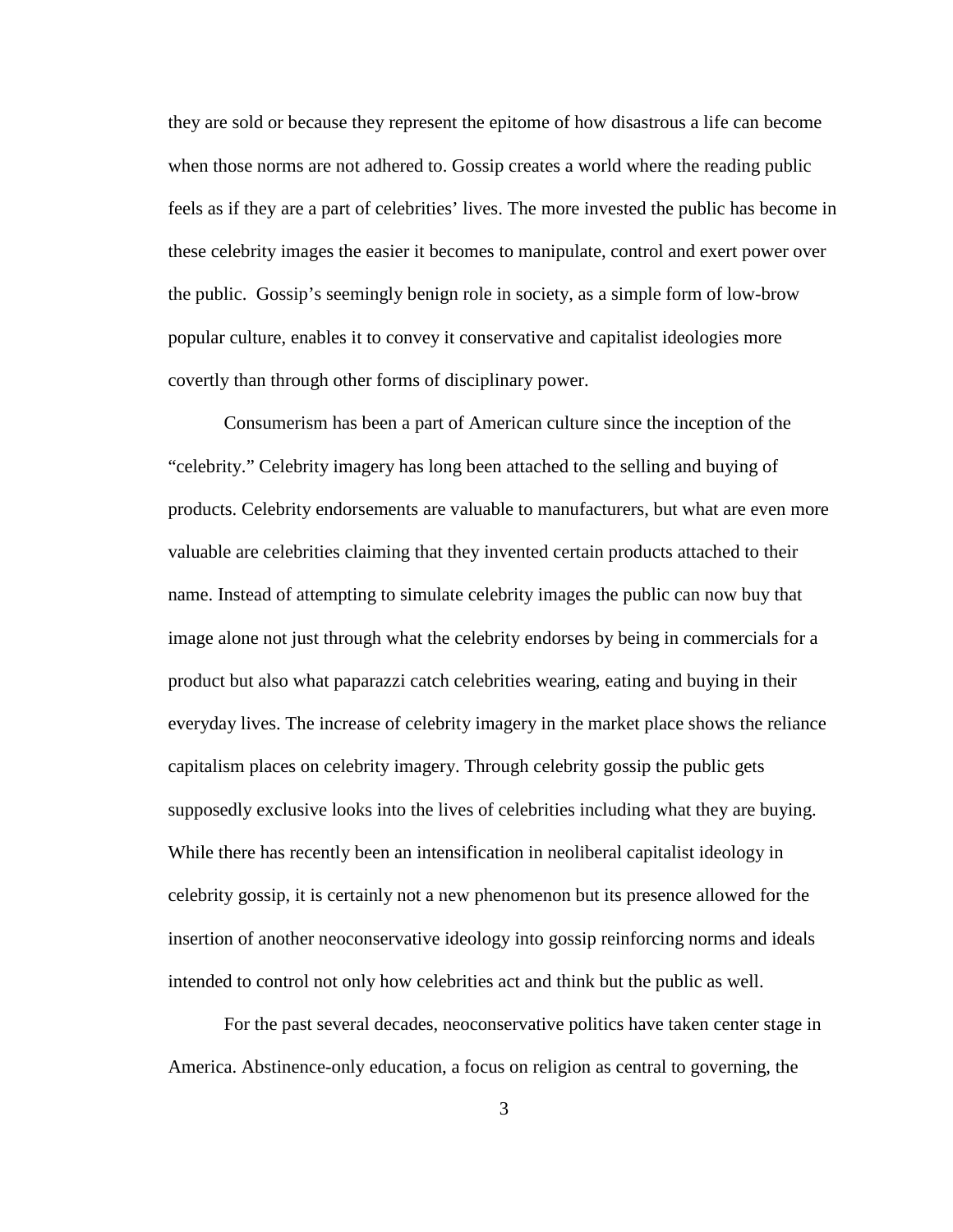they are sold or because they represent the epitome of how disastrous a life can become when those norms are not adhered to. Gossip creates a world where the reading public feels as if they are a part of celebrities' lives. The more invested the public has become in these celebrity images the easier it becomes to manipulate, control and exert power over the public.  Gossip's seemingly benign role in society, as a simple form of low-brow popular culture, enables it to convey it conservative and capitalist ideologies more covertly than through other forms of disciplinary power.

Consumerism has been a part of American culture since the inception of the "celebrity." Celebrity imagery has long been attached to the selling and buying of products. Celebrity endorsements are valuable to manufacturers, but what are even more valuable are celebrities claiming that they invented certain products attached to their name. Instead of attempting to simulate celebrity images the public can now buy that image alone not just through what the celebrity endorses by being in commercials for a product but also what paparazzi catch celebrities wearing, eating and buying in their everyday lives. The increase of celebrity imagery in the market place shows the reliance capitalism places on celebrity imagery. Through celebrity gossip the public gets supposedly exclusive looks into the lives of celebrities including what they are buying. While there has recently been an intensification in neoliberal capitalist ideology in celebrity gossip, it is certainly not a new phenomenon but its presence allowed for the insertion of another neoconservative ideology into gossip reinforcing norms and ideals intended to control not only how celebrities act and think but the public as well.

For the past several decades, neoconservative politics have taken center stage in America. Abstinence-only education, a focus on religion as central to governing, the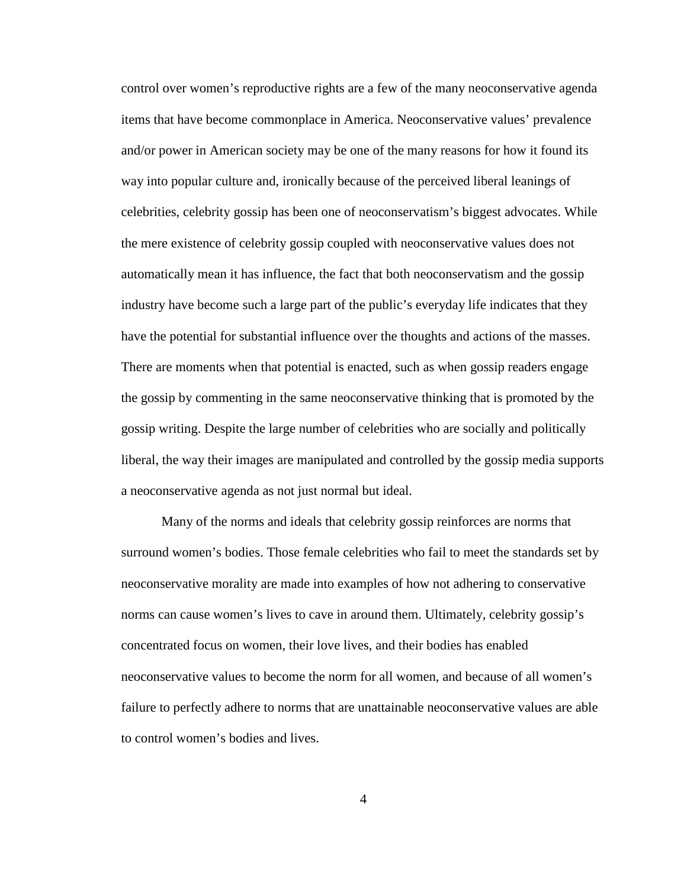control over women's reproductive rights are a few of the many neoconservative agenda items that have become commonplace in America. Neoconservative values' prevalence and/or power in American society may be one of the many reasons for how it found its way into popular culture and, ironically because of the perceived liberal leanings of celebrities, celebrity gossip has been one of neoconservatism's biggest advocates. While the mere existence of celebrity gossip coupled with neoconservative values does not automatically mean it has influence, the fact that both neoconservatism and the gossip industry have become such a large part of the public's everyday life indicates that they have the potential for substantial influence over the thoughts and actions of the masses. There are moments when that potential is enacted, such as when gossip readers engage the gossip by commenting in the same neoconservative thinking that is promoted by the gossip writing. Despite the large number of celebrities who are socially and politically liberal, the way their images are manipulated and controlled by the gossip media supports a neoconservative agenda as not just normal but ideal.

Many of the norms and ideals that celebrity gossip reinforces are norms that surround women's bodies. Those female celebrities who fail to meet the standards set by neoconservative morality are made into examples of how not adhering to conservative norms can cause women's lives to cave in around them. Ultimately, celebrity gossip's concentrated focus on women, their love lives, and their bodies has enabled neoconservative values to become the norm for all women, and because of all women's failure to perfectly adhere to norms that are unattainable neoconservative values are able to control women's bodies and lives.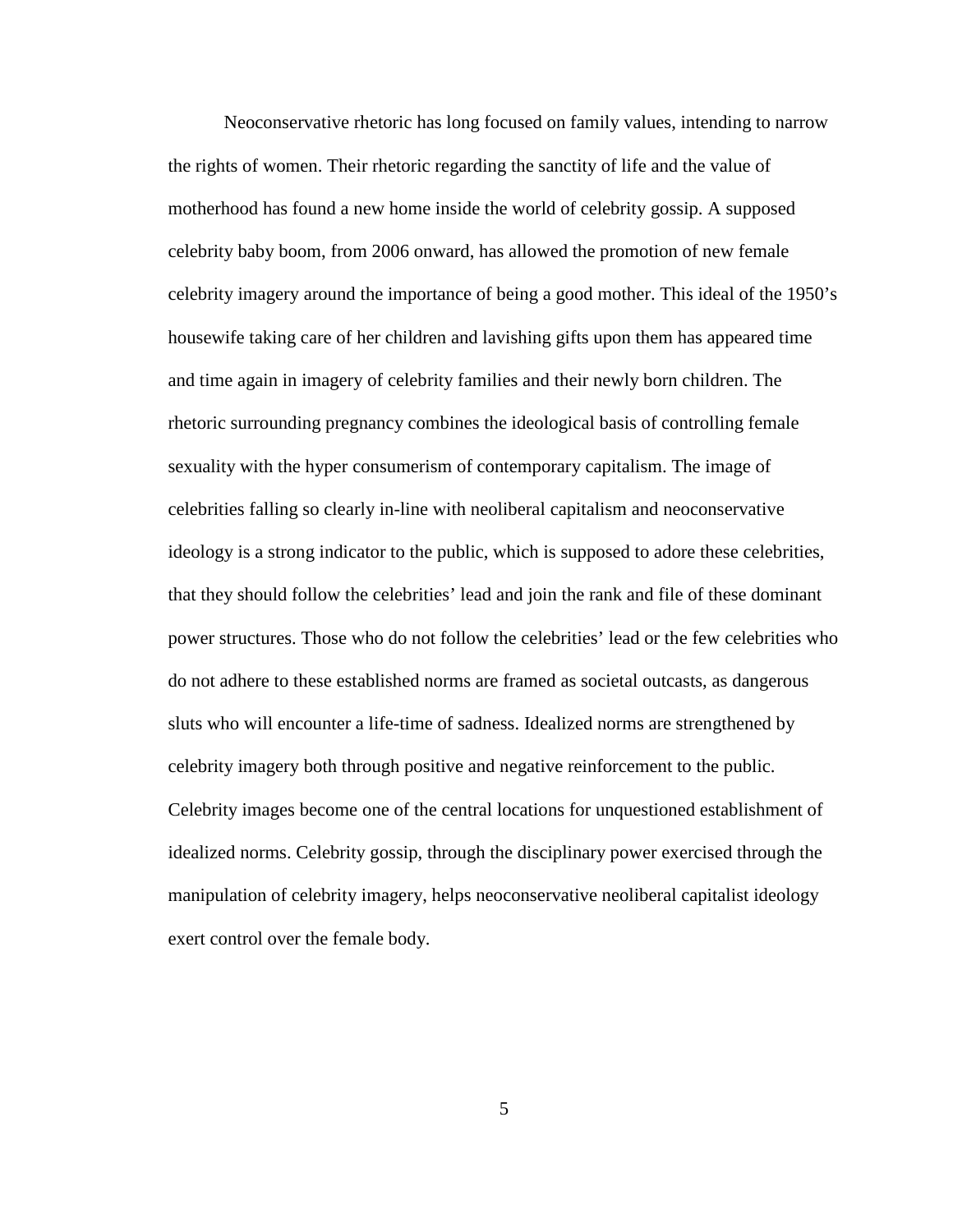Neoconservative rhetoric has long focused on family values, intending to narrow the rights of women. Their rhetoric regarding the sanctity of life and the value of motherhood has found a new home inside the world of celebrity gossip. A supposed celebrity baby boom, from 2006 onward, has allowed the promotion of new female celebrity imagery around the importance of being a good mother. This ideal of the 1950's housewife taking care of her children and lavishing gifts upon them has appeared time and time again in imagery of celebrity families and their newly born children. The rhetoric surrounding pregnancy combines the ideological basis of controlling female sexuality with the hyper consumerism of contemporary capitalism. The image of celebrities falling so clearly in-line with neoliberal capitalism and neoconservative ideology is a strong indicator to the public, which is supposed to adore these celebrities, that they should follow the celebrities' lead and join the rank and file of these dominant power structures. Those who do not follow the celebrities' lead or the few celebrities who do not adhere to these established norms are framed as societal outcasts, as dangerous sluts who will encounter a life-time of sadness. Idealized norms are strengthened by celebrity imagery both through positive and negative reinforcement to the public. Celebrity images become one of the central locations for unquestioned establishment of idealized norms. Celebrity gossip, through the disciplinary power exercised through the manipulation of celebrity imagery, helps neoconservative neoliberal capitalist ideology exert control over the female body.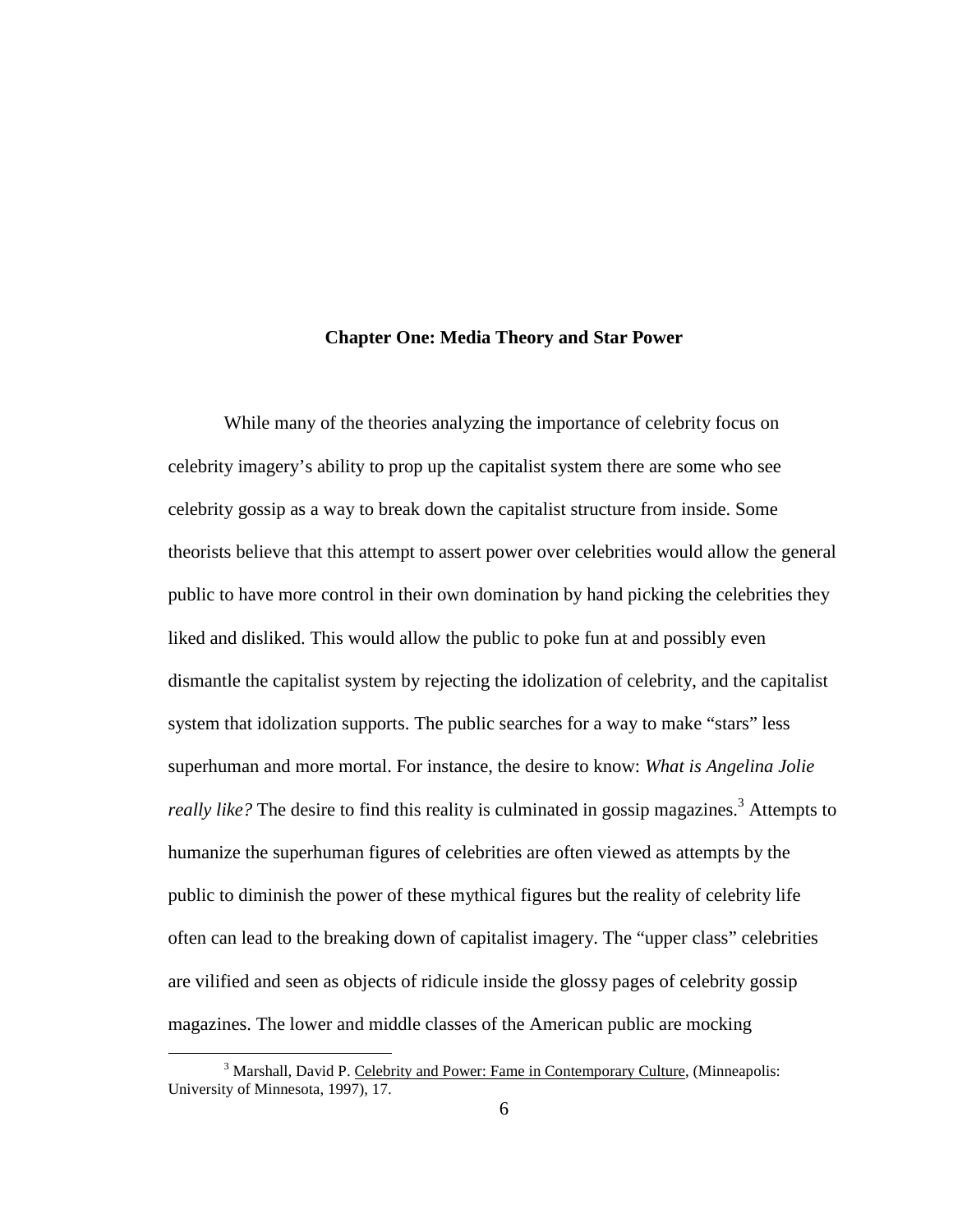# Chapter One: Media Theory and Star Power

While many of the theories analyzing the importance of celebrity focus on celebrity imagery's ability to prop up the capitalist system there are some who see celebrity gossip as a way to break down the capitalist structure from inside. Some theorists believe that this attempt to assert power over celebrities would allow the general public to have more control in their own domination by hand picking the celebrities they liked and disliked. This would allow the public to poke fun at and possibly even dismantle the capitalist system by rejecting the idolization of celebrity, and the capitalist system that idolization supports. The public searches for a way to make "stars" less superhuman and more mortal. For instance, the desire to know: *What is Angelina Jolie really like?* The desire to find this reality is culminated in gossip magazines.[3] Attempts to humanize the superhuman figures of celebrities are often viewed as attempts by the public to diminish the power of these mythical figures but the reality of celebrity life often can lead to the breaking down of capitalist imagery. The "upper class" celebrities are vilified and seen as objects of ridicule inside the glossy pages of celebrity gossip magazines. The lower and middle classes of the American public are mocking

---

[3] Marshall, David P. Celebrity and Power: Fame in Contemporary Culture, (Minneapolis: University of Minnesota, 1997), 17.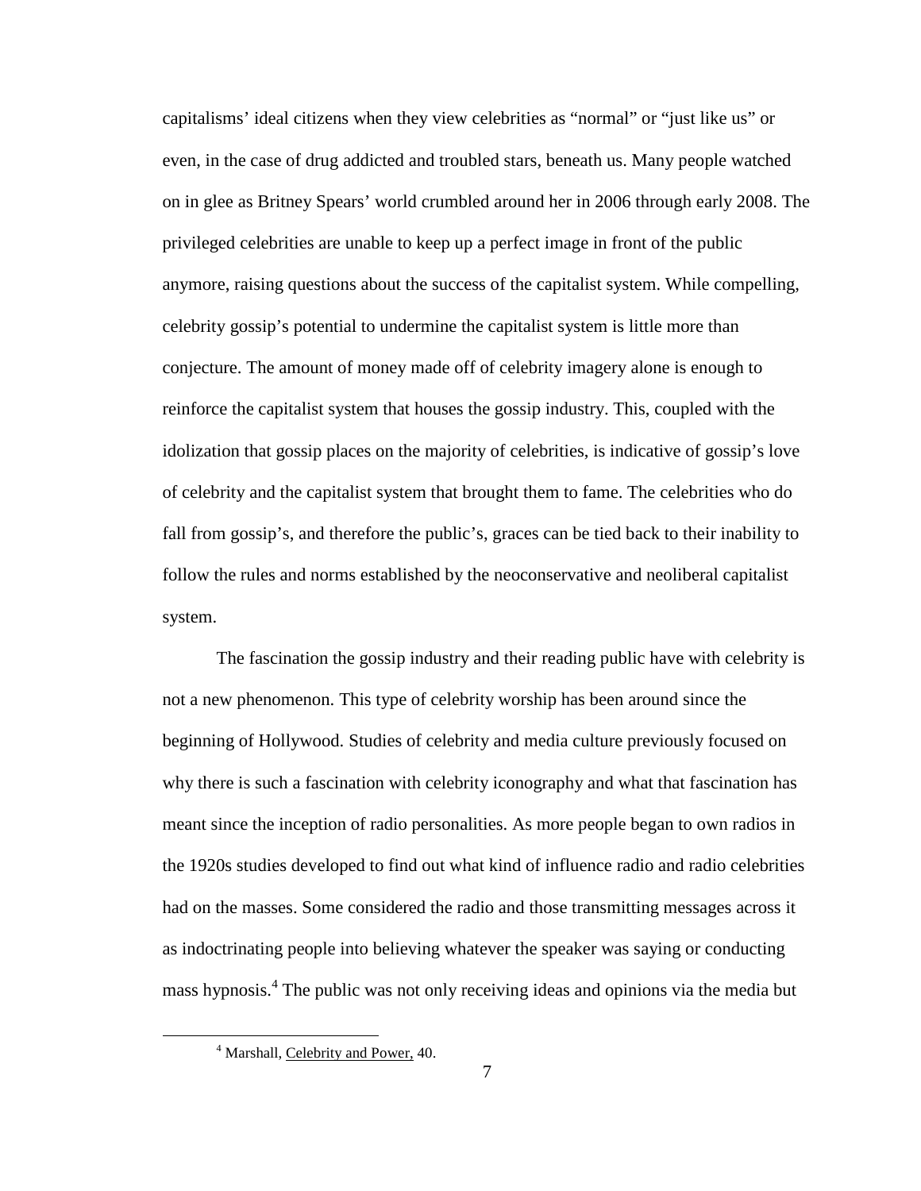capitalisms' ideal citizens when they view celebrities as "normal" or "just like us" or even, in the case of drug addicted and troubled stars, beneath us. Many people watched on in glee as Britney Spears' world crumbled around her in 2006 through early 2008. The privileged celebrities are unable to keep up a perfect image in front of the public anymore, raising questions about the success of the capitalist system. While compelling, celebrity gossip's potential to undermine the capitalist system is little more than conjecture. The amount of money made off of celebrity imagery alone is enough to reinforce the capitalist system that houses the gossip industry. This, coupled with the idolization that gossip places on the majority of celebrities, is indicative of gossip's love of celebrity and the capitalist system that brought them to fame. The celebrities who do fall from gossip's, and therefore the public's, graces can be tied back to their inability to follow the rules and norms established by the neoconservative and neoliberal capitalist system.

The fascination the gossip industry and their reading public have with celebrity is not a new phenomenon. This type of celebrity worship has been around since the beginning of Hollywood. Studies of celebrity and media culture previously focused on why there is such a fascination with celebrity iconography and what that fascination has meant since the inception of radio personalities. As more people began to own radios in the 1920s studies developed to find out what kind of influence radio and radio celebrities had on the masses. Some considered the radio and those transmitting messages across it as indoctrinating people into believing whatever the speaker was saying or conducting mass hypnosis.[4] The public was not only receiving ideas and opinions via the media but

[4] Marshall, Celebrity and Power, 40.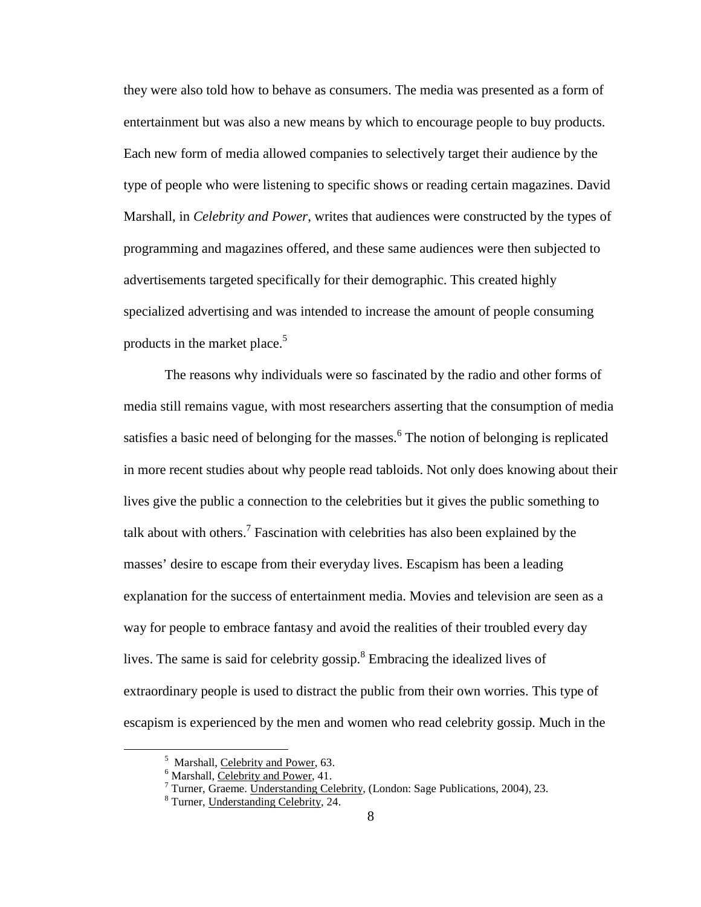they were also told how to behave as consumers. The media was presented as a form of entertainment but was also a new means by which to encourage people to buy products. Each new form of media allowed companies to selectively target their audience by the type of people who were listening to specific shows or reading certain magazines. David Marshall, in *Celebrity and Power*, writes that audiences were constructed by the types of programming and magazines offered, and these same audiences were then subjected to advertisements targeted specifically for their demographic. This created highly specialized advertising and was intended to increase the amount of people consuming products in the market place.[5]

The reasons why individuals were so fascinated by the radio and other forms of media still remains vague, with most researchers asserting that the consumption of media satisfies a basic need of belonging for the masses.[6] The notion of belonging is replicated in more recent studies about why people read tabloids. Not only does knowing about their lives give the public a connection to the celebrities but it gives the public something to talk about with others.[7] Fascination with celebrities has also been explained by the masses' desire to escape from their everyday lives. Escapism has been a leading explanation for the success of entertainment media. Movies and television are seen as a way for people to embrace fantasy and avoid the realities of their troubled every day lives. The same is said for celebrity gossip.[8] Embracing the idealized lives of extraordinary people is used to distract the public from their own worries. This type of escapism is experienced by the men and women who read celebrity gossip. Much in the

---

[5] Marshall, Celebrity and Power, 63.

[6] Marshall, Celebrity and Power, 41.

[7] Turner, Graeme. Understanding Celebrity, (London: Sage Publications, 2004), 23.

[8] Turner, Understanding Celebrity, 24.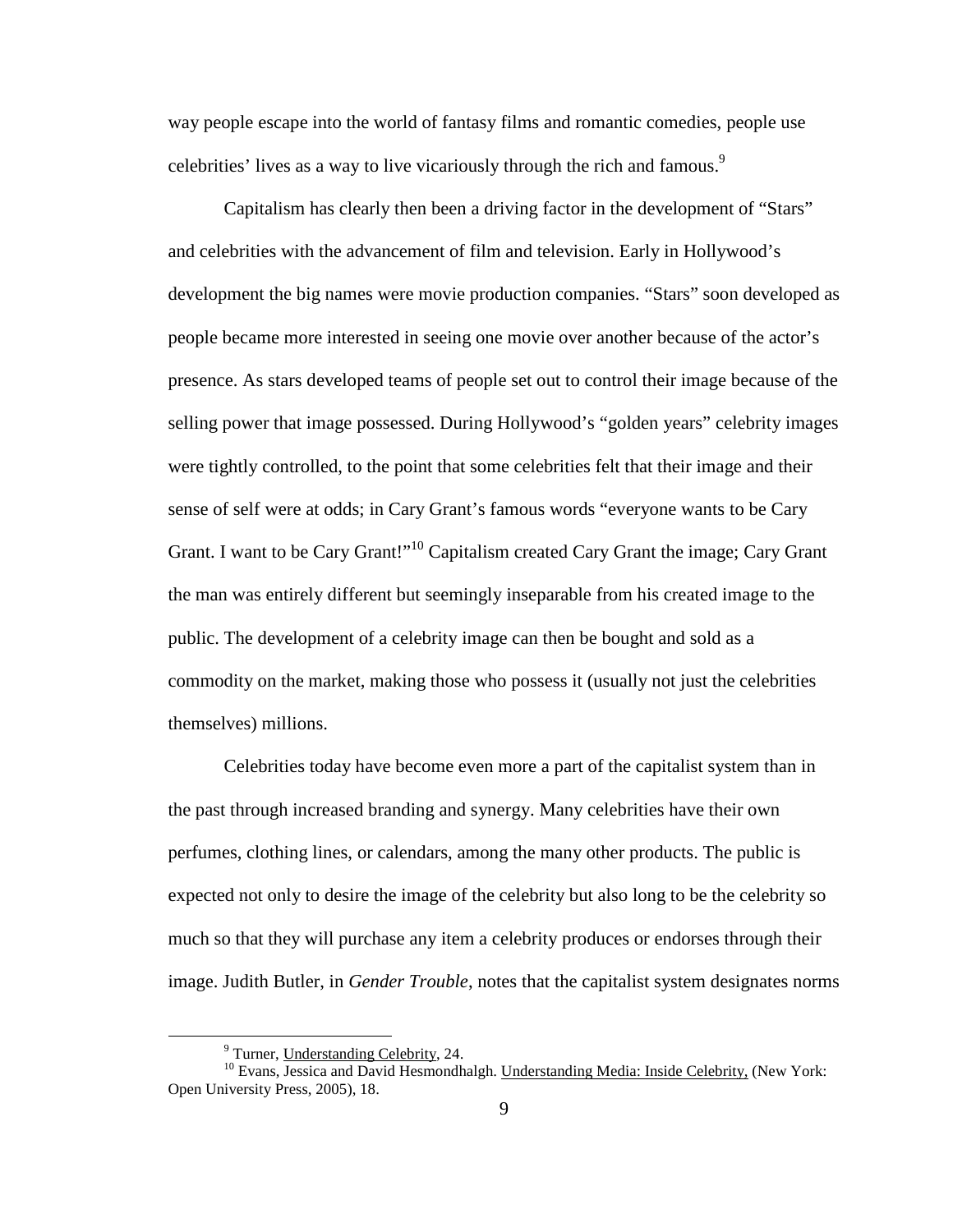way people escape into the world of fantasy films and romantic comedies, people use celebrities' lives as a way to live vicariously through the rich and famous.[9]

Capitalism has clearly then been a driving factor in the development of "Stars" and celebrities with the advancement of film and television. Early in Hollywood's development the big names were movie production companies. "Stars" soon developed as people became more interested in seeing one movie over another because of the actor's presence. As stars developed teams of people set out to control their image because of the selling power that image possessed. During Hollywood's "golden years" celebrity images were tightly controlled, to the point that some celebrities felt that their image and their sense of self were at odds; in Cary Grant's famous words "everyone wants to be Cary Grant. I want to be Cary Grant!"[10] Capitalism created Cary Grant the image; Cary Grant the man was entirely different but seemingly inseparable from his created image to the public. The development of a celebrity image can then be bought and sold as a commodity on the market, making those who possess it (usually not just the celebrities themselves) millions.

Celebrities today have become even more a part of the capitalist system than in the past through increased branding and synergy. Many celebrities have their own perfumes, clothing lines, or calendars, among the many other products. The public is expected not only to desire the image of the celebrity but also long to be the celebrity so much so that they will purchase any item a celebrity produces or endorses through their image. Judith Butler, in *Gender Trouble*, notes that the capitalist system designates norms

---

[9] Turner, Understanding Celebrity, 24.

[10] Evans, Jessica and David Hesmondhalgh. Understanding Media: Inside Celebrity, (New York: Open University Press, 2005), 18.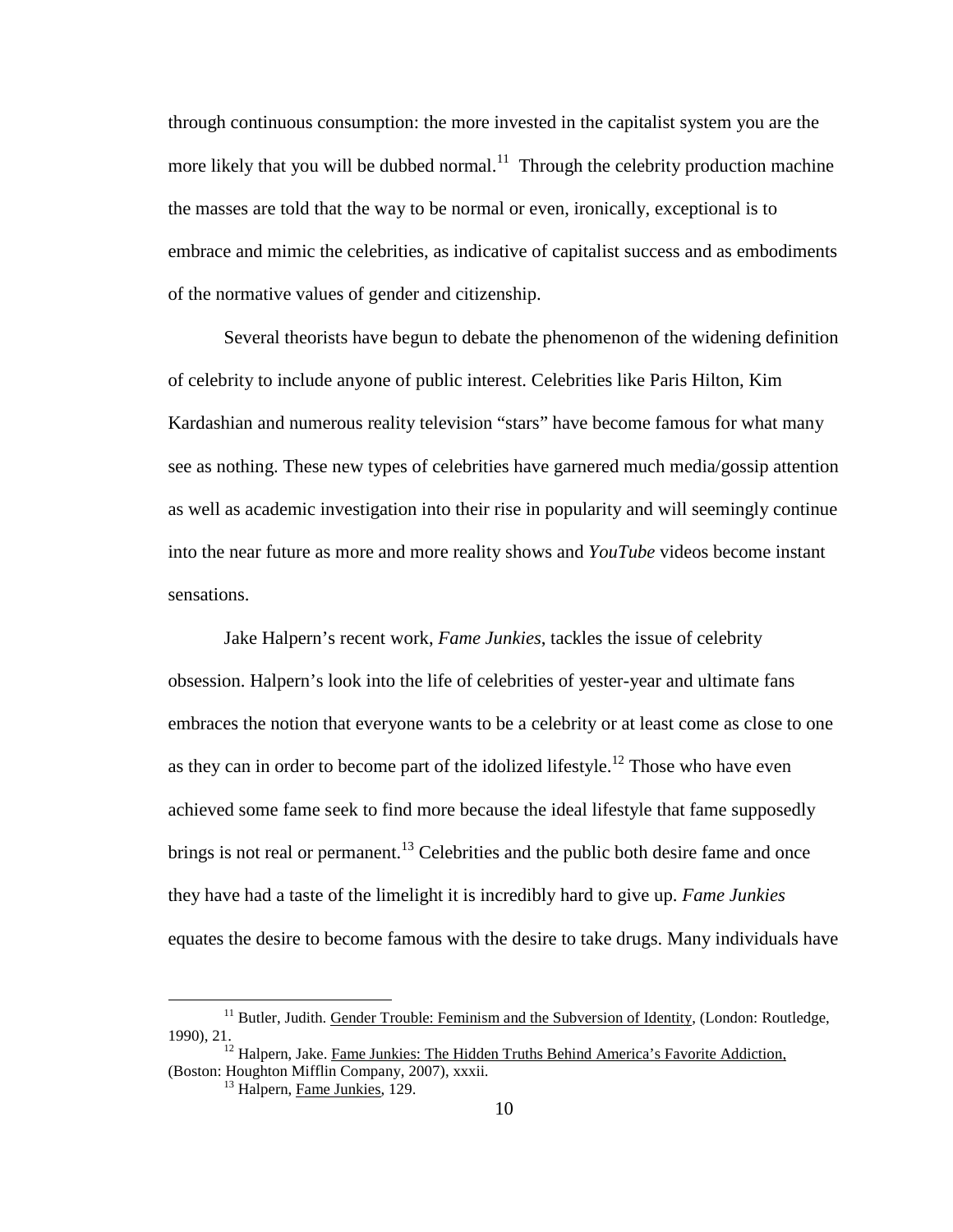through continuous consumption: the more invested in the capitalist system you are the more likely that you will be dubbed normal.[11] Through the celebrity production machine the masses are told that the way to be normal or even, ironically, exceptional is to embrace and mimic the celebrities, as indicative of capitalist success and as embodiments of the normative values of gender and citizenship.

Several theorists have begun to debate the phenomenon of the widening definition of celebrity to include anyone of public interest. Celebrities like Paris Hilton, Kim Kardashian and numerous reality television "stars" have become famous for what many see as nothing. These new types of celebrities have garnered much media/gossip attention as well as academic investigation into their rise in popularity and will seemingly continue into the near future as more and more reality shows and *YouTube* videos become instant sensations.

Jake Halpern's recent work, *Fame Junkies*, tackles the issue of celebrity obsession. Halpern's look into the life of celebrities of yester-year and ultimate fans embraces the notion that everyone wants to be a celebrity or at least come as close to one as they can in order to become part of the idolized lifestyle.[12] Those who have even achieved some fame seek to find more because the ideal lifestyle that fame supposedly brings is not real or permanent.[13] Celebrities and the public both desire fame and once they have had a taste of the limelight it is incredibly hard to give up. *Fame Junkies* equates the desire to become famous with the desire to take drugs. Many individuals have

---

[11] Butler, Judith. Gender Trouble: Feminism and the Subversion of Identity, (London: Routledge, 1990), 21.

[12] Halpern, Jake. Fame Junkies: The Hidden Truths Behind America's Favorite Addiction, (Boston: Houghton Mifflin Company, 2007), xxxii.

[13] Halpern, Fame Junkies, 129.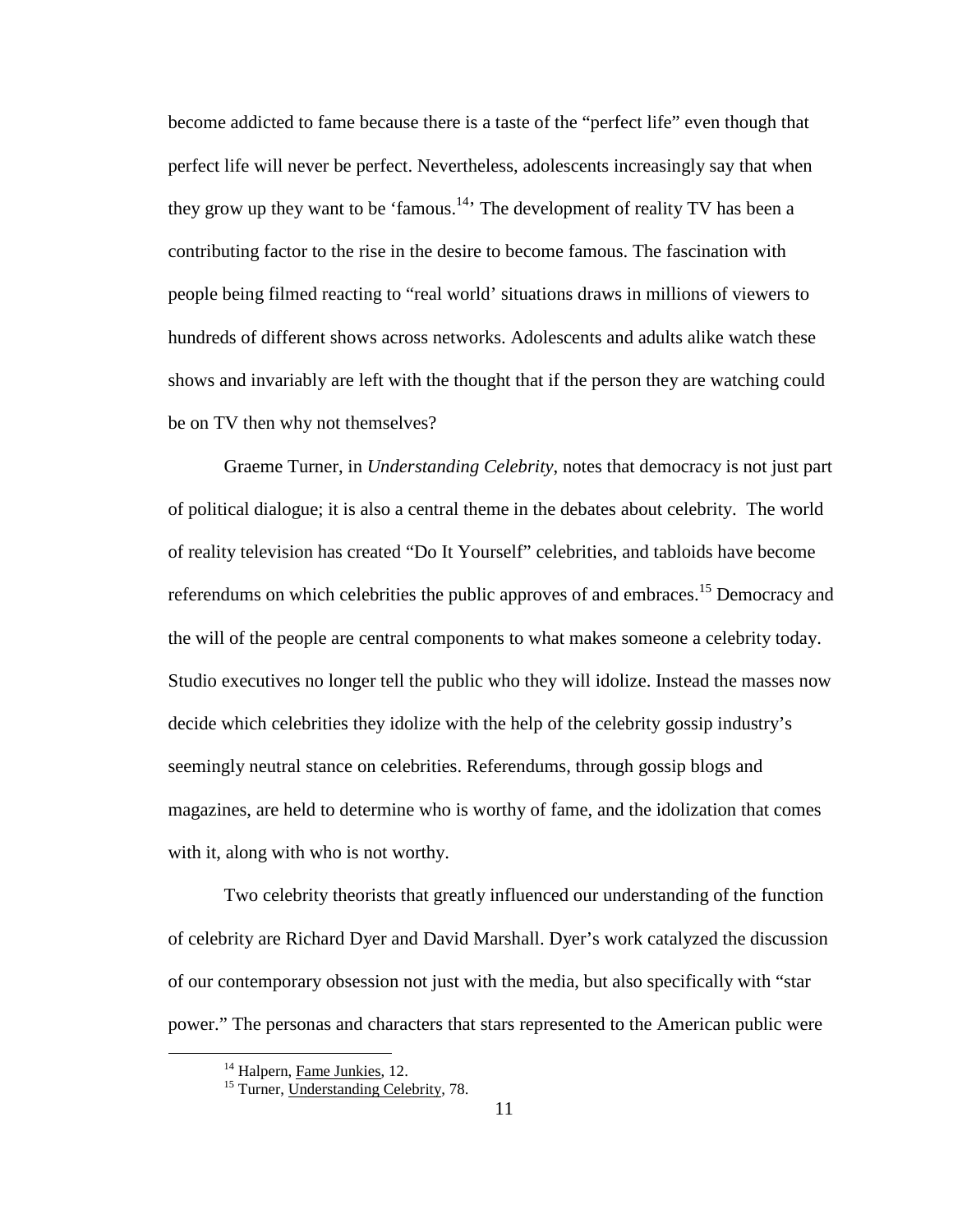become addicted to fame because there is a taste of the "perfect life" even though that perfect life will never be perfect. Nevertheless, adolescents increasingly say that when they grow up they want to be 'famous.[14]' The development of reality TV has been a contributing factor to the rise in the desire to become famous. The fascination with people being filmed reacting to "real world' situations draws in millions of viewers to hundreds of different shows across networks. Adolescents and adults alike watch these shows and invariably are left with the thought that if the person they are watching could be on TV then why not themselves?

Graeme Turner, in *Understanding Celebrity*, notes that democracy is not just part of political dialogue; it is also a central theme in the debates about celebrity. The world of reality television has created "Do It Yourself" celebrities, and tabloids have become referendums on which celebrities the public approves of and embraces.[15] Democracy and the will of the people are central components to what makes someone a celebrity today. Studio executives no longer tell the public who they will idolize. Instead the masses now decide which celebrities they idolize with the help of the celebrity gossip industry's seemingly neutral stance on celebrities. Referendums, through gossip blogs and magazines, are held to determine who is worthy of fame, and the idolization that comes with it, along with who is not worthy.

Two celebrity theorists that greatly influenced our understanding of the function of celebrity are Richard Dyer and David Marshall. Dyer's work catalyzed the discussion of our contemporary obsession not just with the media, but also specifically with "star power." The personas and characters that stars represented to the American public were

---

[14] Halpern, Fame Junkies, 12.

[15] Turner, Understanding Celebrity, 78.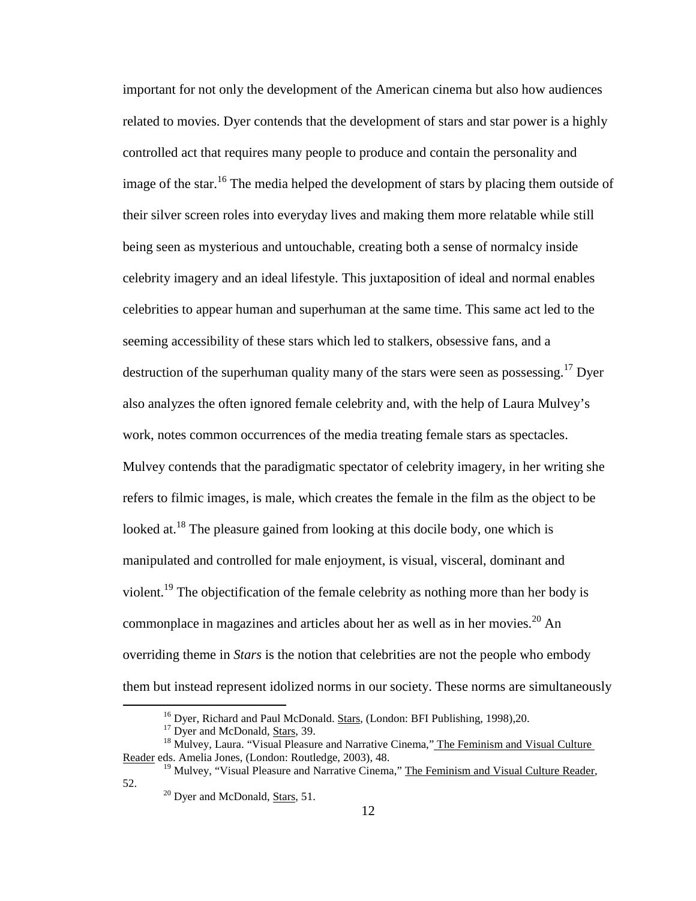important for not only the development of the American cinema but also how audiences related to movies. Dyer contends that the development of stars and star power is a highly controlled act that requires many people to produce and contain the personality and image of the star.[16] The media helped the development of stars by placing them outside of their silver screen roles into everyday lives and making them more relatable while still being seen as mysterious and untouchable, creating both a sense of normalcy inside celebrity imagery and an ideal lifestyle. This juxtaposition of ideal and normal enables celebrities to appear human and superhuman at the same time. This same act led to the seeming accessibility of these stars which led to stalkers, obsessive fans, and a destruction of the superhuman quality many of the stars were seen as possessing.[17] Dyer also analyzes the often ignored female celebrity and, with the help of Laura Mulvey's work, notes common occurrences of the media treating female stars as spectacles. Mulvey contends that the paradigmatic spectator of celebrity imagery, in her writing she refers to filmic images, is male, which creates the female in the film as the object to be looked at.[18] The pleasure gained from looking at this docile body, one which is manipulated and controlled for male enjoyment, is visual, visceral, dominant and violent.[19] The objectification of the female celebrity as nothing more than her body is commonplace in magazines and articles about her as well as in her movies.[20] An overriding theme in *Stars* is the notion that celebrities are not the people who embody them but instead represent idolized norms in our society. These norms are simultaneously

---

[16] Dyer, Richard and Paul McDonald. Stars, (London: BFI Publishing, 1998),20.

[17] Dyer and McDonald, Stars, 39.

[18] Mulvey, Laura. "Visual Pleasure and Narrative Cinema," The Feminism and Visual Culture Reader eds. Amelia Jones, (London: Routledge, 2003), 48.

[19] Mulvey, "Visual Pleasure and Narrative Cinema," The Feminism and Visual Culture Reader, 52.

[20] Dyer and McDonald, Stars, 51.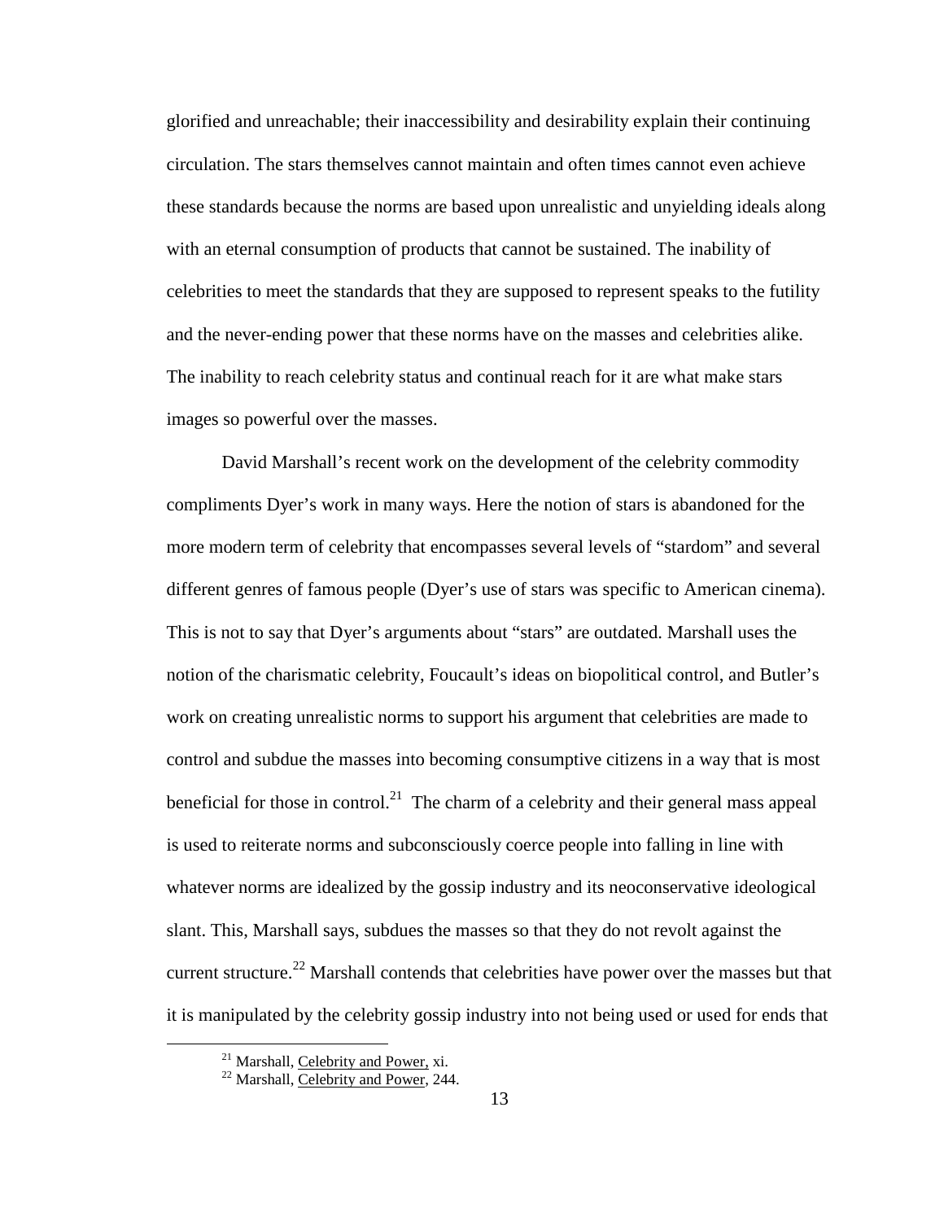glorified and unreachable; their inaccessibility and desirability explain their continuing circulation. The stars themselves cannot maintain and often times cannot even achieve these standards because the norms are based upon unrealistic and unyielding ideals along with an eternal consumption of products that cannot be sustained. The inability of celebrities to meet the standards that they are supposed to represent speaks to the futility and the never-ending power that these norms have on the masses and celebrities alike. The inability to reach celebrity status and continual reach for it are what make stars images so powerful over the masses.

David Marshall's recent work on the development of the celebrity commodity compliments Dyer's work in many ways. Here the notion of stars is abandoned for the more modern term of celebrity that encompasses several levels of "stardom" and several different genres of famous people (Dyer's use of stars was specific to American cinema). This is not to say that Dyer's arguments about "stars" are outdated. Marshall uses the notion of the charismatic celebrity, Foucault's ideas on biopolitical control, and Butler's work on creating unrealistic norms to support his argument that celebrities are made to control and subdue the masses into becoming consumptive citizens in a way that is most beneficial for those in control.[21] The charm of a celebrity and their general mass appeal is used to reiterate norms and subconsciously coerce people into falling in line with whatever norms are idealized by the gossip industry and its neoconservative ideological slant. This, Marshall says, subdues the masses so that they do not revolt against the current structure.[22] Marshall contends that celebrities have power over the masses but that it is manipulated by the celebrity gossip industry into not being used or used for ends that

[21] Marshall, Celebrity and Power, xi.

[22] Marshall, Celebrity and Power, 244.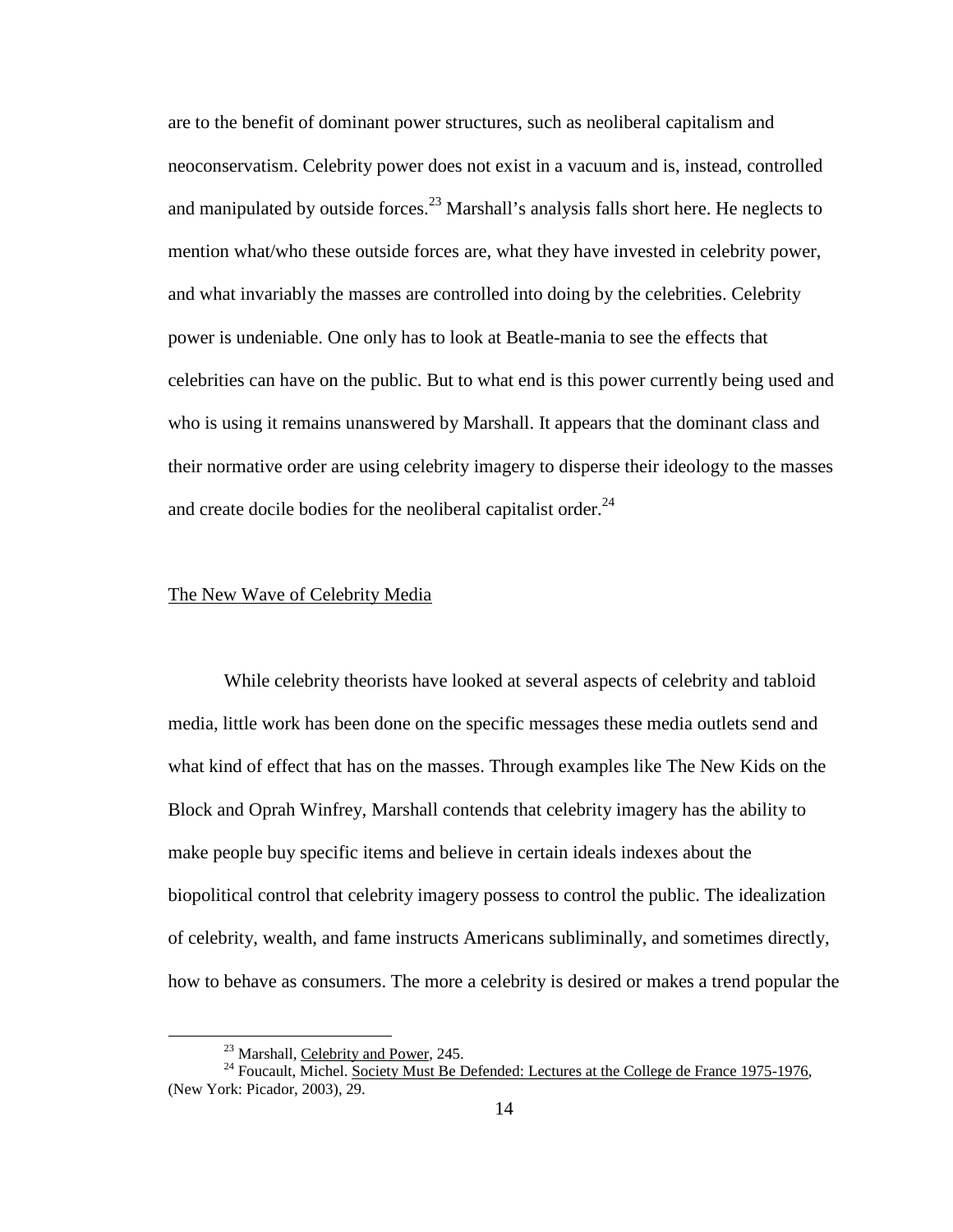are to the benefit of dominant power structures, such as neoliberal capitalism and neoconservatism. Celebrity power does not exist in a vacuum and is, instead, controlled and manipulated by outside forces.[23] Marshall's analysis falls short here. He neglects to mention what/who these outside forces are, what they have invested in celebrity power, and what invariably the masses are controlled into doing by the celebrities. Celebrity power is undeniable. One only has to look at Beatle-mania to see the effects that celebrities can have on the public. But to what end is this power currently being used and who is using it remains unanswered by Marshall. It appears that the dominant class and their normative order are using celebrity imagery to disperse their ideology to the masses and create docile bodies for the neoliberal capitalist order.[24]

## The New Wave of Celebrity Media

While celebrity theorists have looked at several aspects of celebrity and tabloid media, little work has been done on the specific messages these media outlets send and what kind of effect that has on the masses. Through examples like The New Kids on the Block and Oprah Winfrey, Marshall contends that celebrity imagery has the ability to make people buy specific items and believe in certain ideals indexes about the biopolitical control that celebrity imagery possess to control the public. The idealization of celebrity, wealth, and fame instructs Americans subliminally, and sometimes directly, how to behave as consumers. The more a celebrity is desired or makes a trend popular the

[23] Marshall, Celebrity and Power, 245.

[24] Foucault, Michel. Society Must Be Defended: Lectures at the College de France 1975-1976, (New York: Picador, 2003), 29.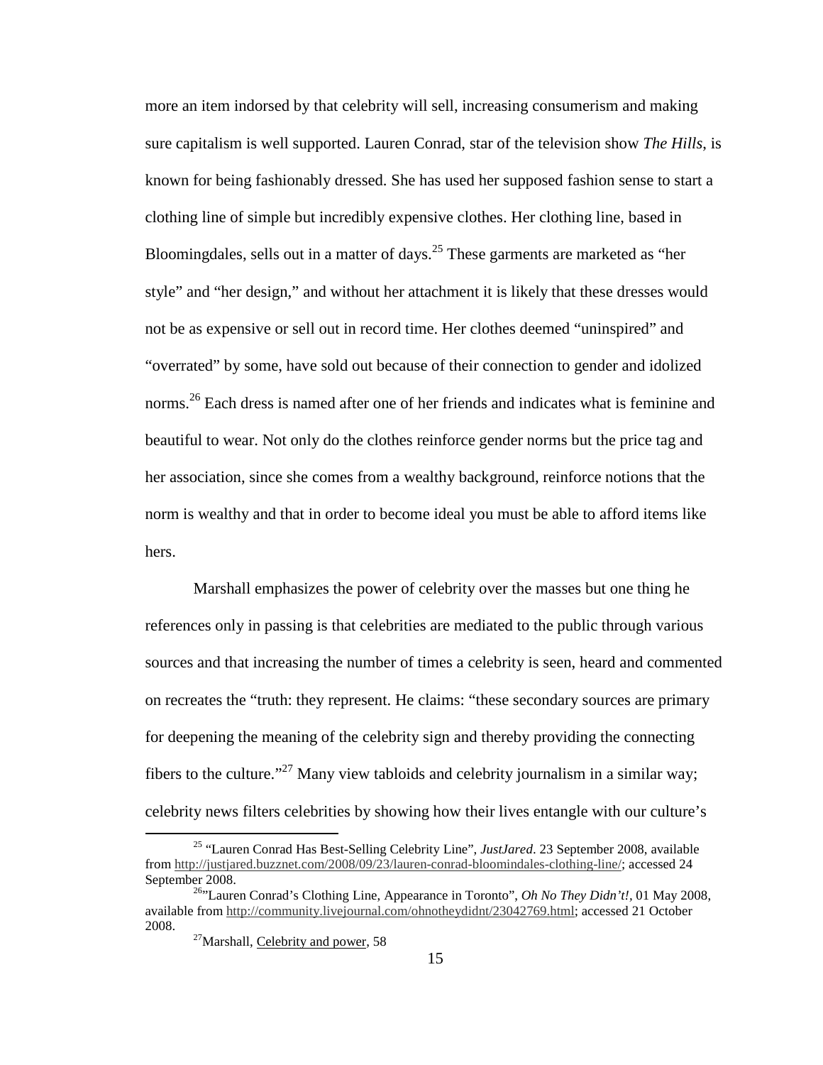more an item indorsed by that celebrity will sell, increasing consumerism and making sure capitalism is well supported. Lauren Conrad, star of the television show *The Hills*, is known for being fashionably dressed. She has used her supposed fashion sense to start a clothing line of simple but incredibly expensive clothes. Her clothing line, based in Bloomingdales, sells out in a matter of days.[25] These garments are marketed as "her style" and "her design," and without her attachment it is likely that these dresses would not be as expensive or sell out in record time. Her clothes deemed "uninspired" and "overrated" by some, have sold out because of their connection to gender and idolized norms.[26] Each dress is named after one of her friends and indicates what is feminine and beautiful to wear. Not only do the clothes reinforce gender norms but the price tag and her association, since she comes from a wealthy background, reinforce notions that the norm is wealthy and that in order to become ideal you must be able to afford items like hers.

Marshall emphasizes the power of celebrity over the masses but one thing he references only in passing is that celebrities are mediated to the public through various sources and that increasing the number of times a celebrity is seen, heard and commented on recreates the "truth: they represent. He claims: "these secondary sources are primary for deepening the meaning of the celebrity sign and thereby providing the connecting fibers to the culture."[27] Many view tabloids and celebrity journalism in a similar way; celebrity news filters celebrities by showing how their lives entangle with our culture's

---

[25] "Lauren Conrad Has Best-Selling Celebrity Line", *JustJared*. 23 September 2008, available from http://justjared.buzznet.com/2008/09/23/lauren-conrad-bloomindales-clothing-line/; accessed 24 September 2008.

[26]"Lauren Conrad's Clothing Line, Appearance in Toronto", *Oh No They Didn't!*, 01 May 2008, available from http://community.livejournal.com/ohnotheydidnt/23042769.html; accessed 21 October 2008.

[27]Marshall, Celebrity and power, 58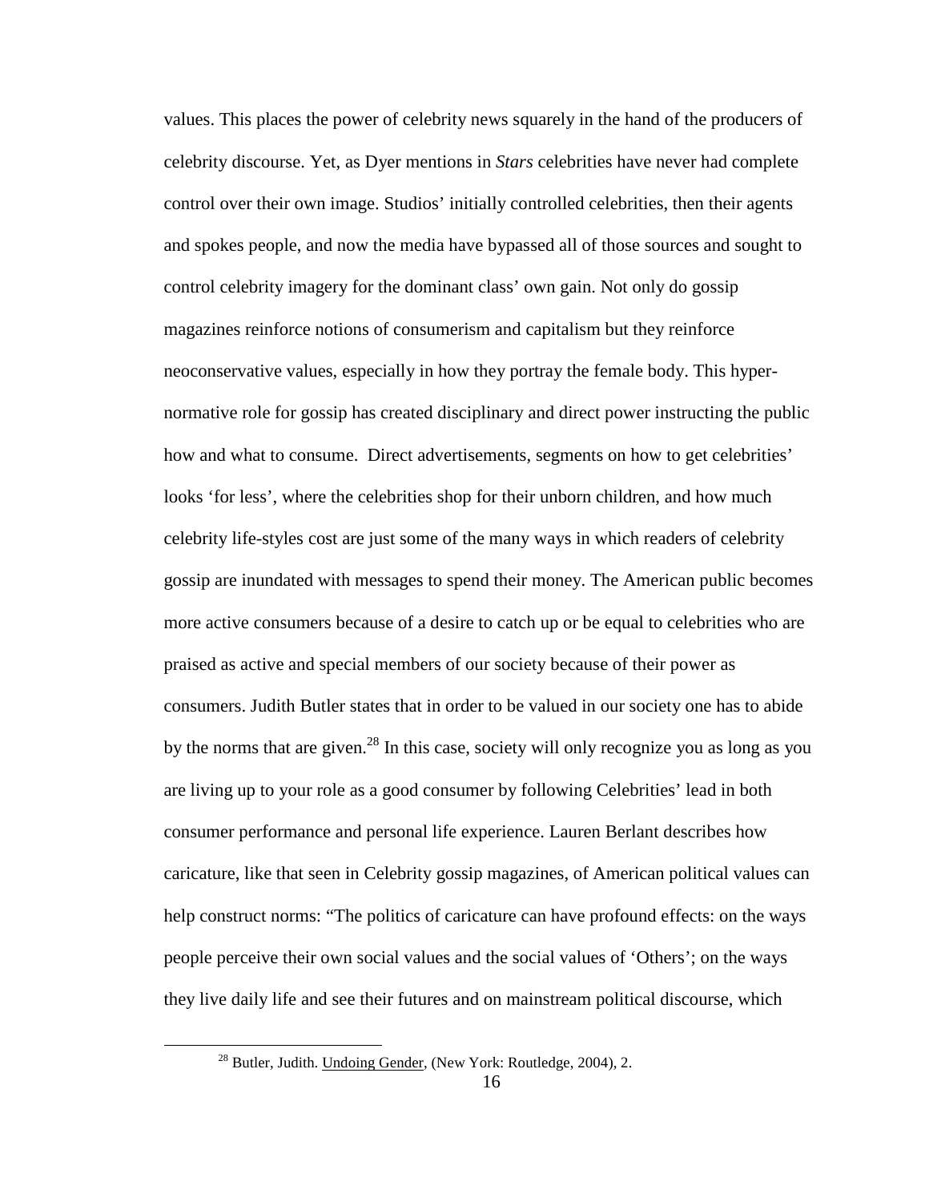values. This places the power of celebrity news squarely in the hand of the producers of celebrity discourse. Yet, as Dyer mentions in *Stars* celebrities have never had complete control over their own image. Studios' initially controlled celebrities, then their agents and spokes people, and now the media have bypassed all of those sources and sought to control celebrity imagery for the dominant class' own gain. Not only do gossip magazines reinforce notions of consumerism and capitalism but they reinforce neoconservative values, especially in how they portray the female body. This hyper-normative role for gossip has created disciplinary and direct power instructing the public how and what to consume. Direct advertisements, segments on how to get celebrities' looks 'for less', where the celebrities shop for their unborn children, and how much celebrity life-styles cost are just some of the many ways in which readers of celebrity gossip are inundated with messages to spend their money. The American public becomes more active consumers because of a desire to catch up or be equal to celebrities who are praised as active and special members of our society because of their power as consumers. Judith Butler states that in order to be valued in our society one has to abide by the norms that are given.[28] In this case, society will only recognize you as long as you are living up to your role as a good consumer by following Celebrities' lead in both consumer performance and personal life experience. Lauren Berlant describes how caricature, like that seen in Celebrity gossip magazines, of American political values can help construct norms: "The politics of caricature can have profound effects: on the ways people perceive their own social values and the social values of 'Others'; on the ways they live daily life and see their futures and on mainstream political discourse, which

[28] Butler, Judith. Undoing Gender, (New York: Routledge, 2004), 2.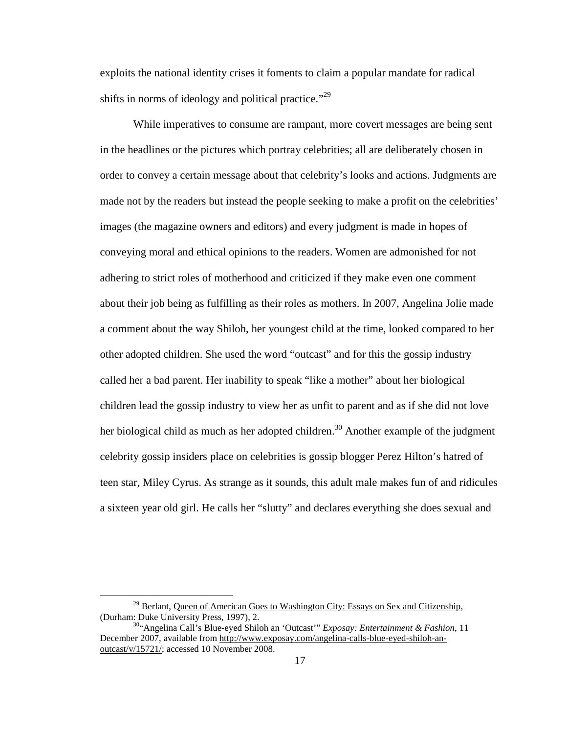exploits the national identity crises it foments to claim a popular mandate for radical shifts in norms of ideology and political practice."[29]

While imperatives to consume are rampant, more covert messages are being sent in the headlines or the pictures which portray celebrities; all are deliberately chosen in order to convey a certain message about that celebrity's looks and actions. Judgments are made not by the readers but instead the people seeking to make a profit on the celebrities' images (the magazine owners and editors) and every judgment is made in hopes of conveying moral and ethical opinions to the readers. Women are admonished for not adhering to strict roles of motherhood and criticized if they make even one comment about their job being as fulfilling as their roles as mothers. In 2007, Angelina Jolie made a comment about the way Shiloh, her youngest child at the time, looked compared to her other adopted children. She used the word "outcast" and for this the gossip industry called her a bad parent. Her inability to speak "like a mother" about her biological children lead the gossip industry to view her as unfit to parent and as if she did not love her biological child as much as her adopted children.[30] Another example of the judgment celebrity gossip insiders place on celebrities is gossip blogger Perez Hilton's hatred of teen star, Miley Cyrus. As strange as it sounds, this adult male makes fun of and ridicules a sixteen year old girl. He calls her "slutty" and declares everything she does sexual and

---

[29] Berlant, Queen of American Goes to Washington City: Essays on Sex and Citizenship, (Durham: Duke University Press, 1997), 2.

[30] "Angelina Call's Blue-eyed Shiloh an 'Outcast'" *Exposay: Entertainment & Fashion*, 11 December 2007, available from http://www.exposay.com/angelina-calls-blue-eyed-shiloh-an-outcast/v/15721/; accessed 10 November 2008.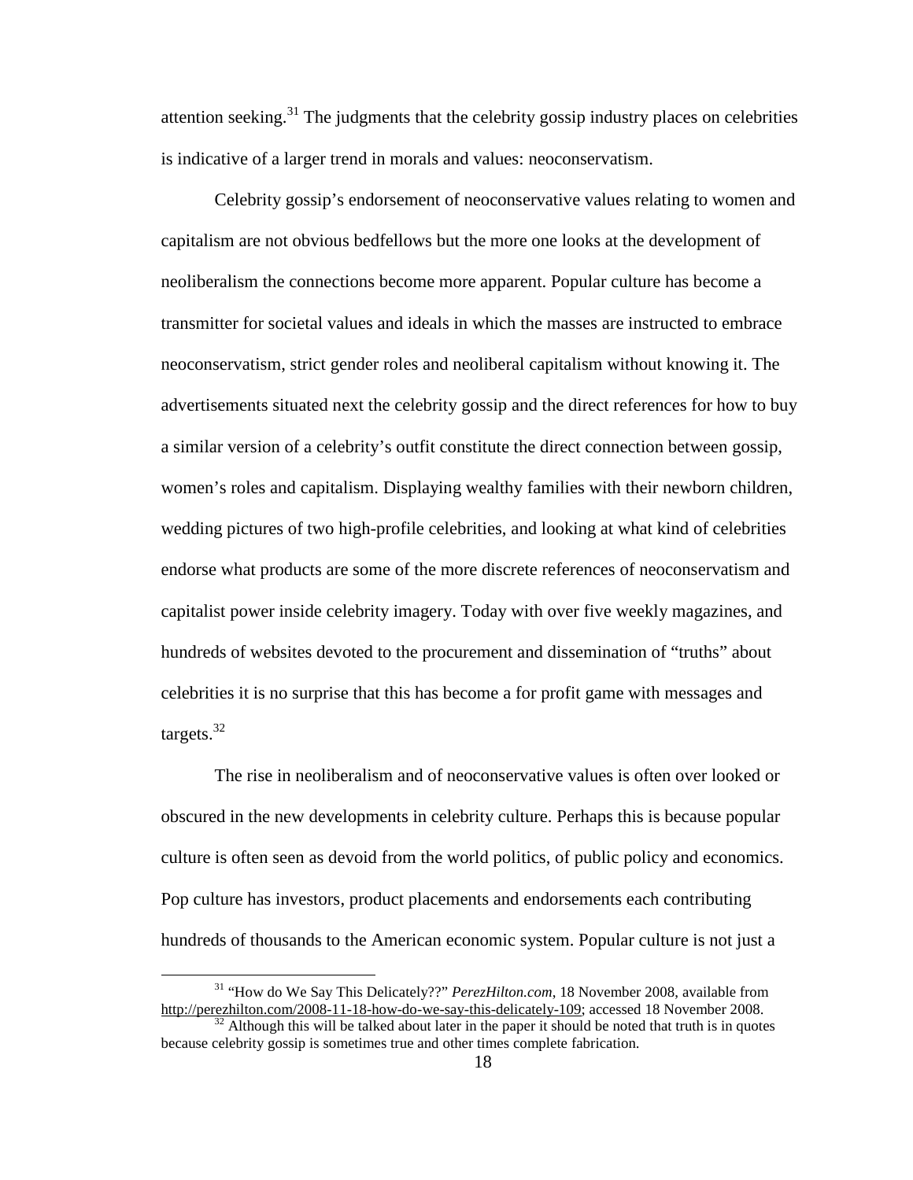attention seeking.[31] The judgments that the celebrity gossip industry places on celebrities is indicative of a larger trend in morals and values: neoconservatism.

Celebrity gossip's endorsement of neoconservative values relating to women and capitalism are not obvious bedfellows but the more one looks at the development of neoliberalism the connections become more apparent. Popular culture has become a transmitter for societal values and ideals in which the masses are instructed to embrace neoconservatism, strict gender roles and neoliberal capitalism without knowing it. The advertisements situated next the celebrity gossip and the direct references for how to buy a similar version of a celebrity's outfit constitute the direct connection between gossip, women's roles and capitalism. Displaying wealthy families with their newborn children, wedding pictures of two high-profile celebrities, and looking at what kind of celebrities endorse what products are some of the more discrete references of neoconservatism and capitalist power inside celebrity imagery. Today with over five weekly magazines, and hundreds of websites devoted to the procurement and dissemination of "truths" about celebrities it is no surprise that this has become a for profit game with messages and targets.[32]

The rise in neoliberalism and of neoconservative values is often over looked or obscured in the new developments in celebrity culture. Perhaps this is because popular culture is often seen as devoid from the world politics, of public policy and economics. Pop culture has investors, product placements and endorsements each contributing hundreds of thousands to the American economic system. Popular culture is not just a

---

[31] "How do We Say This Delicately??" *PerezHilton.com*, 18 November 2008, available from http://perezhilton.com/2008-11-18-how-do-we-say-this-delicately-109; accessed 18 November 2008.

[32] Although this will be talked about later in the paper it should be noted that truth is in quotes because celebrity gossip is sometimes true and other times complete fabrication.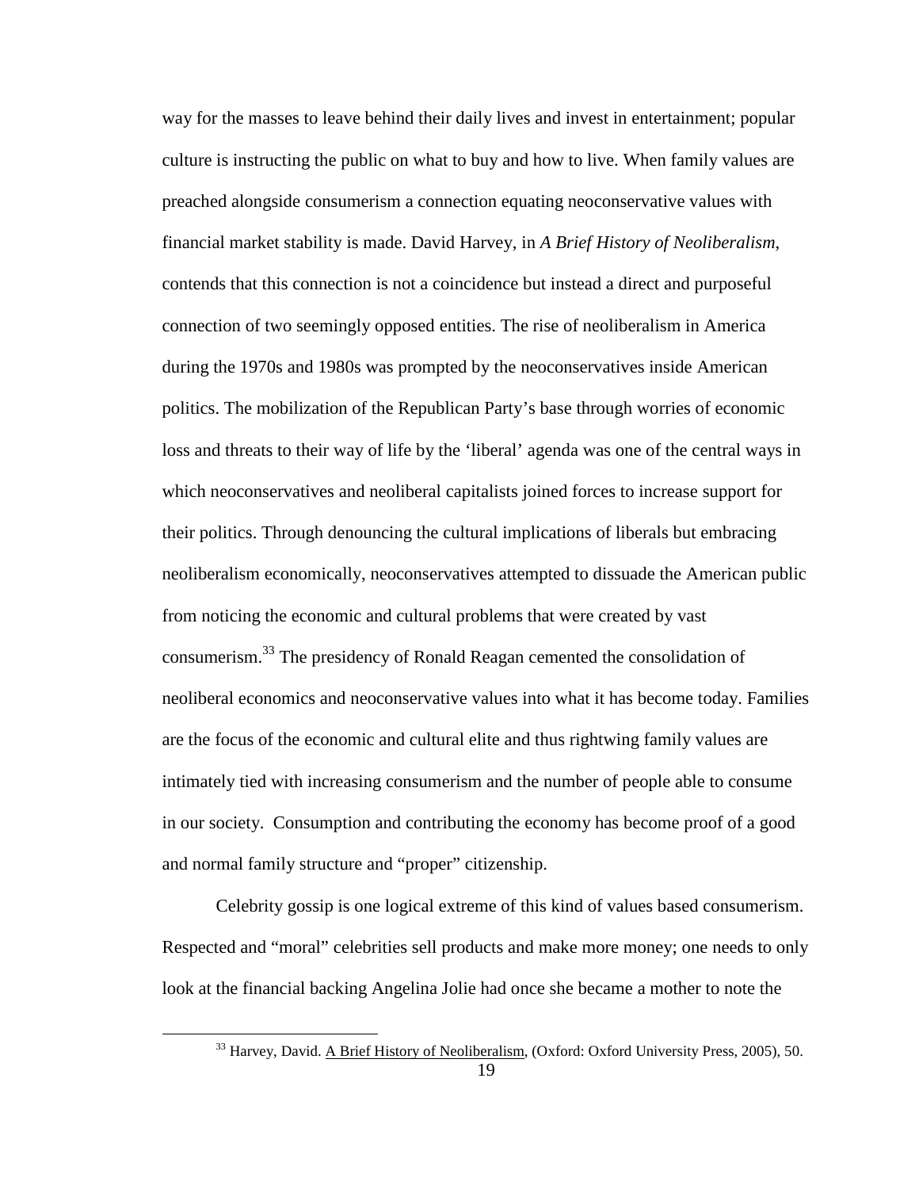way for the masses to leave behind their daily lives and invest in entertainment; popular culture is instructing the public on what to buy and how to live. When family values are preached alongside consumerism a connection equating neoconservative values with financial market stability is made. David Harvey, in *A Brief History of Neoliberalism*, contends that this connection is not a coincidence but instead a direct and purposeful connection of two seemingly opposed entities. The rise of neoliberalism in America during the 1970s and 1980s was prompted by the neoconservatives inside American politics. The mobilization of the Republican Party's base through worries of economic loss and threats to their way of life by the 'liberal' agenda was one of the central ways in which neoconservatives and neoliberal capitalists joined forces to increase support for their politics. Through denouncing the cultural implications of liberals but embracing neoliberalism economically, neoconservatives attempted to dissuade the American public from noticing the economic and cultural problems that were created by vast consumerism.[33] The presidency of Ronald Reagan cemented the consolidation of neoliberal economics and neoconservative values into what it has become today. Families are the focus of the economic and cultural elite and thus rightwing family values are intimately tied with increasing consumerism and the number of people able to consume in our society. Consumption and contributing the economy has become proof of a good and normal family structure and "proper" citizenship.

Celebrity gossip is one logical extreme of this kind of values based consumerism. Respected and "moral" celebrities sell products and make more money; one needs to only look at the financial backing Angelina Jolie had once she became a mother to note the

---

[33] Harvey, David. A Brief History of Neoliberalism, (Oxford: Oxford University Press, 2005), 50.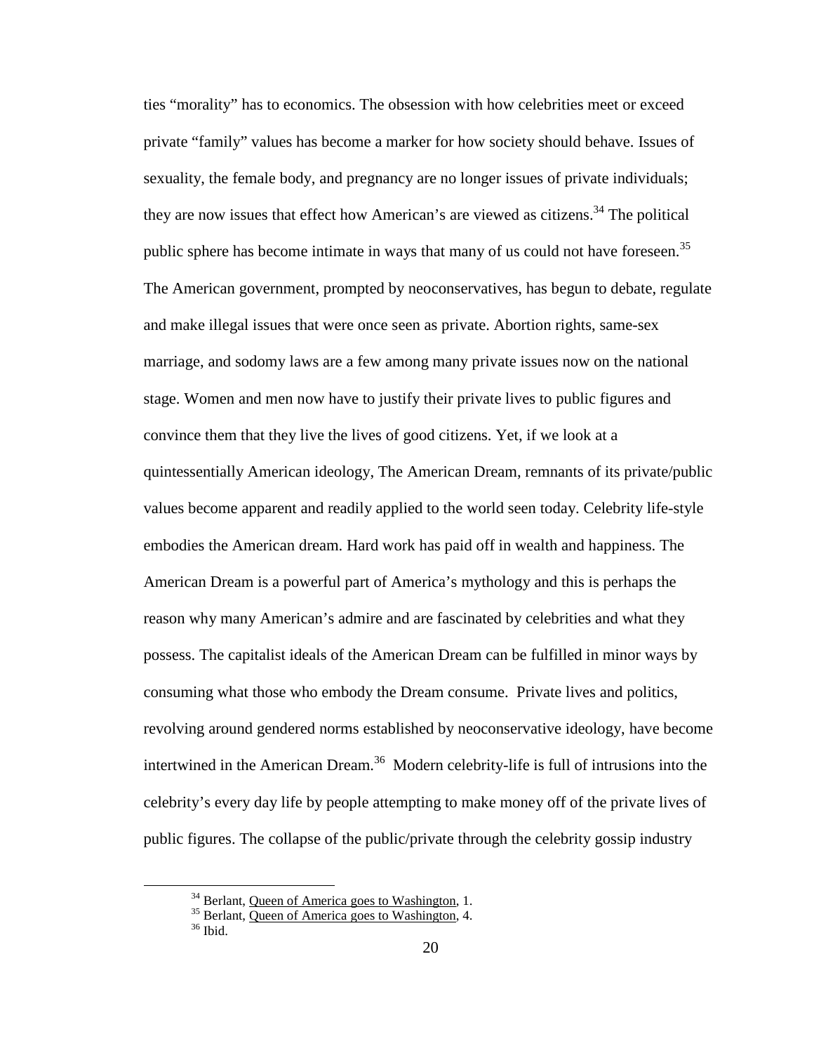ties "morality" has to economics. The obsession with how celebrities meet or exceed private "family" values has become a marker for how society should behave. Issues of sexuality, the female body, and pregnancy are no longer issues of private individuals; they are now issues that effect how American's are viewed as citizens.[34] The political public sphere has become intimate in ways that many of us could not have foreseen.[35] The American government, prompted by neoconservatives, has begun to debate, regulate and make illegal issues that were once seen as private. Abortion rights, same-sex marriage, and sodomy laws are a few among many private issues now on the national stage. Women and men now have to justify their private lives to public figures and convince them that they live the lives of good citizens. Yet, if we look at a quintessentially American ideology, The American Dream, remnants of its private/public values become apparent and readily applied to the world seen today. Celebrity life-style embodies the American dream. Hard work has paid off in wealth and happiness. The American Dream is a powerful part of America's mythology and this is perhaps the reason why many American's admire and are fascinated by celebrities and what they possess. The capitalist ideals of the American Dream can be fulfilled in minor ways by consuming what those who embody the Dream consume. Private lives and politics, revolving around gendered norms established by neoconservative ideology, have become intertwined in the American Dream.[36] Modern celebrity-life is full of intrusions into the celebrity's every day life by people attempting to make money off of the private lives of public figures. The collapse of the public/private through the celebrity gossip industry

[34] Berlant, Queen of America goes to Washington, 1.

[35] Berlant, Queen of America goes to Washington, 4.

[36] Ibid.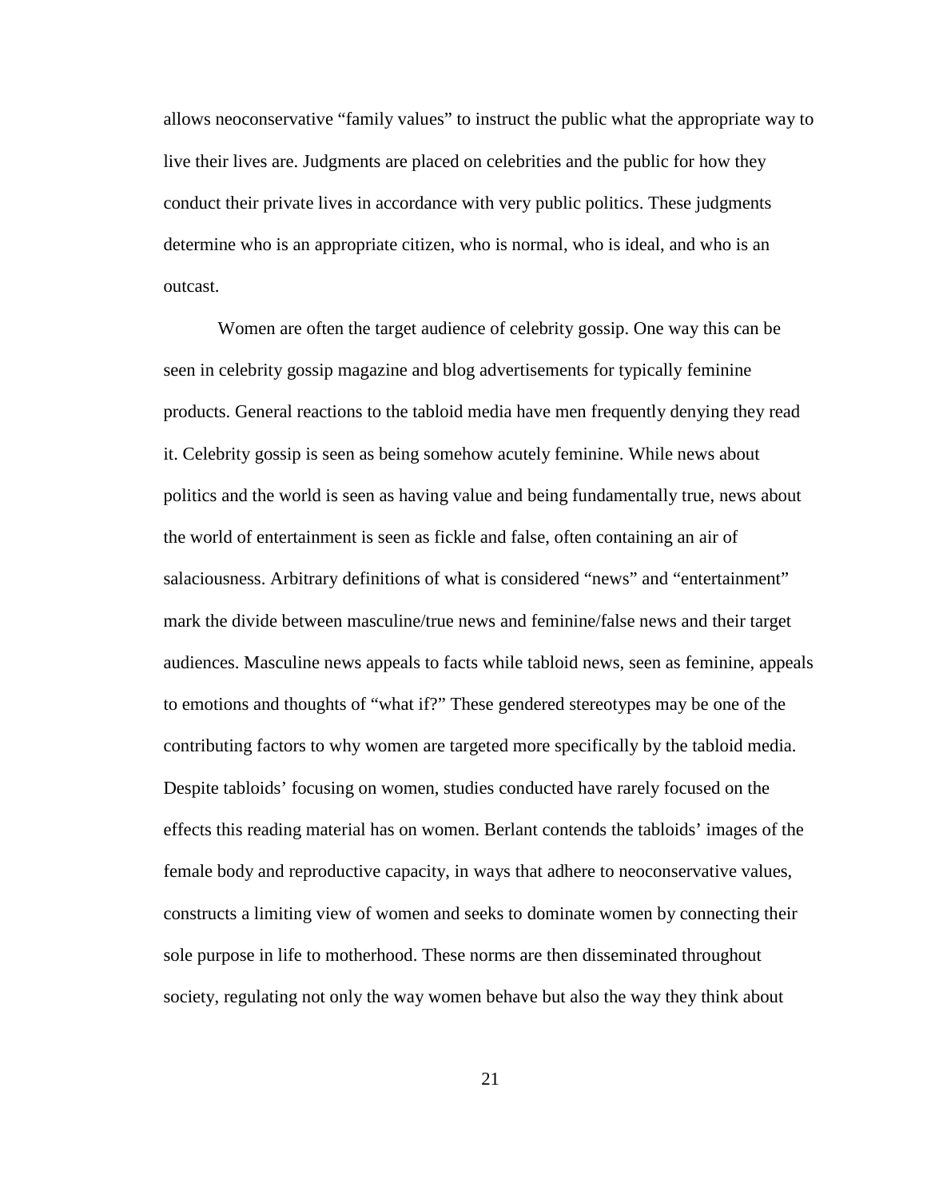allows neoconservative “family values” to instruct the public what the appropriate way to live their lives are. Judgments are placed on celebrities and the public for how they conduct their private lives in accordance with very public politics. These judgments determine who is an appropriate citizen, who is normal, who is ideal, and who is an outcast.

Women are often the target audience of celebrity gossip. One way this can be seen in celebrity gossip magazine and blog advertisements for typically feminine products. General reactions to the tabloid media have men frequently denying they read it. Celebrity gossip is seen as being somehow acutely feminine. While news about politics and the world is seen as having value and being fundamentally true, news about the world of entertainment is seen as fickle and false, often containing an air of salaciousness. Arbitrary definitions of what is considered “news” and “entertainment” mark the divide between masculine/true news and feminine/false news and their target audiences. Masculine news appeals to facts while tabloid news, seen as feminine, appeals to emotions and thoughts of “what if?” These gendered stereotypes may be one of the contributing factors to why women are targeted more specifically by the tabloid media. Despite tabloids’ focusing on women, studies conducted have rarely focused on the effects this reading material has on women. Berlant contends the tabloids’ images of the female body and reproductive capacity, in ways that adhere to neoconservative values, constructs a limiting view of women and seeks to dominate women by connecting their sole purpose in life to motherhood. These norms are then disseminated throughout society, regulating not only the way women behave but also the way they think about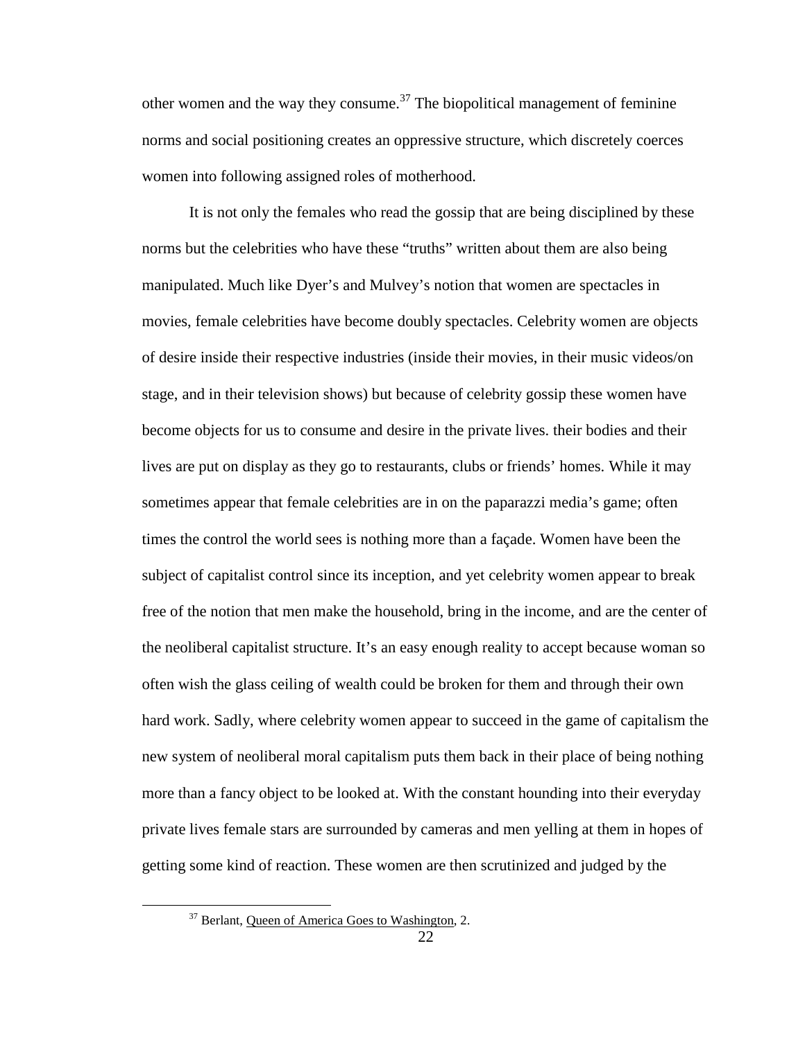other women and the way they consume.[37] The biopolitical management of feminine norms and social positioning creates an oppressive structure, which discretely coerces women into following assigned roles of motherhood.

It is not only the females who read the gossip that are being disciplined by these norms but the celebrities who have these "truths" written about them are also being manipulated. Much like Dyer's and Mulvey's notion that women are spectacles in movies, female celebrities have become doubly spectacles. Celebrity women are objects of desire inside their respective industries (inside their movies, in their music videos/on stage, and in their television shows) but because of celebrity gossip these women have become objects for us to consume and desire in the private lives. their bodies and their lives are put on display as they go to restaurants, clubs or friends' homes. While it may sometimes appear that female celebrities are in on the paparazzi media's game; often times the control the world sees is nothing more than a façade. Women have been the subject of capitalist control since its inception, and yet celebrity women appear to break free of the notion that men make the household, bring in the income, and are the center of the neoliberal capitalist structure. It's an easy enough reality to accept because woman so often wish the glass ceiling of wealth could be broken for them and through their own hard work. Sadly, where celebrity women appear to succeed in the game of capitalism the new system of neoliberal moral capitalism puts them back in their place of being nothing more than a fancy object to be looked at. With the constant hounding into their everyday private lives female stars are surrounded by cameras and men yelling at them in hopes of getting some kind of reaction. These women are then scrutinized and judged by the

---

[37] Berlant, Queen of America Goes to Washington, 2.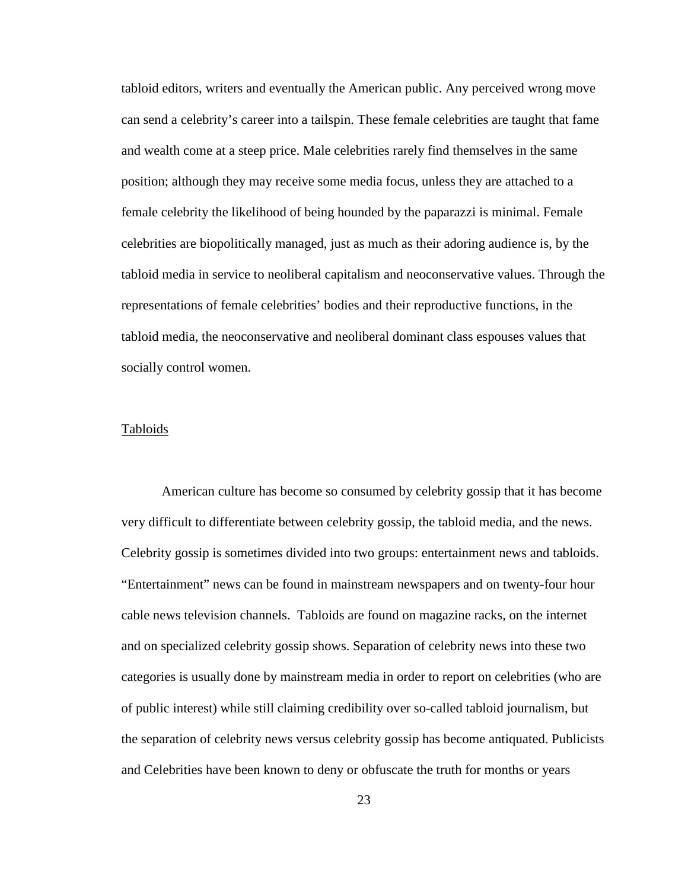tabloid editors, writers and eventually the American public. Any perceived wrong move can send a celebrity's career into a tailspin. These female celebrities are taught that fame and wealth come at a steep price. Male celebrities rarely find themselves in the same position; although they may receive some media focus, unless they are attached to a female celebrity the likelihood of being hounded by the paparazzi is minimal. Female celebrities are biopolitically managed, just as much as their adoring audience is, by the tabloid media in service to neoliberal capitalism and neoconservative values. Through the representations of female celebrities' bodies and their reproductive functions, in the tabloid media, the neoconservative and neoliberal dominant class espouses values that socially control women.

## Tabloids

American culture has become so consumed by celebrity gossip that it has become very difficult to differentiate between celebrity gossip, the tabloid media, and the news. Celebrity gossip is sometimes divided into two groups: entertainment news and tabloids. "Entertainment" news can be found in mainstream newspapers and on twenty-four hour cable news television channels. Tabloids are found on magazine racks, on the internet and on specialized celebrity gossip shows. Separation of celebrity news into these two categories is usually done by mainstream media in order to report on celebrities (who are of public interest) while still claiming credibility over so-called tabloid journalism, but the separation of celebrity news versus celebrity gossip has become antiquated. Publicists and Celebrities have been known to deny or obfuscate the truth for months or years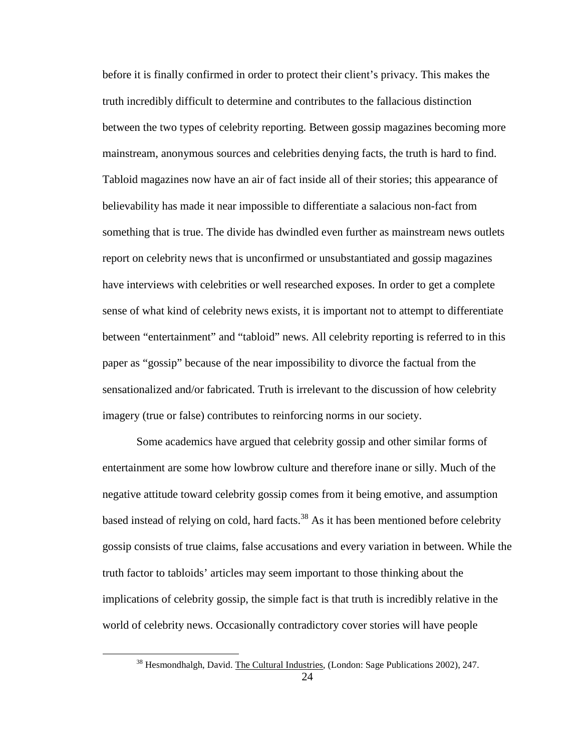before it is finally confirmed in order to protect their client's privacy. This makes the truth incredibly difficult to determine and contributes to the fallacious distinction between the two types of celebrity reporting. Between gossip magazines becoming more mainstream, anonymous sources and celebrities denying facts, the truth is hard to find. Tabloid magazines now have an air of fact inside all of their stories; this appearance of believability has made it near impossible to differentiate a salacious non-fact from something that is true. The divide has dwindled even further as mainstream news outlets report on celebrity news that is unconfirmed or unsubstantiated and gossip magazines have interviews with celebrities or well researched exposes. In order to get a complete sense of what kind of celebrity news exists, it is important not to attempt to differentiate between "entertainment" and "tabloid" news. All celebrity reporting is referred to in this paper as "gossip" because of the near impossibility to divorce the factual from the sensationalized and/or fabricated. Truth is irrelevant to the discussion of how celebrity imagery (true or false) contributes to reinforcing norms in our society.

Some academics have argued that celebrity gossip and other similar forms of entertainment are some how lowbrow culture and therefore inane or silly. Much of the negative attitude toward celebrity gossip comes from it being emotive, and assumption based instead of relying on cold, hard facts.[38] As it has been mentioned before celebrity gossip consists of true claims, false accusations and every variation in between. While the truth factor to tabloids' articles may seem important to those thinking about the implications of celebrity gossip, the simple fact is that truth is incredibly relative in the world of celebrity news. Occasionally contradictory cover stories will have people

[38] Hesmondhalgh, David. The Cultural Industries, (London: Sage Publications 2002), 247.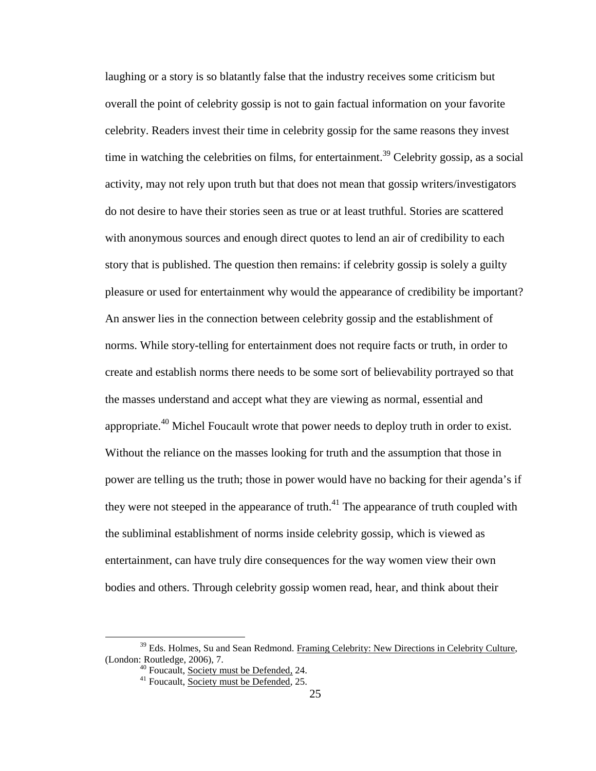laughing or a story is so blatantly false that the industry receives some criticism but overall the point of celebrity gossip is not to gain factual information on your favorite celebrity. Readers invest their time in celebrity gossip for the same reasons they invest time in watching the celebrities on films, for entertainment.[39] Celebrity gossip, as a social activity, may not rely upon truth but that does not mean that gossip writers/investigators do not desire to have their stories seen as true or at least truthful. Stories are scattered with anonymous sources and enough direct quotes to lend an air of credibility to each story that is published. The question then remains: if celebrity gossip is solely a guilty pleasure or used for entertainment why would the appearance of credibility be important? An answer lies in the connection between celebrity gossip and the establishment of norms. While story-telling for entertainment does not require facts or truth, in order to create and establish norms there needs to be some sort of believability portrayed so that the masses understand and accept what they are viewing as normal, essential and appropriate.[40] Michel Foucault wrote that power needs to deploy truth in order to exist. Without the reliance on the masses looking for truth and the assumption that those in power are telling us the truth; those in power would have no backing for their agenda's if they were not steeped in the appearance of truth.[41] The appearance of truth coupled with the subliminal establishment of norms inside celebrity gossip, which is viewed as entertainment, can have truly dire consequences for the way women view their own bodies and others. Through celebrity gossip women read, hear, and think about their

---

[39] Eds. Holmes, Su and Sean Redmond. Framing Celebrity: New Directions in Celebrity Culture, (London: Routledge, 2006), 7.

[40] Foucault, Society must be Defended, 24.

[41] Foucault, Society must be Defended, 25.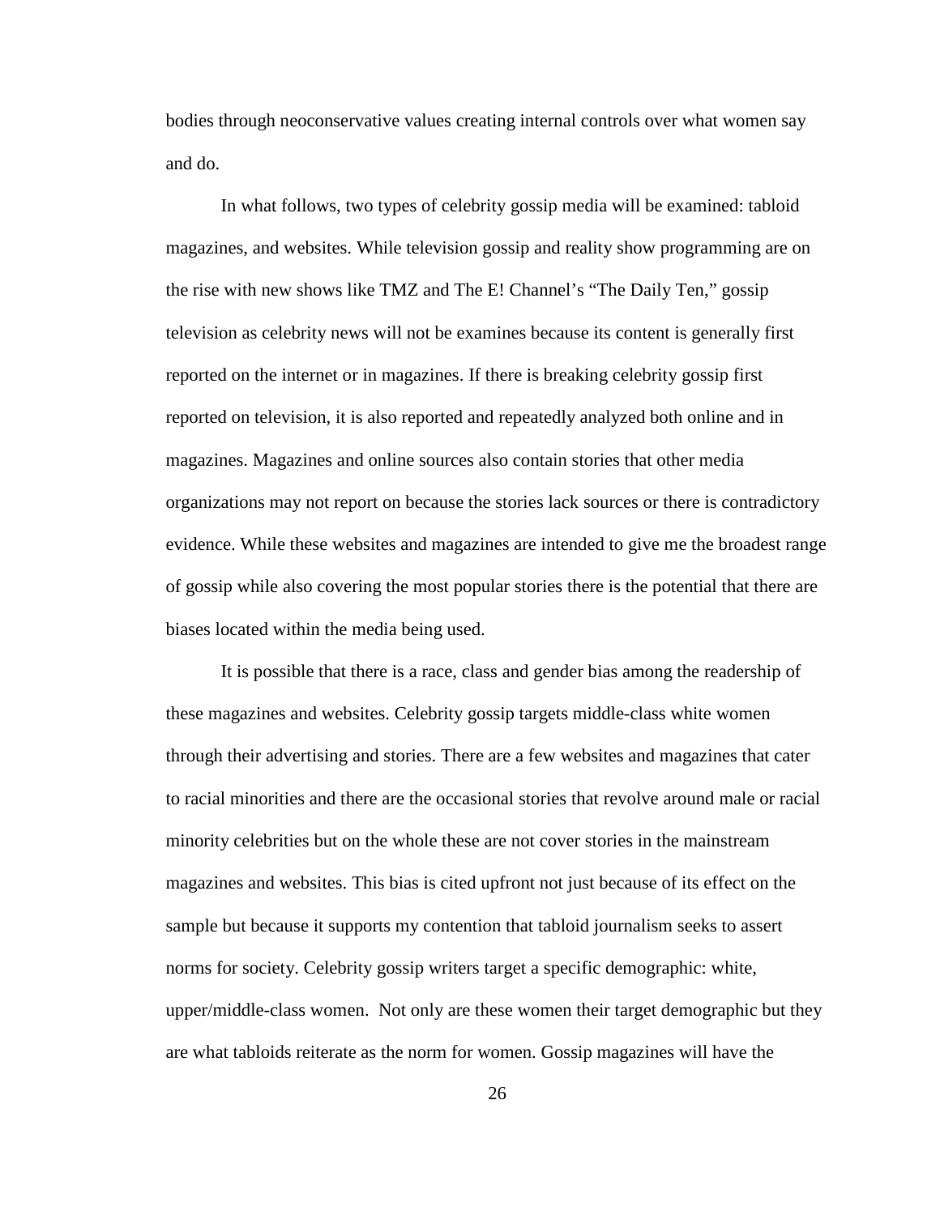bodies through neoconservative values creating internal controls over what women say and do.

In what follows, two types of celebrity gossip media will be examined: tabloid magazines, and websites. While television gossip and reality show programming are on the rise with new shows like TMZ and The E! Channel's "The Daily Ten," gossip television as celebrity news will not be examines because its content is generally first reported on the internet or in magazines. If there is breaking celebrity gossip first reported on television, it is also reported and repeatedly analyzed both online and in magazines. Magazines and online sources also contain stories that other media organizations may not report on because the stories lack sources or there is contradictory evidence. While these websites and magazines are intended to give me the broadest range of gossip while also covering the most popular stories there is the potential that there are biases located within the media being used.

It is possible that there is a race, class and gender bias among the readership of these magazines and websites. Celebrity gossip targets middle-class white women through their advertising and stories. There are a few websites and magazines that cater to racial minorities and there are the occasional stories that revolve around male or racial minority celebrities but on the whole these are not cover stories in the mainstream magazines and websites. This bias is cited upfront not just because of its effect on the sample but because it supports my contention that tabloid journalism seeks to assert norms for society. Celebrity gossip writers target a specific demographic: white, upper/middle-class women. Not only are these women their target demographic but they are what tabloids reiterate as the norm for women. Gossip magazines will have the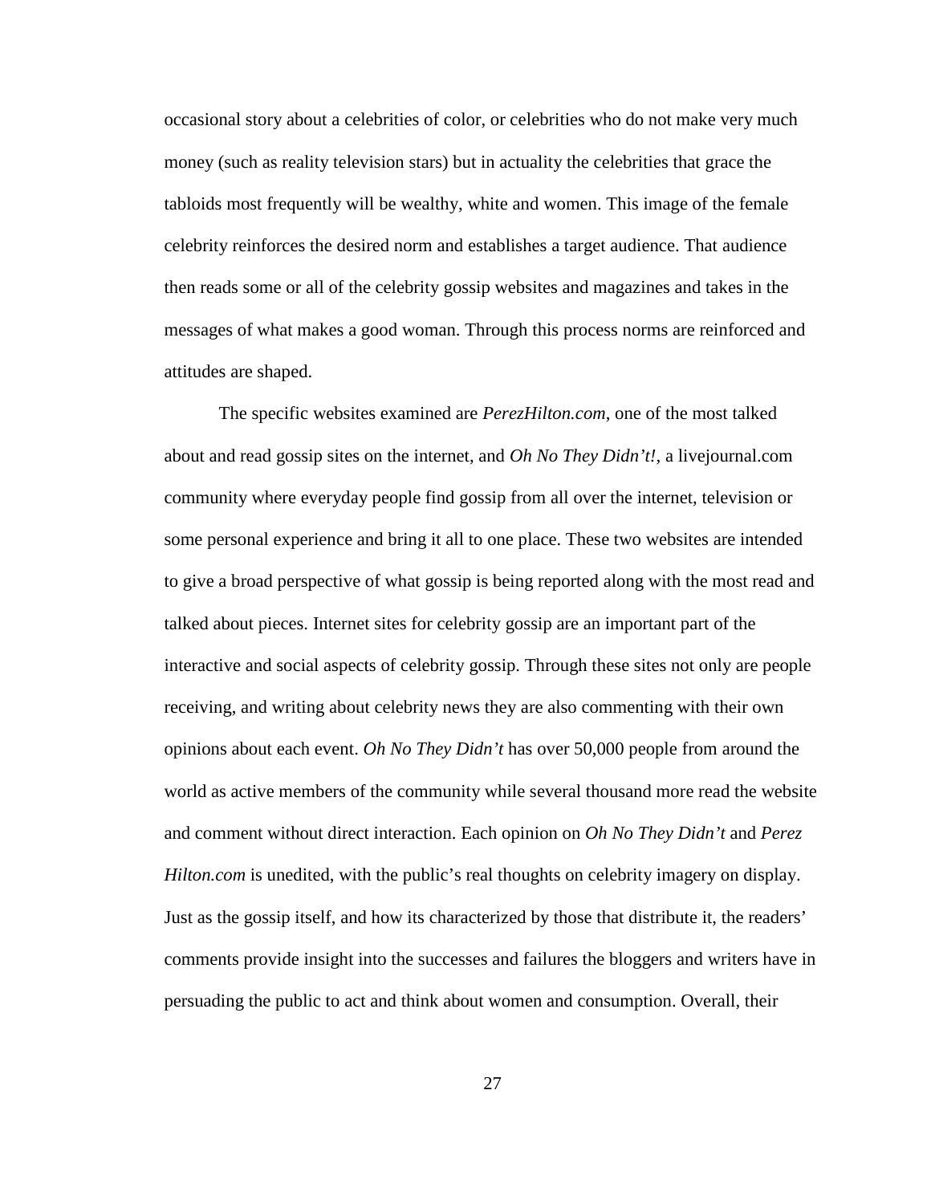occasional story about a celebrities of color, or celebrities who do not make very much money (such as reality television stars) but in actuality the celebrities that grace the tabloids most frequently will be wealthy, white and women. This image of the female celebrity reinforces the desired norm and establishes a target audience. That audience then reads some or all of the celebrity gossip websites and magazines and takes in the messages of what makes a good woman. Through this process norms are reinforced and attitudes are shaped.

The specific websites examined are *PerezHilton.com*, one of the most talked about and read gossip sites on the internet, and *Oh No They Didn't!*, a livejournal.com community where everyday people find gossip from all over the internet, television or some personal experience and bring it all to one place. These two websites are intended to give a broad perspective of what gossip is being reported along with the most read and talked about pieces. Internet sites for celebrity gossip are an important part of the interactive and social aspects of celebrity gossip. Through these sites not only are people receiving, and writing about celebrity news they are also commenting with their own opinions about each event. *Oh No They Didn't* has over 50,000 people from around the world as active members of the community while several thousand more read the website and comment without direct interaction. Each opinion on *Oh No They Didn't* and *Perez Hilton.com* is unedited, with the public's real thoughts on celebrity imagery on display. Just as the gossip itself, and how its characterized by those that distribute it, the readers' comments provide insight into the successes and failures the bloggers and writers have in persuading the public to act and think about women and consumption. Overall, their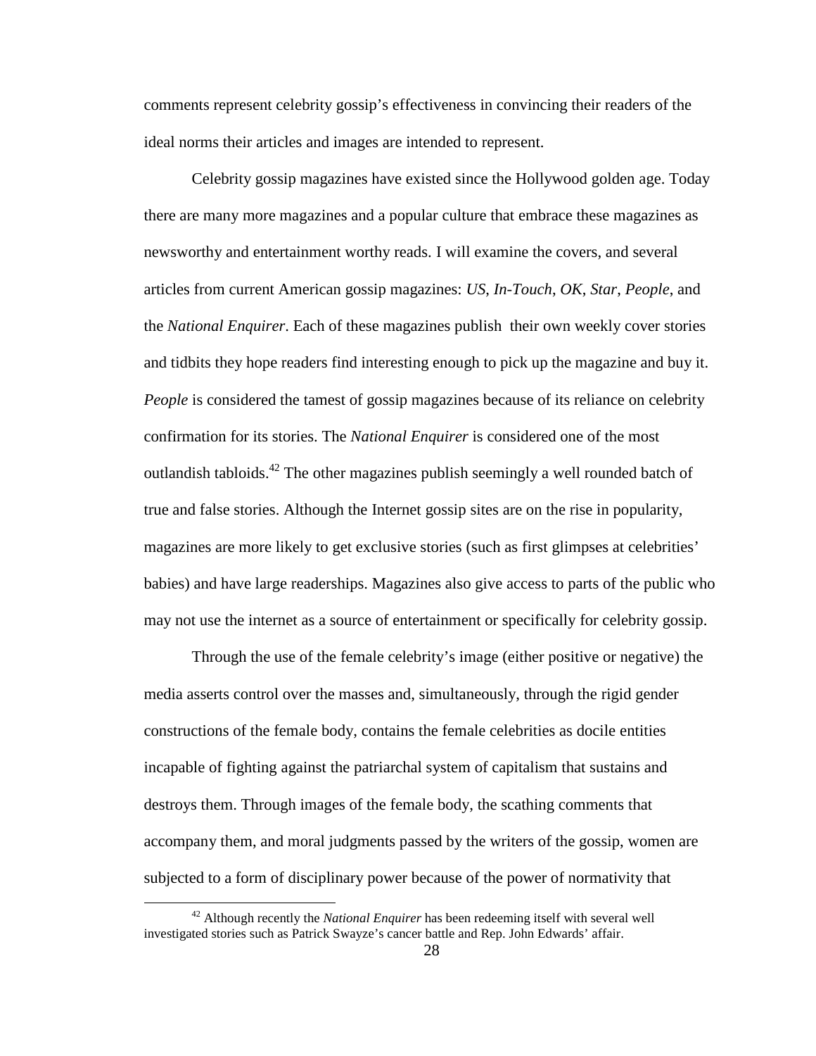comments represent celebrity gossip's effectiveness in convincing their readers of the ideal norms their articles and images are intended to represent.

Celebrity gossip magazines have existed since the Hollywood golden age. Today there are many more magazines and a popular culture that embrace these magazines as newsworthy and entertainment worthy reads. I will examine the covers, and several articles from current American gossip magazines: *US*, *In-Touch*, *OK*, *Star*, *People*, and the *National Enquirer*. Each of these magazines publish their own weekly cover stories and tidbits they hope readers find interesting enough to pick up the magazine and buy it. *People* is considered the tamest of gossip magazines because of its reliance on celebrity confirmation for its stories. The *National Enquirer* is considered one of the most outlandish tabloids.[42] The other magazines publish seemingly a well rounded batch of true and false stories. Although the Internet gossip sites are on the rise in popularity, magazines are more likely to get exclusive stories (such as first glimpses at celebrities' babies) and have large readerships. Magazines also give access to parts of the public who may not use the internet as a source of entertainment or specifically for celebrity gossip.

Through the use of the female celebrity's image (either positive or negative) the media asserts control over the masses and, simultaneously, through the rigid gender constructions of the female body, contains the female celebrities as docile entities incapable of fighting against the patriarchal system of capitalism that sustains and destroys them. Through images of the female body, the scathing comments that accompany them, and moral judgments passed by the writers of the gossip, women are subjected to a form of disciplinary power because of the power of normativity that

[42] Although recently the *National Enquirer* has been redeeming itself with several well investigated stories such as Patrick Swayze's cancer battle and Rep. John Edwards' affair.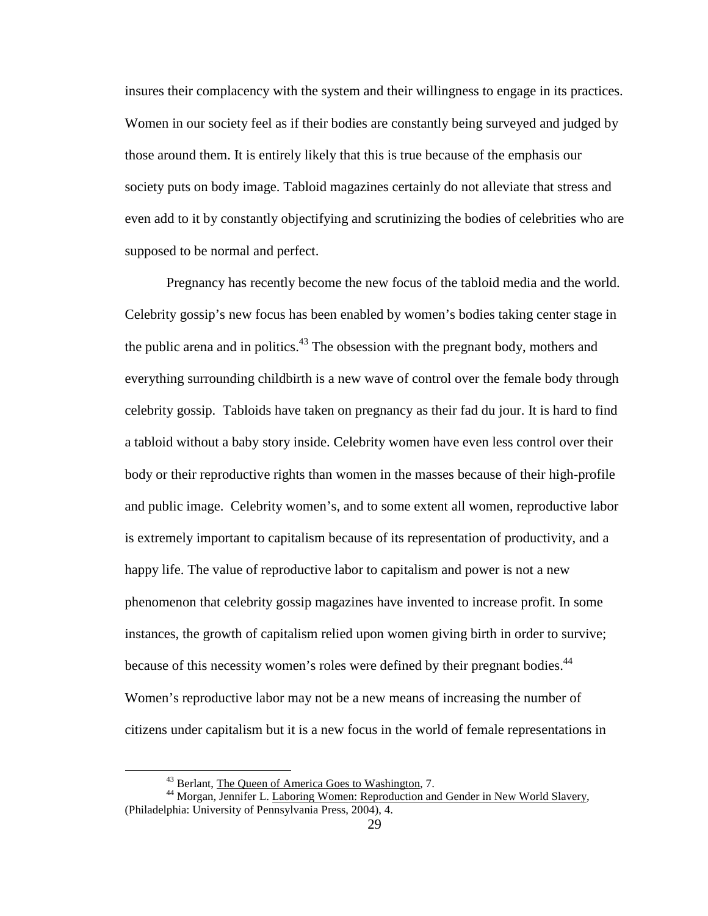insures their complacency with the system and their willingness to engage in its practices. Women in our society feel as if their bodies are constantly being surveyed and judged by those around them. It is entirely likely that this is true because of the emphasis our society puts on body image. Tabloid magazines certainly do not alleviate that stress and even add to it by constantly objectifying and scrutinizing the bodies of celebrities who are supposed to be normal and perfect.

Pregnancy has recently become the new focus of the tabloid media and the world. Celebrity gossip's new focus has been enabled by women's bodies taking center stage in the public arena and in politics.[43] The obsession with the pregnant body, mothers and everything surrounding childbirth is a new wave of control over the female body through celebrity gossip. Tabloids have taken on pregnancy as their fad du jour. It is hard to find a tabloid without a baby story inside. Celebrity women have even less control over their body or their reproductive rights than women in the masses because of their high-profile and public image. Celebrity women's, and to some extent all women, reproductive labor is extremely important to capitalism because of its representation of productivity, and a happy life. The value of reproductive labor to capitalism and power is not a new phenomenon that celebrity gossip magazines have invented to increase profit. In some instances, the growth of capitalism relied upon women giving birth in order to survive; because of this necessity women's roles were defined by their pregnant bodies.[44] Women's reproductive labor may not be a new means of increasing the number of citizens under capitalism but it is a new focus in the world of female representations in

---

[43] Berlant, <u>The Queen of America Goes to Washington</u>, 7.

[44] Morgan, Jennifer L. <u>Laboring Women: Reproduction and Gender in New World Slavery</u>, (Philadelphia: University of Pennsylvania Press, 2004), 4.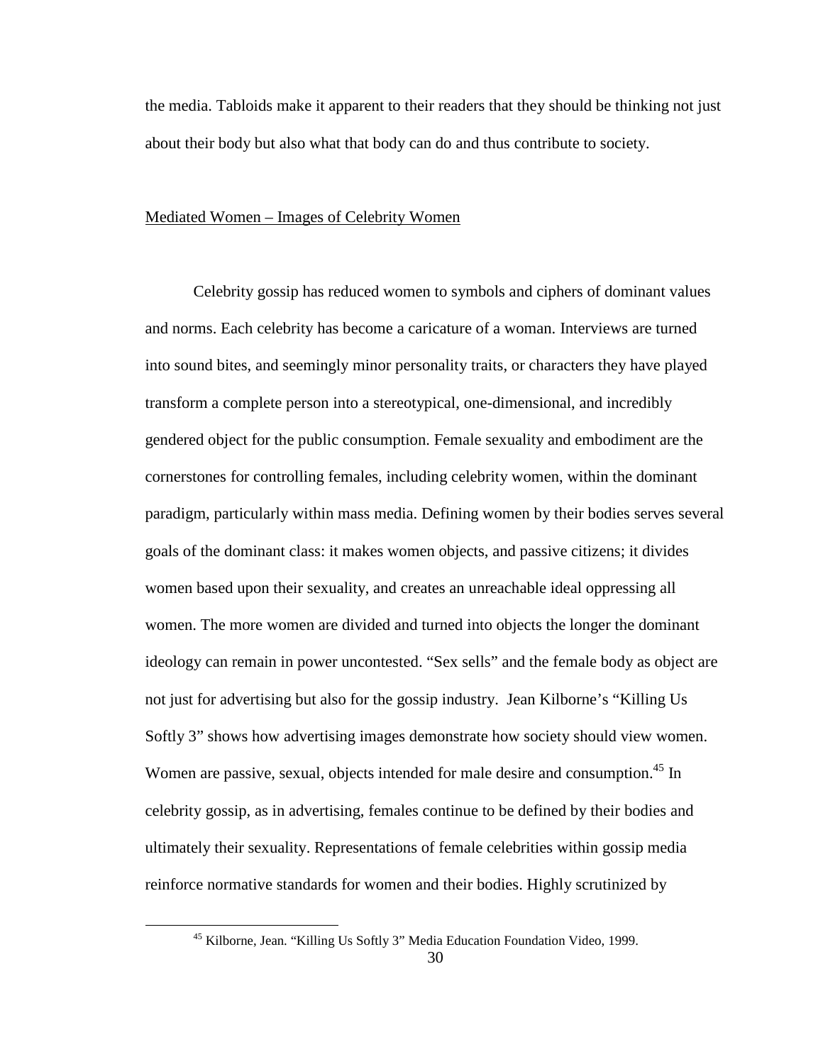the media. Tabloids make it apparent to their readers that they should be thinking not just about their body but also what that body can do and thus contribute to society.

## Mediated Women – Images of Celebrity Women

Celebrity gossip has reduced women to symbols and ciphers of dominant values and norms. Each celebrity has become a caricature of a woman. Interviews are turned into sound bites, and seemingly minor personality traits, or characters they have played transform a complete person into a stereotypical, one-dimensional, and incredibly gendered object for the public consumption. Female sexuality and embodiment are the cornerstones for controlling females, including celebrity women, within the dominant paradigm, particularly within mass media. Defining women by their bodies serves several goals of the dominant class: it makes women objects, and passive citizens; it divides women based upon their sexuality, and creates an unreachable ideal oppressing all women. The more women are divided and turned into objects the longer the dominant ideology can remain in power uncontested. "Sex sells" and the female body as object are not just for advertising but also for the gossip industry. Jean Kilborne's "Killing Us Softly 3" shows how advertising images demonstrate how society should view women. Women are passive, sexual, objects intended for male desire and consumption.[45] In celebrity gossip, as in advertising, females continue to be defined by their bodies and ultimately their sexuality. Representations of female celebrities within gossip media reinforce normative standards for women and their bodies. Highly scrutinized by

[45] Kilborne, Jean. "Killing Us Softly 3" Media Education Foundation Video, 1999.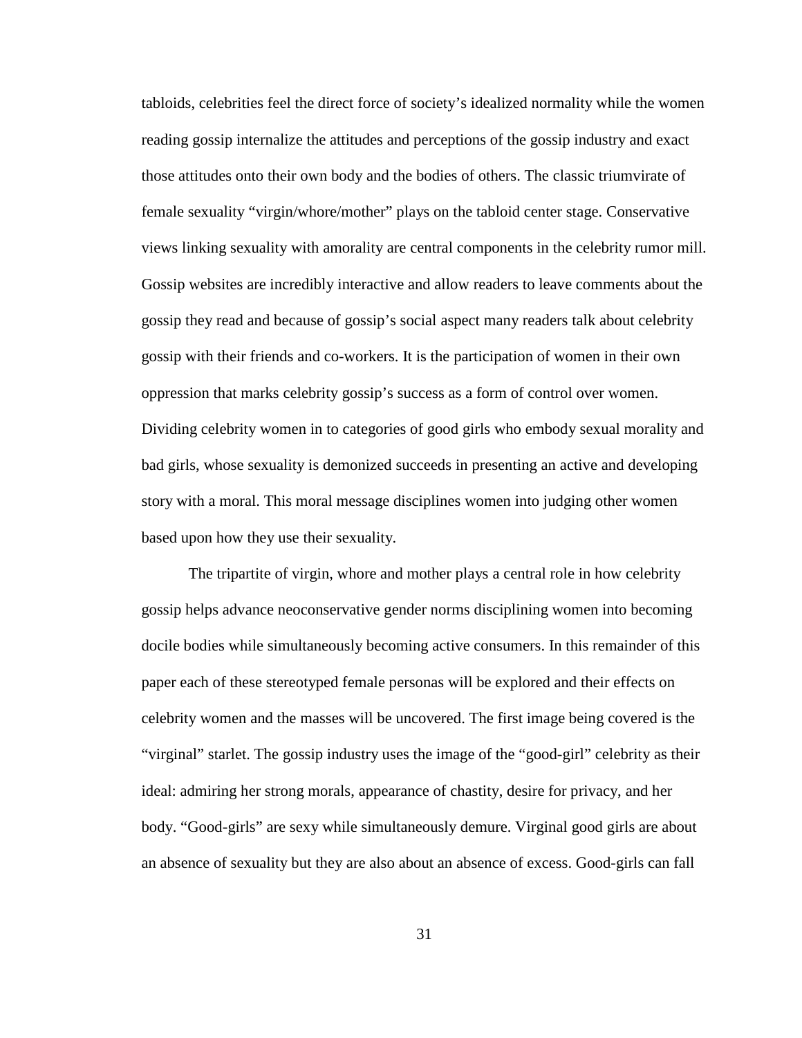tabloids, celebrities feel the direct force of society's idealized normality while the women reading gossip internalize the attitudes and perceptions of the gossip industry and exact those attitudes onto their own body and the bodies of others. The classic triumvirate of female sexuality "virgin/whore/mother" plays on the tabloid center stage. Conservative views linking sexuality with amorality are central components in the celebrity rumor mill. Gossip websites are incredibly interactive and allow readers to leave comments about the gossip they read and because of gossip's social aspect many readers talk about celebrity gossip with their friends and co-workers. It is the participation of women in their own oppression that marks celebrity gossip's success as a form of control over women. Dividing celebrity women in to categories of good girls who embody sexual morality and bad girls, whose sexuality is demonized succeeds in presenting an active and developing story with a moral. This moral message disciplines women into judging other women based upon how they use their sexuality.

The tripartite of virgin, whore and mother plays a central role in how celebrity gossip helps advance neoconservative gender norms disciplining women into becoming docile bodies while simultaneously becoming active consumers. In this remainder of this paper each of these stereotyped female personas will be explored and their effects on celebrity women and the masses will be uncovered. The first image being covered is the "virginal" starlet. The gossip industry uses the image of the "good-girl" celebrity as their ideal: admiring her strong morals, appearance of chastity, desire for privacy, and her body. "Good-girls" are sexy while simultaneously demure. Virginal good girls are about an absence of sexuality but they are also about an absence of excess. Good-girls can fall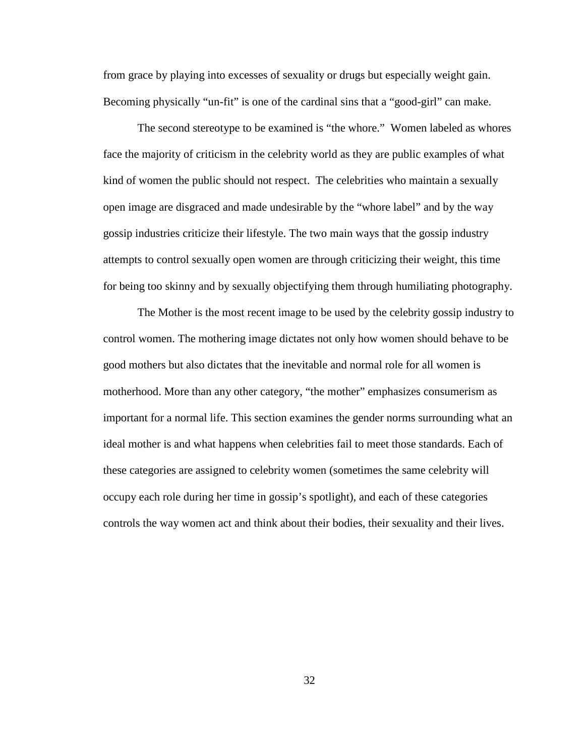from grace by playing into excesses of sexuality or drugs but especially weight gain. Becoming physically "un-fit" is one of the cardinal sins that a "good-girl" can make.

The second stereotype to be examined is "the whore." Women labeled as whores face the majority of criticism in the celebrity world as they are public examples of what kind of women the public should not respect. The celebrities who maintain a sexually open image are disgraced and made undesirable by the "whore label" and by the way gossip industries criticize their lifestyle. The two main ways that the gossip industry attempts to control sexually open women are through criticizing their weight, this time for being too skinny and by sexually objectifying them through humiliating photography.

The Mother is the most recent image to be used by the celebrity gossip industry to control women. The mothering image dictates not only how women should behave to be good mothers but also dictates that the inevitable and normal role for all women is motherhood. More than any other category, "the mother" emphasizes consumerism as important for a normal life. This section examines the gender norms surrounding what an ideal mother is and what happens when celebrities fail to meet those standards. Each of these categories are assigned to celebrity women (sometimes the same celebrity will occupy each role during her time in gossip's spotlight), and each of these categories controls the way women act and think about their bodies, their sexuality and their lives.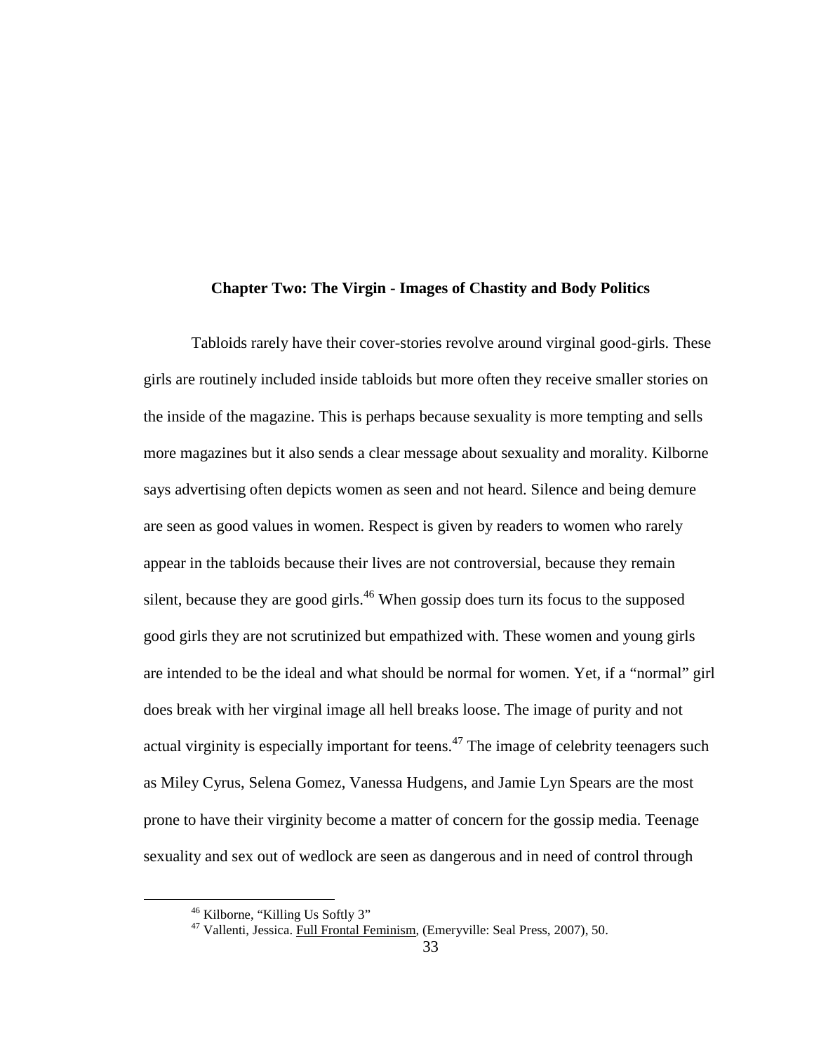## Chapter Two: The Virgin - Images of Chastity and Body Politics

Tabloids rarely have their cover-stories revolve around virginal good-girls. These girls are routinely included inside tabloids but more often they receive smaller stories on the inside of the magazine. This is perhaps because sexuality is more tempting and sells more magazines but it also sends a clear message about sexuality and morality. Kilborne says advertising often depicts women as seen and not heard. Silence and being demure are seen as good values in women. Respect is given by readers to women who rarely appear in the tabloids because their lives are not controversial, because they remain silent, because they are good girls.[46] When gossip does turn its focus to the supposed good girls they are not scrutinized but empathized with. These women and young girls are intended to be the ideal and what should be normal for women. Yet, if a "normal" girl does break with her virginal image all hell breaks loose. The image of purity and not actual virginity is especially important for teens.[47] The image of celebrity teenagers such as Miley Cyrus, Selena Gomez, Vanessa Hudgens, and Jamie Lyn Spears are the most prone to have their virginity become a matter of concern for the gossip media. Teenage sexuality and sex out of wedlock are seen as dangerous and in need of control through

---

[46] Kilborne, "Killing Us Softly 3"

[47] Vallenti, Jessica. Full Frontal Feminism, (Emeryville: Seal Press, 2007), 50.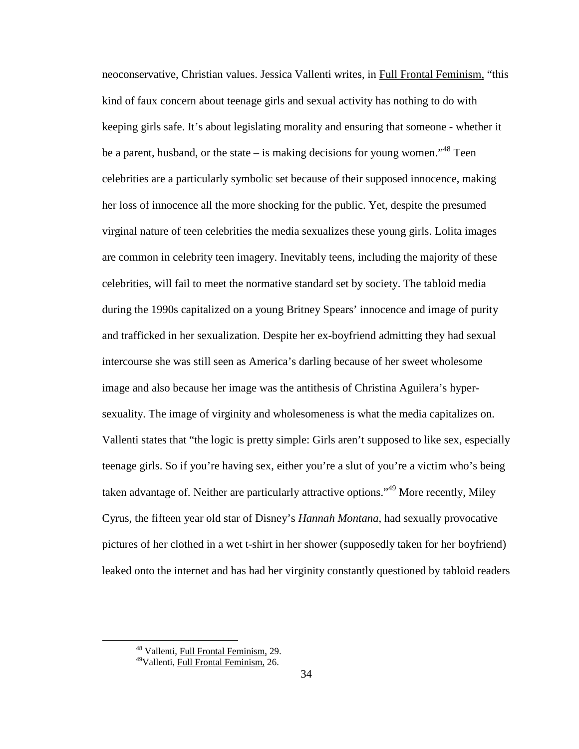neoconservative, Christian values. Jessica Vallenti writes, in Full Frontal Feminism, "this kind of faux concern about teenage girls and sexual activity has nothing to do with keeping girls safe. It's about legislating morality and ensuring that someone - whether it be a parent, husband, or the state – is making decisions for young women."[48] Teen celebrities are a particularly symbolic set because of their supposed innocence, making her loss of innocence all the more shocking for the public. Yet, despite the presumed virginal nature of teen celebrities the media sexualizes these young girls. Lolita images are common in celebrity teen imagery. Inevitably teens, including the majority of these celebrities, will fail to meet the normative standard set by society. The tabloid media during the 1990s capitalized on a young Britney Spears' innocence and image of purity and trafficked in her sexualization. Despite her ex-boyfriend admitting they had sexual intercourse she was still seen as America's darling because of her sweet wholesome image and also because her image was the antithesis of Christina Aguilera's hyper-sexuality. The image of virginity and wholesomeness is what the media capitalizes on. Vallenti states that "the logic is pretty simple: Girls aren't supposed to like sex, especially teenage girls. So if you're having sex, either you're a slut of you're a victim who's being taken advantage of. Neither are particularly attractive options."[49] More recently, Miley Cyrus, the fifteen year old star of Disney's *Hannah Montana*, had sexually provocative pictures of her clothed in a wet t-shirt in her shower (supposedly taken for her boyfriend) leaked onto the internet and has had her virginity constantly questioned by tabloid readers

---

[48] Vallenti, Full Frontal Feminism, 29.

[49] Vallenti, Full Frontal Feminism, 26.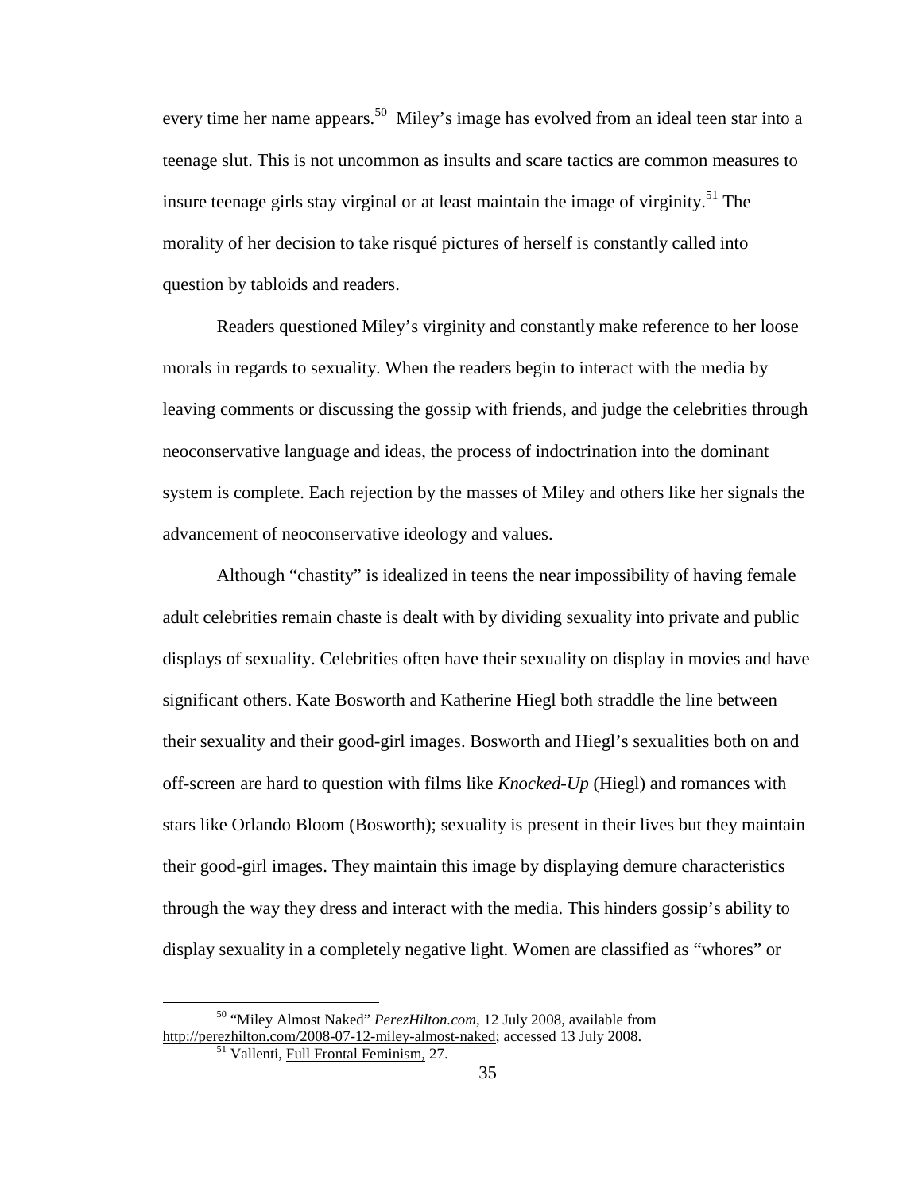every time her name appears.[50] Miley's image has evolved from an ideal teen star into a teenage slut. This is not uncommon as insults and scare tactics are common measures to insure teenage girls stay virginal or at least maintain the image of virginity.[51] The morality of her decision to take risqué pictures of herself is constantly called into question by tabloids and readers.

Readers questioned Miley's virginity and constantly make reference to her loose morals in regards to sexuality. When the readers begin to interact with the media by leaving comments or discussing the gossip with friends, and judge the celebrities through neoconservative language and ideas, the process of indoctrination into the dominant system is complete. Each rejection by the masses of Miley and others like her signals the advancement of neoconservative ideology and values.

Although "chastity" is idealized in teens the near impossibility of having female adult celebrities remain chaste is dealt with by dividing sexuality into private and public displays of sexuality. Celebrities often have their sexuality on display in movies and have significant others. Kate Bosworth and Katherine Hiegl both straddle the line between their sexuality and their good-girl images. Bosworth and Hiegl's sexualities both on and off-screen are hard to question with films like *Knocked-Up* (Hiegl) and romances with stars like Orlando Bloom (Bosworth); sexuality is present in their lives but they maintain their good-girl images. They maintain this image by displaying demure characteristics through the way they dress and interact with the media. This hinders gossip's ability to display sexuality in a completely negative light. Women are classified as "whores" or

---

[50] "Miley Almost Naked" *PerezHilton.com*, 12 July 2008, available from http://perezhilton.com/2008-07-12-miley-almost-naked; accessed 13 July 2008.

[51] Vallenti, Full Frontal Feminism, 27.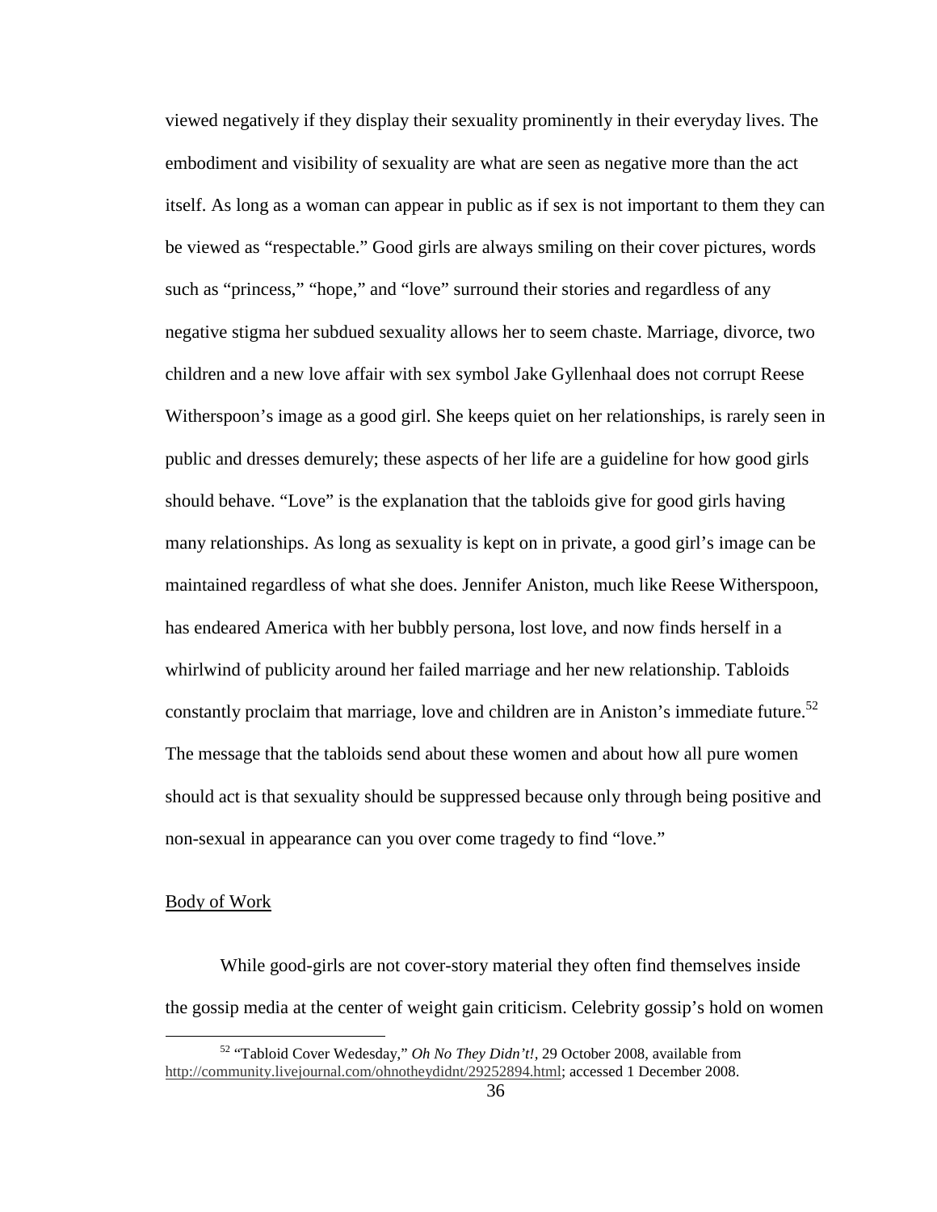viewed negatively if they display their sexuality prominently in their everyday lives. The embodiment and visibility of sexuality are what are seen as negative more than the act itself. As long as a woman can appear in public as if sex is not important to them they can be viewed as "respectable." Good girls are always smiling on their cover pictures, words such as "princess," "hope," and "love" surround their stories and regardless of any negative stigma her subdued sexuality allows her to seem chaste. Marriage, divorce, two children and a new love affair with sex symbol Jake Gyllenhaal does not corrupt Reese Witherspoon's image as a good girl. She keeps quiet on her relationships, is rarely seen in public and dresses demurely; these aspects of her life are a guideline for how good girls should behave. "Love" is the explanation that the tabloids give for good girls having many relationships. As long as sexuality is kept on in private, a good girl's image can be maintained regardless of what she does. Jennifer Aniston, much like Reese Witherspoon, has endeared America with her bubbly persona, lost love, and now finds herself in a whirlwind of publicity around her failed marriage and her new relationship. Tabloids constantly proclaim that marriage, love and children are in Aniston's immediate future.[52] The message that the tabloids send about these women and about how all pure women should act is that sexuality should be suppressed because only through being positive and non-sexual in appearance can you over come tragedy to find "love."

## Body of Work

While good-girls are not cover-story material they often find themselves inside the gossip media at the center of weight gain criticism. Celebrity gossip's hold on women

---

[52] "Tabloid Cover Wedesday," *Oh No They Didn't!,* 29 October 2008, available from http://community.livejournal.com/ohnotheydidnt/29252894.html; accessed 1 December 2008.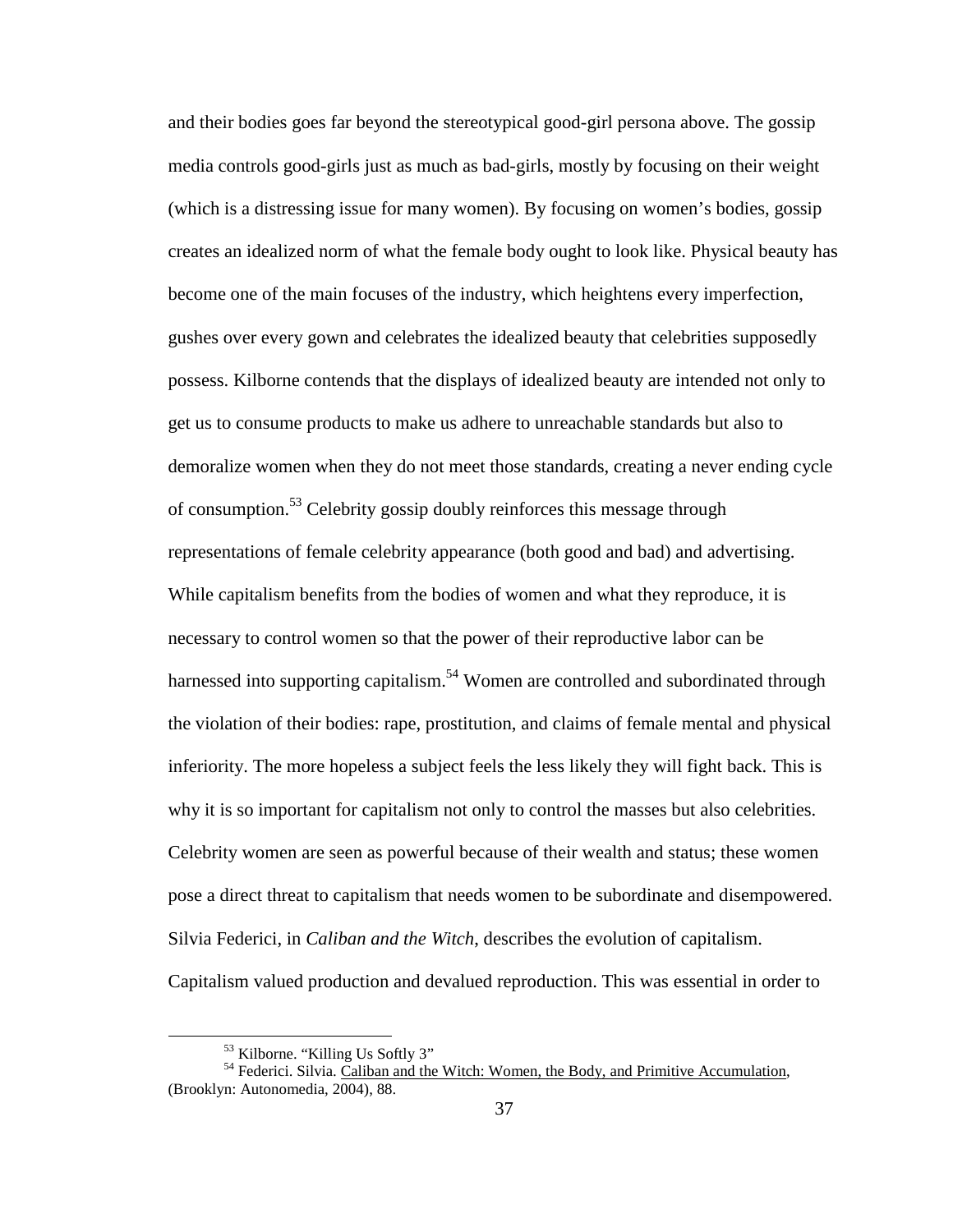and their bodies goes far beyond the stereotypical good-girl persona above. The gossip media controls good-girls just as much as bad-girls, mostly by focusing on their weight (which is a distressing issue for many women). By focusing on women's bodies, gossip creates an idealized norm of what the female body ought to look like. Physical beauty has become one of the main focuses of the industry, which heightens every imperfection, gushes over every gown and celebrates the idealized beauty that celebrities supposedly possess. Kilborne contends that the displays of idealized beauty are intended not only to get us to consume products to make us adhere to unreachable standards but also to demoralize women when they do not meet those standards, creating a never ending cycle of consumption.[53] Celebrity gossip doubly reinforces this message through representations of female celebrity appearance (both good and bad) and advertising. While capitalism benefits from the bodies of women and what they reproduce, it is necessary to control women so that the power of their reproductive labor can be harnessed into supporting capitalism.[54] Women are controlled and subordinated through the violation of their bodies: rape, prostitution, and claims of female mental and physical inferiority. The more hopeless a subject feels the less likely they will fight back. This is why it is so important for capitalism not only to control the masses but also celebrities. Celebrity women are seen as powerful because of their wealth and status; these women pose a direct threat to capitalism that needs women to be subordinate and disempowered. Silvia Federici, in *Caliban and the Witch*, describes the evolution of capitalism. Capitalism valued production and devalued reproduction. This was essential in order to

---

[53] Kilborne. "Killing Us Softly 3"

[54] Federici. Silvia. Caliban and the Witch: Women, the Body, and Primitive Accumulation, (Brooklyn: Autonomedia, 2004), 88.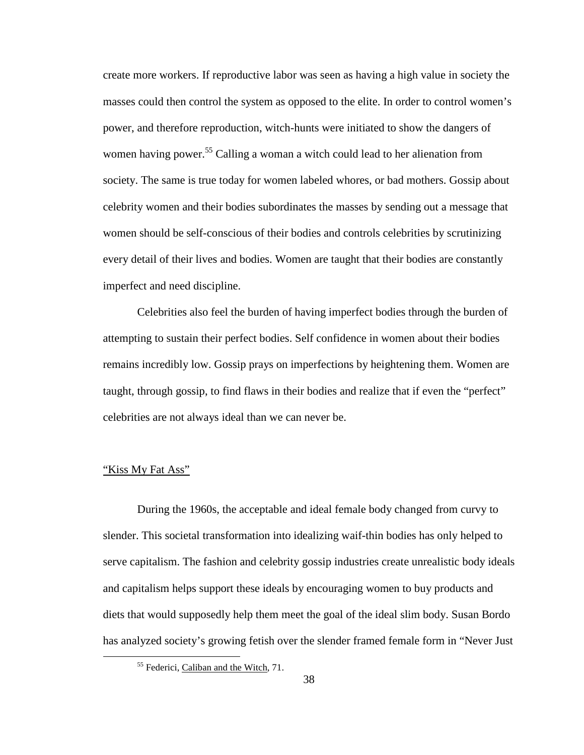create more workers. If reproductive labor was seen as having a high value in society the masses could then control the system as opposed to the elite. In order to control women's power, and therefore reproduction, witch-hunts were initiated to show the dangers of women having power.[55] Calling a woman a witch could lead to her alienation from society. The same is true today for women labeled whores, or bad mothers. Gossip about celebrity women and their bodies subordinates the masses by sending out a message that women should be self-conscious of their bodies and controls celebrities by scrutinizing every detail of their lives and bodies. Women are taught that their bodies are constantly imperfect and need discipline.

Celebrities also feel the burden of having imperfect bodies through the burden of attempting to sustain their perfect bodies. Self confidence in women about their bodies remains incredibly low. Gossip prays on imperfections by heightening them. Women are taught, through gossip, to find flaws in their bodies and realize that if even the "perfect" celebrities are not always ideal than we can never be.

## "Kiss My Fat Ass"

During the 1960s, the acceptable and ideal female body changed from curvy to slender. This societal transformation into idealizing waif-thin bodies has only helped to serve capitalism. The fashion and celebrity gossip industries create unrealistic body ideals and capitalism helps support these ideals by encouraging women to buy products and diets that would supposedly help them meet the goal of the ideal slim body. Susan Bordo has analyzed society's growing fetish over the slender framed female form in "Never Just

---

[55] Federici, Caliban and the Witch, 71.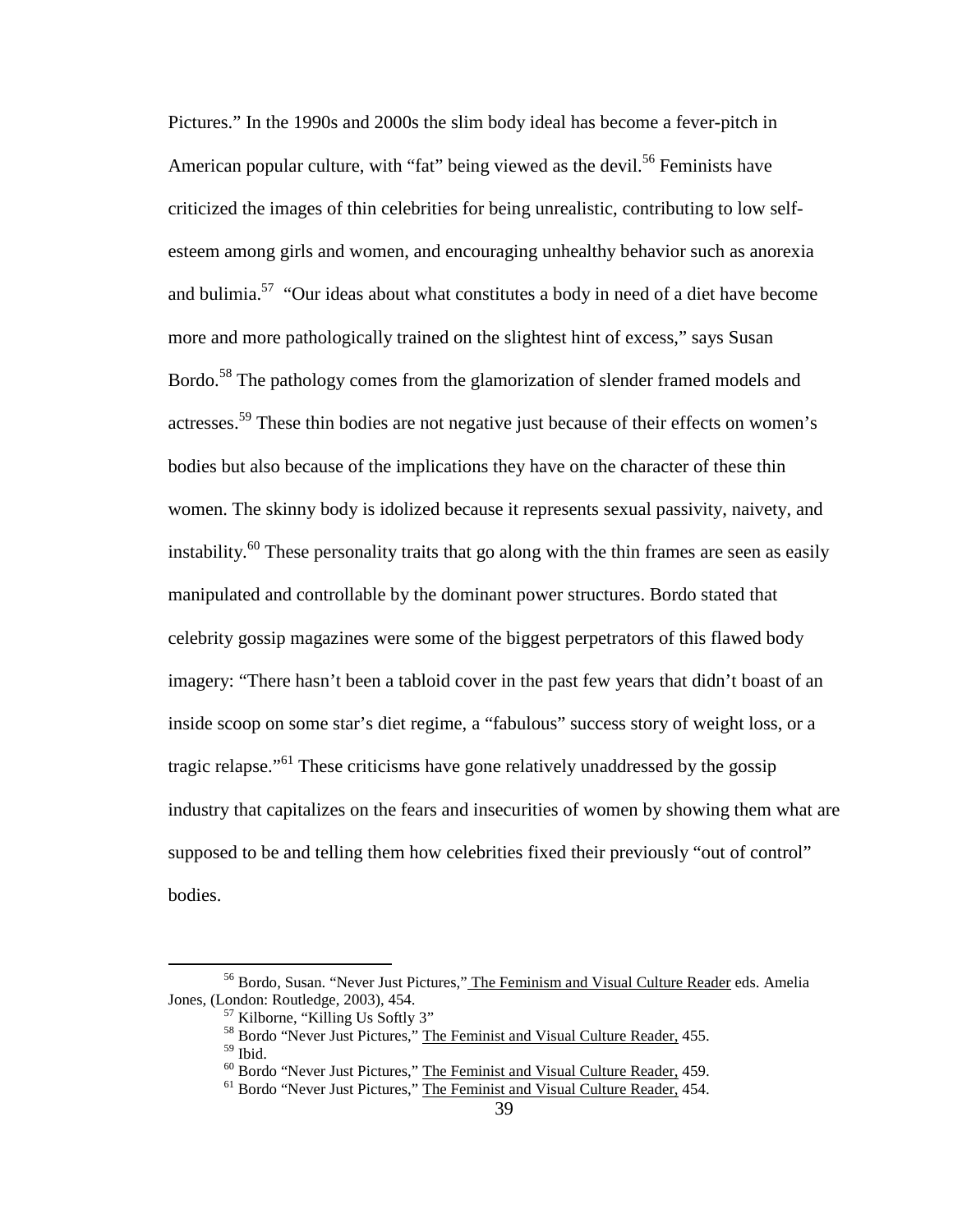Pictures." In the 1990s and 2000s the slim body ideal has become a fever-pitch in American popular culture, with "fat" being viewed as the devil.[56] Feminists have criticized the images of thin celebrities for being unrealistic, contributing to low self-esteem among girls and women, and encouraging unhealthy behavior such as anorexia and bulimia.[57] "Our ideas about what constitutes a body in need of a diet have become more and more pathologically trained on the slightest hint of excess," says Susan Bordo.[58] The pathology comes from the glamorization of slender framed models and actresses.[59] These thin bodies are not negative just because of their effects on women's bodies but also because of the implications they have on the character of these thin women. The skinny body is idolized because it represents sexual passivity, naivety, and instability.[60] These personality traits that go along with the thin frames are seen as easily manipulated and controllable by the dominant power structures. Bordo stated that celebrity gossip magazines were some of the biggest perpetrators of this flawed body imagery: "There hasn't been a tabloid cover in the past few years that didn't boast of an inside scoop on some star's diet regime, a "fabulous" success story of weight loss, or a tragic relapse."[61] These criticisms have gone relatively unaddressed by the gossip industry that capitalizes on the fears and insecurities of women by showing them what are supposed to be and telling them how celebrities fixed their previously "out of control" bodies.

---

[56] Bordo, Susan. "Never Just Pictures," The Feminism and Visual Culture Reader eds. Amelia Jones, (London: Routledge, 2003), 454.

[57] Kilborne, "Killing Us Softly 3"

[58] Bordo "Never Just Pictures," The Feminist and Visual Culture Reader, 455.

[59] Ibid.

[60] Bordo "Never Just Pictures," The Feminist and Visual Culture Reader, 459.

[61] Bordo "Never Just Pictures," The Feminist and Visual Culture Reader, 454.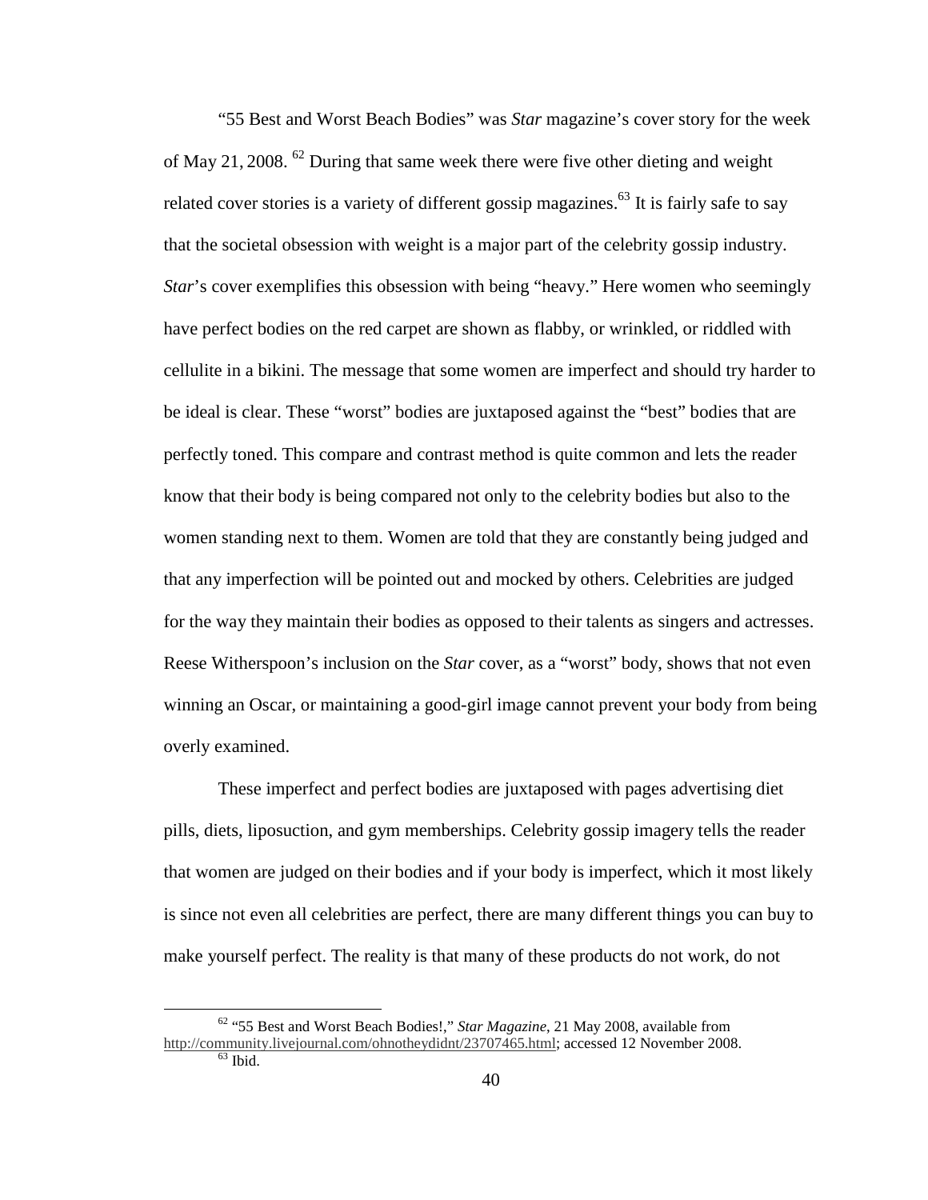"55 Best and Worst Beach Bodies" was *Star* magazine's cover story for the week of May 21, 2008. [62] During that same week there were five other dieting and weight related cover stories is a variety of different gossip magazines.[63] It is fairly safe to say that the societal obsession with weight is a major part of the celebrity gossip industry. *Star*'s cover exemplifies this obsession with being "heavy." Here women who seemingly have perfect bodies on the red carpet are shown as flabby, or wrinkled, or riddled with cellulite in a bikini. The message that some women are imperfect and should try harder to be ideal is clear. These "worst" bodies are juxtaposed against the "best" bodies that are perfectly toned. This compare and contrast method is quite common and lets the reader know that their body is being compared not only to the celebrity bodies but also to the women standing next to them. Women are told that they are constantly being judged and that any imperfection will be pointed out and mocked by others. Celebrities are judged for the way they maintain their bodies as opposed to their talents as singers and actresses. Reese Witherspoon's inclusion on the *Star* cover, as a "worst" body, shows that not even winning an Oscar, or maintaining a good-girl image cannot prevent your body from being overly examined.

These imperfect and perfect bodies are juxtaposed with pages advertising diet pills, diets, liposuction, and gym memberships. Celebrity gossip imagery tells the reader that women are judged on their bodies and if your body is imperfect, which it most likely is since not even all celebrities are perfect, there are many different things you can buy to make yourself perfect. The reality is that many of these products do not work, do not

---

[62] "55 Best and Worst Beach Bodies!," *Star Magazine*, 21 May 2008, available from http://community.livejournal.com/ohnotheydidnt/23707465.html; accessed 12 November 2008.

[63] Ibid.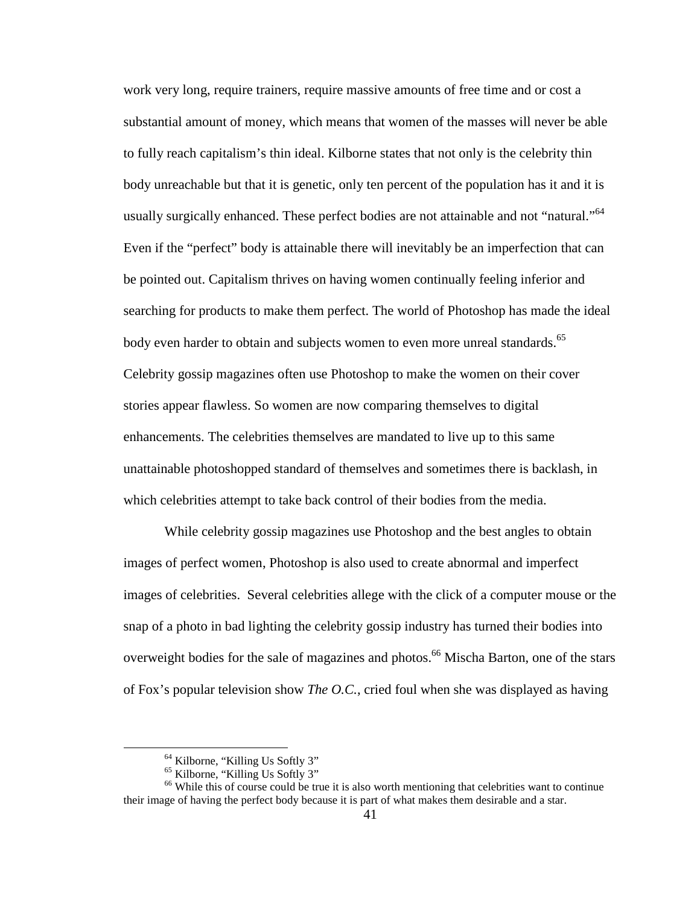work very long, require trainers, require massive amounts of free time and or cost a substantial amount of money, which means that women of the masses will never be able to fully reach capitalism's thin ideal. Kilborne states that not only is the celebrity thin body unreachable but that it is genetic, only ten percent of the population has it and it is usually surgically enhanced. These perfect bodies are not attainable and not "natural."[64] Even if the "perfect" body is attainable there will inevitably be an imperfection that can be pointed out. Capitalism thrives on having women continually feeling inferior and searching for products to make them perfect. The world of Photoshop has made the ideal body even harder to obtain and subjects women to even more unreal standards.[65] Celebrity gossip magazines often use Photoshop to make the women on their cover stories appear flawless. So women are now comparing themselves to digital enhancements. The celebrities themselves are mandated to live up to this same unattainable photoshopped standard of themselves and sometimes there is backlash, in which celebrities attempt to take back control of their bodies from the media.

While celebrity gossip magazines use Photoshop and the best angles to obtain images of perfect women, Photoshop is also used to create abnormal and imperfect images of celebrities. Several celebrities allege with the click of a computer mouse or the snap of a photo in bad lighting the celebrity gossip industry has turned their bodies into overweight bodies for the sale of magazines and photos.[66] Mischa Barton, one of the stars of Fox's popular television show *The O.C.*, cried foul when she was displayed as having

---

[64] Kilborne, "Killing Us Softly 3"

[65] Kilborne, "Killing Us Softly 3"

[66] While this of course could be true it is also worth mentioning that celebrities want to continue their image of having the perfect body because it is part of what makes them desirable and a star.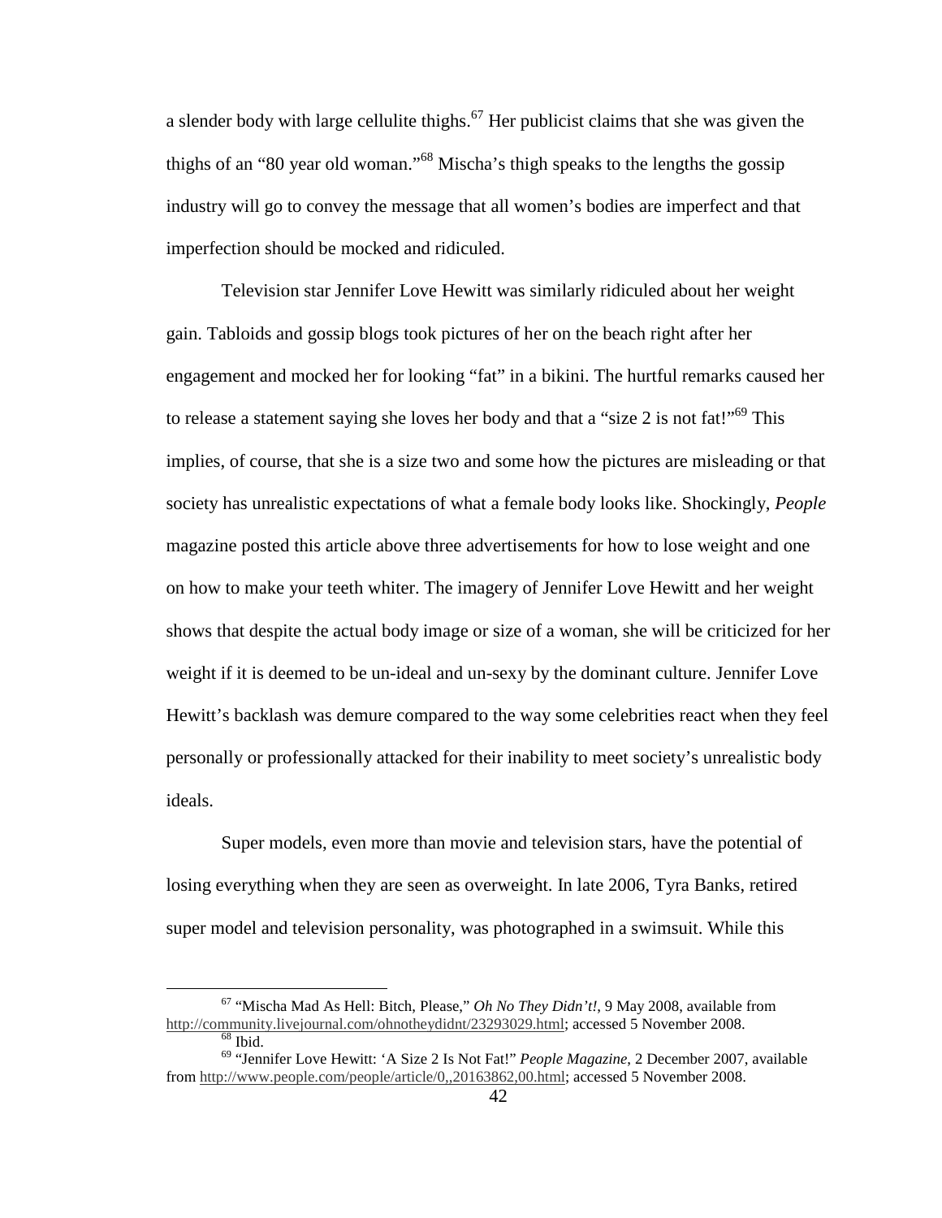a slender body with large cellulite thighs.[67] Her publicist claims that she was given the thighs of an "80 year old woman."[68] Mischa's thigh speaks to the lengths the gossip industry will go to convey the message that all women's bodies are imperfect and that imperfection should be mocked and ridiculed.

Television star Jennifer Love Hewitt was similarly ridiculed about her weight gain. Tabloids and gossip blogs took pictures of her on the beach right after her engagement and mocked her for looking "fat" in a bikini. The hurtful remarks caused her to release a statement saying she loves her body and that a "size 2 is not fat!"[69] This implies, of course, that she is a size two and some how the pictures are misleading or that society has unrealistic expectations of what a female body looks like. Shockingly, *People* magazine posted this article above three advertisements for how to lose weight and one on how to make your teeth whiter. The imagery of Jennifer Love Hewitt and her weight shows that despite the actual body image or size of a woman, she will be criticized for her weight if it is deemed to be un-ideal and un-sexy by the dominant culture. Jennifer Love Hewitt's backlash was demure compared to the way some celebrities react when they feel personally or professionally attacked for their inability to meet society's unrealistic body ideals.

Super models, even more than movie and television stars, have the potential of losing everything when they are seen as overweight. In late 2006, Tyra Banks, retired super model and television personality, was photographed in a swimsuit. While this

---

[67] "Mischa Mad As Hell: Bitch, Please," *Oh No They Didn't!*, 9 May 2008, available from http://community.livejournal.com/ohnotheydidnt/23293029.html; accessed 5 November 2008.

[68] Ibid.

[69] "Jennifer Love Hewitt: 'A Size 2 Is Not Fat!" *People Magazine*, 2 December 2007, available from http://www.people.com/people/article/0,,20163862,00.html; accessed 5 November 2008.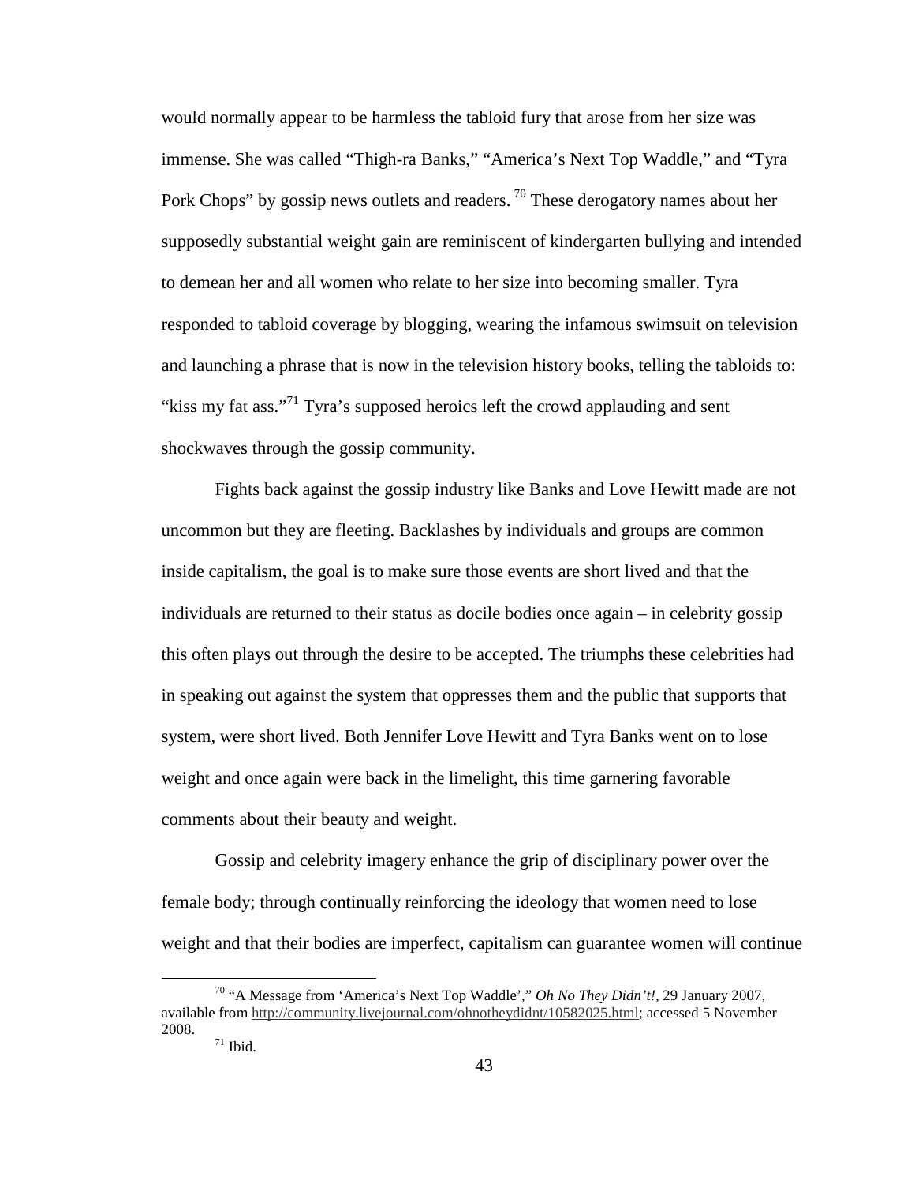would normally appear to be harmless the tabloid fury that arose from her size was immense. She was called "Thigh-ra Banks," "America's Next Top Waddle," and "Tyra Pork Chops" by gossip news outlets and readers. [70] These derogatory names about her supposedly substantial weight gain are reminiscent of kindergarten bullying and intended to demean her and all women who relate to her size into becoming smaller. Tyra responded to tabloid coverage by blogging, wearing the infamous swimsuit on television and launching a phrase that is now in the television history books, telling the tabloids to: "kiss my fat ass."[71] Tyra's supposed heroics left the crowd applauding and sent shockwaves through the gossip community.

Fights back against the gossip industry like Banks and Love Hewitt made are not uncommon but they are fleeting. Backlashes by individuals and groups are common inside capitalism, the goal is to make sure those events are short lived and that the individuals are returned to their status as docile bodies once again – in celebrity gossip this often plays out through the desire to be accepted. The triumphs these celebrities had in speaking out against the system that oppresses them and the public that supports that system, were short lived. Both Jennifer Love Hewitt and Tyra Banks went on to lose weight and once again were back in the limelight, this time garnering favorable comments about their beauty and weight.

Gossip and celebrity imagery enhance the grip of disciplinary power over the female body; through continually reinforcing the ideology that women need to lose weight and that their bodies are imperfect, capitalism can guarantee women will continue

---

[70] "A Message from 'America's Next Top Waddle'," *Oh No They Didn't!*, 29 January 2007, available from http://community.livejournal.com/ohnotheydidnt/10582025.html; accessed 5 November 2008.

[71] Ibid.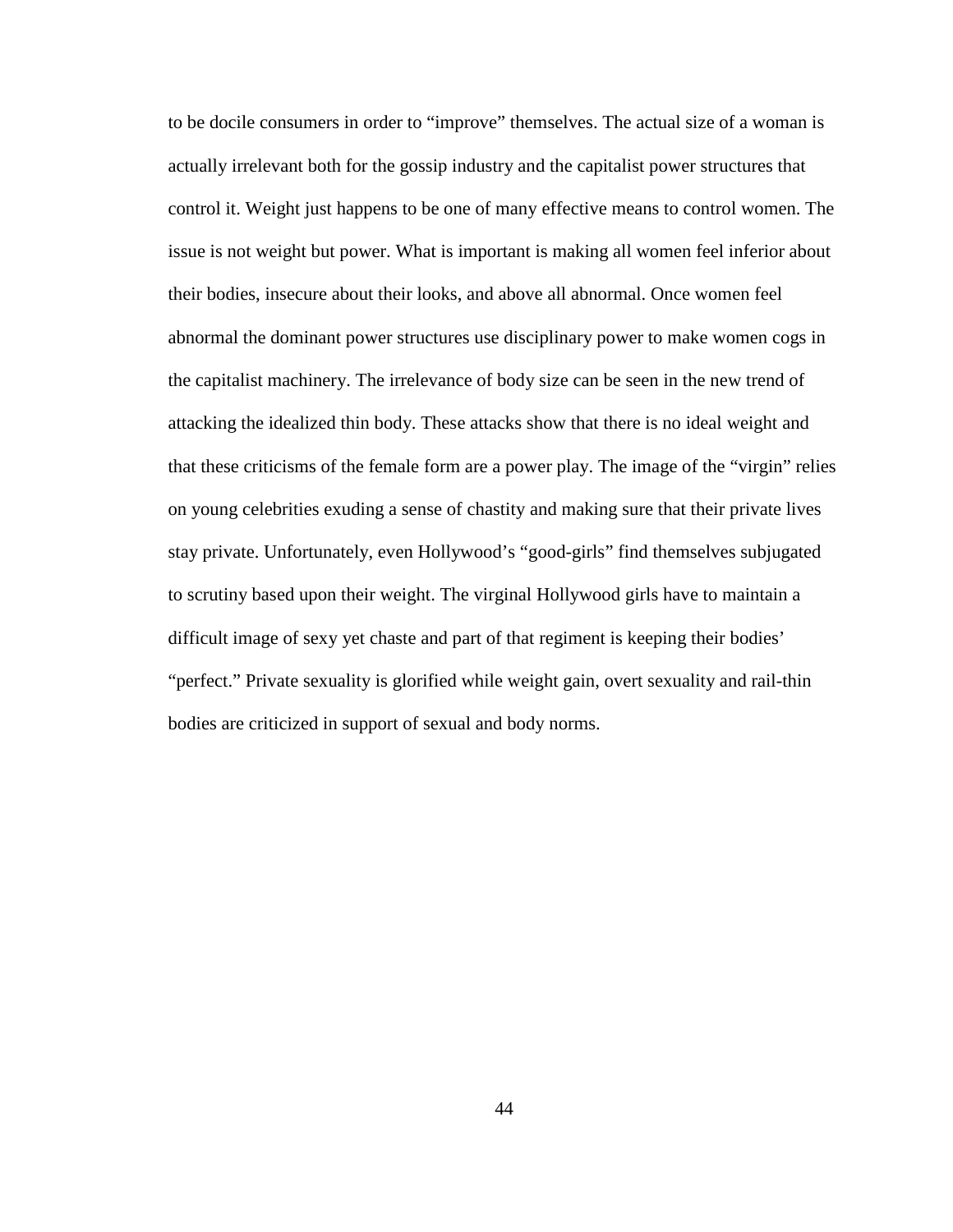to be docile consumers in order to "improve" themselves. The actual size of a woman is actually irrelevant both for the gossip industry and the capitalist power structures that control it. Weight just happens to be one of many effective means to control women. The issue is not weight but power. What is important is making all women feel inferior about their bodies, insecure about their looks, and above all abnormal. Once women feel abnormal the dominant power structures use disciplinary power to make women cogs in the capitalist machinery. The irrelevance of body size can be seen in the new trend of attacking the idealized thin body. These attacks show that there is no ideal weight and that these criticisms of the female form are a power play. The image of the "virgin" relies on young celebrities exuding a sense of chastity and making sure that their private lives stay private. Unfortunately, even Hollywood's "good-girls" find themselves subjugated to scrutiny based upon their weight. The virginal Hollywood girls have to maintain a difficult image of sexy yet chaste and part of that regiment is keeping their bodies' "perfect." Private sexuality is glorified while weight gain, overt sexuality and rail-thin bodies are criticized in support of sexual and body norms.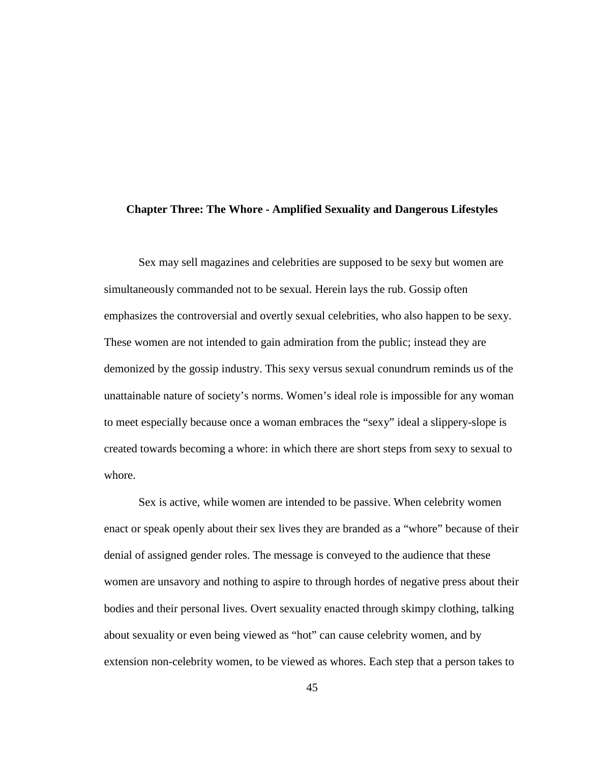## Chapter Three: The Whore - Amplified Sexuality and Dangerous Lifestyles

Sex may sell magazines and celebrities are supposed to be sexy but women are simultaneously commanded not to be sexual. Herein lays the rub. Gossip often emphasizes the controversial and overtly sexual celebrities, who also happen to be sexy. These women are not intended to gain admiration from the public; instead they are demonized by the gossip industry. This sexy versus sexual conundrum reminds us of the unattainable nature of society's norms. Women's ideal role is impossible for any woman to meet especially because once a woman embraces the "sexy" ideal a slippery-slope is created towards becoming a whore: in which there are short steps from sexy to sexual to whore.

Sex is active, while women are intended to be passive. When celebrity women enact or speak openly about their sex lives they are branded as a "whore" because of their denial of assigned gender roles. The message is conveyed to the audience that these women are unsavory and nothing to aspire to through hordes of negative press about their bodies and their personal lives. Overt sexuality enacted through skimpy clothing, talking about sexuality or even being viewed as "hot" can cause celebrity women, and by extension non-celebrity women, to be viewed as whores. Each step that a person takes to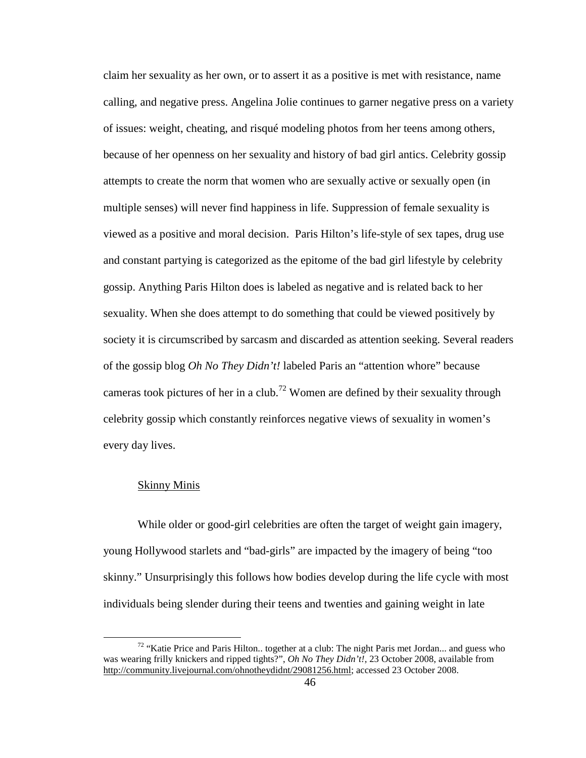claim her sexuality as her own, or to assert it as a positive is met with resistance, name calling, and negative press. Angelina Jolie continues to garner negative press on a variety of issues: weight, cheating, and risqué modeling photos from her teens among others, because of her openness on her sexuality and history of bad girl antics. Celebrity gossip attempts to create the norm that women who are sexually active or sexually open (in multiple senses) will never find happiness in life. Suppression of female sexuality is viewed as a positive and moral decision. Paris Hilton's life-style of sex tapes, drug use and constant partying is categorized as the epitome of the bad girl lifestyle by celebrity gossip. Anything Paris Hilton does is labeled as negative and is related back to her sexuality. When she does attempt to do something that could be viewed positively by society it is circumscribed by sarcasm and discarded as attention seeking. Several readers of the gossip blog *Oh No They Didn't!* labeled Paris an "attention whore" because cameras took pictures of her in a club.[72] Women are defined by their sexuality through celebrity gossip which constantly reinforces negative views of sexuality in women's every day lives.

<u>Skinny Minis</u>

While older or good-girl celebrities are often the target of weight gain imagery, young Hollywood starlets and "bad-girls" are impacted by the imagery of being "too skinny." Unsurprisingly this follows how bodies develop during the life cycle with most individuals being slender during their teens and twenties and gaining weight in late

[72] "Katie Price and Paris Hilton.. together at a club: The night Paris met Jordan... and guess who was wearing frilly knickers and ripped tights?", *Oh No They Didn't!*, 23 October 2008, available from http://community.livejournal.com/ohnotheydidnt/29081256.html; accessed 23 October 2008.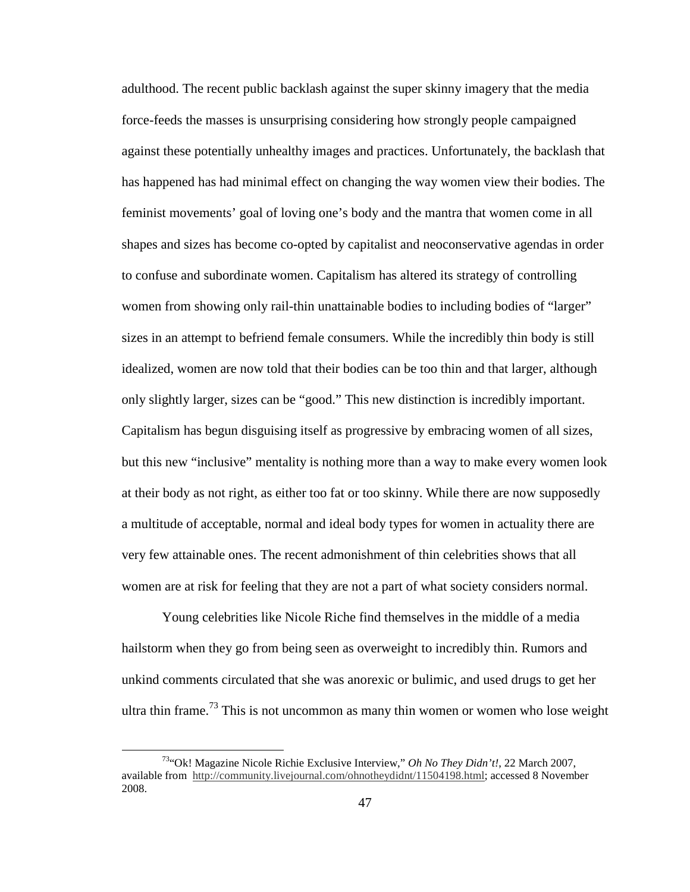adulthood. The recent public backlash against the super skinny imagery that the media force-feeds the masses is unsurprising considering how strongly people campaigned against these potentially unhealthy images and practices. Unfortunately, the backlash that has happened has had minimal effect on changing the way women view their bodies. The feminist movements' goal of loving one's body and the mantra that women come in all shapes and sizes has become co-opted by capitalist and neoconservative agendas in order to confuse and subordinate women. Capitalism has altered its strategy of controlling women from showing only rail-thin unattainable bodies to including bodies of "larger" sizes in an attempt to befriend female consumers. While the incredibly thin body is still idealized, women are now told that their bodies can be too thin and that larger, although only slightly larger, sizes can be "good." This new distinction is incredibly important. Capitalism has begun disguising itself as progressive by embracing women of all sizes, but this new "inclusive" mentality is nothing more than a way to make every women look at their body as not right, as either too fat or too skinny. While there are now supposedly a multitude of acceptable, normal and ideal body types for women in actuality there are very few attainable ones. The recent admonishment of thin celebrities shows that all women are at risk for feeling that they are not a part of what society considers normal.

Young celebrities like Nicole Riche find themselves in the middle of a media hailstorm when they go from being seen as overweight to incredibly thin. Rumors and unkind comments circulated that she was anorexic or bulimic, and used drugs to get her ultra thin frame.[73] This is not uncommon as many thin women or women who lose weight

[73]"Ok! Magazine Nicole Richie Exclusive Interview," *Oh No They Didn't!*, 22 March 2007, available from http://community.livejournal.com/ohnotheydidnt/11504198.html; accessed 8 November 2008.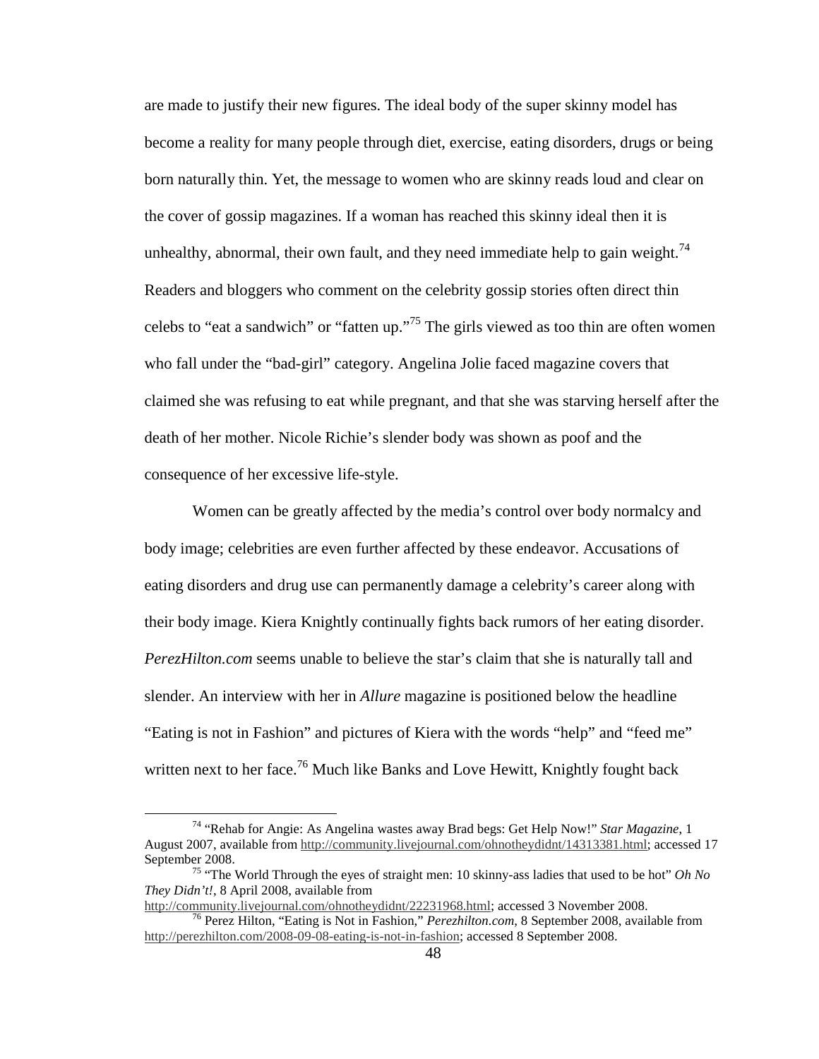are made to justify their new figures. The ideal body of the super skinny model has become a reality for many people through diet, exercise, eating disorders, drugs or being born naturally thin. Yet, the message to women who are skinny reads loud and clear on the cover of gossip magazines. If a woman has reached this skinny ideal then it is unhealthy, abnormal, their own fault, and they need immediate help to gain weight.[74] Readers and bloggers who comment on the celebrity gossip stories often direct thin celebs to "eat a sandwich" or "fatten up."[75] The girls viewed as too thin are often women who fall under the "bad-girl" category. Angelina Jolie faced magazine covers that claimed she was refusing to eat while pregnant, and that she was starving herself after the death of her mother. Nicole Richie's slender body was shown as poof and the consequence of her excessive life-style.

Women can be greatly affected by the media's control over body normalcy and body image; celebrities are even further affected by these endeavor. Accusations of eating disorders and drug use can permanently damage a celebrity's career along with their body image. Kiera Knightly continually fights back rumors of her eating disorder. *PerezHilton.com* seems unable to believe the star's claim that she is naturally tall and slender. An interview with her in *Allure* magazine is positioned below the headline "Eating is not in Fashion" and pictures of Kiera with the words "help" and "feed me" written next to her face.[76] Much like Banks and Love Hewitt, Knightly fought back

---

[74] "Rehab for Angie: As Angelina wastes away Brad begs: Get Help Now!" *Star Magazine*, 1 August 2007, available from http://community.livejournal.com/ohnotheydidnt/14313381.html; accessed 17 September 2008.

[75] "The World Through the eyes of straight men: 10 skinny-ass ladies that used to be hot" *Oh No They Didn't!*, 8 April 2008, available from http://community.livejournal.com/ohnotheydidnt/22231968.html; accessed 3 November 2008.

[76] Perez Hilton, "Eating is Not in Fashion," *Perezhilton.com*, 8 September 2008, available from http://perezhilton.com/2008-09-08-eating-is-not-in-fashion; accessed 8 September 2008.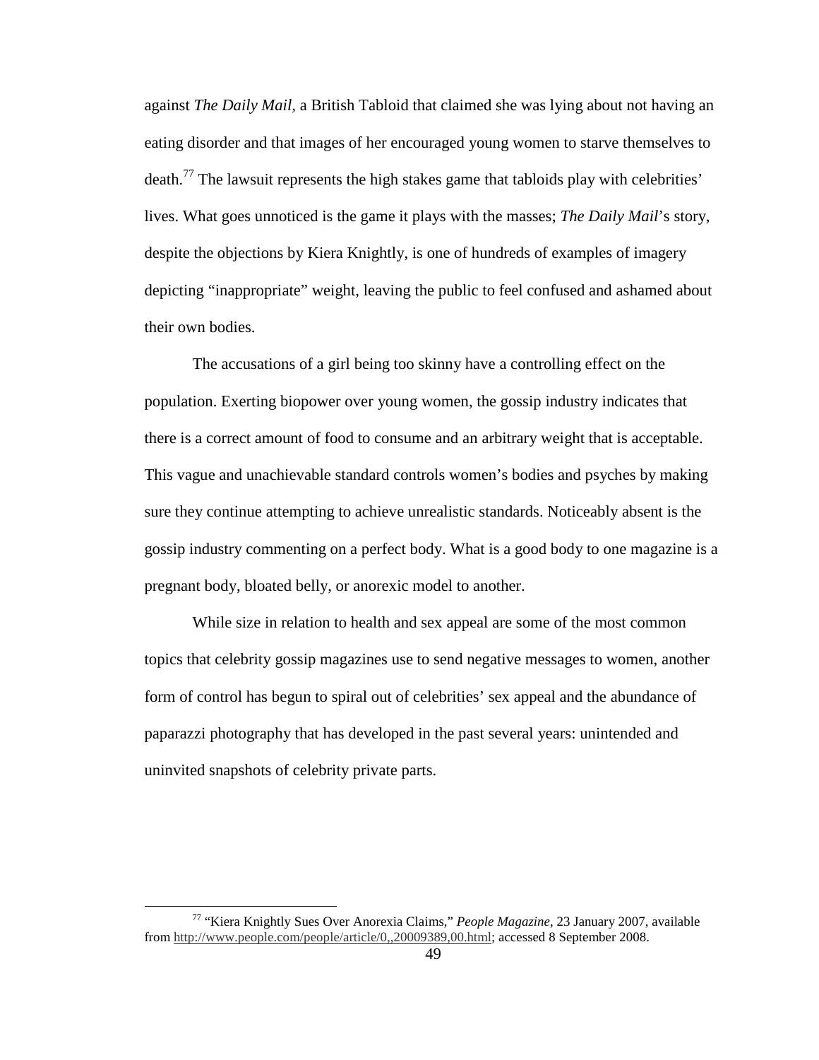against *The Daily Mail*, a British Tabloid that claimed she was lying about not having an eating disorder and that images of her encouraged young women to starve themselves to death.[77] The lawsuit represents the high stakes game that tabloids play with celebrities' lives. What goes unnoticed is the game it plays with the masses; *The Daily Mail*'s story, despite the objections by Kiera Knightly, is one of hundreds of examples of imagery depicting "inappropriate" weight, leaving the public to feel confused and ashamed about their own bodies.

The accusations of a girl being too skinny have a controlling effect on the population. Exerting biopower over young women, the gossip industry indicates that there is a correct amount of food to consume and an arbitrary weight that is acceptable. This vague and unachievable standard controls women's bodies and psyches by making sure they continue attempting to achieve unrealistic standards. Noticeably absent is the gossip industry commenting on a perfect body. What is a good body to one magazine is a pregnant body, bloated belly, or anorexic model to another.

While size in relation to health and sex appeal are some of the most common topics that celebrity gossip magazines use to send negative messages to women, another form of control has begun to spiral out of celebrities' sex appeal and the abundance of paparazzi photography that has developed in the past several years: unintended and uninvited snapshots of celebrity private parts.

---

[77] "Kiera Knightly Sues Over Anorexia Claims," *People Magazine*, 23 January 2007, available from http://www.people.com/people/article/0,,20009389,00.html; accessed 8 September 2008.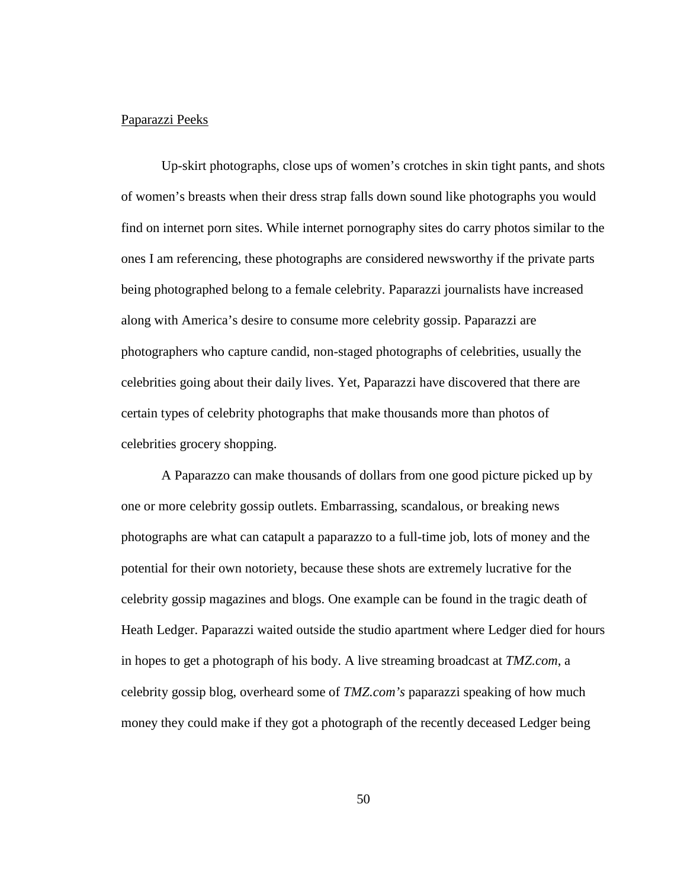Paparazzi Peeks

Up-skirt photographs, close ups of women's crotches in skin tight pants, and shots of women's breasts when their dress strap falls down sound like photographs you would find on internet porn sites. While internet pornography sites do carry photos similar to the ones I am referencing, these photographs are considered newsworthy if the private parts being photographed belong to a female celebrity. Paparazzi journalists have increased along with America's desire to consume more celebrity gossip. Paparazzi are photographers who capture candid, non-staged photographs of celebrities, usually the celebrities going about their daily lives. Yet, Paparazzi have discovered that there are certain types of celebrity photographs that make thousands more than photos of celebrities grocery shopping.

A Paparazzo can make thousands of dollars from one good picture picked up by one or more celebrity gossip outlets. Embarrassing, scandalous, or breaking news photographs are what can catapult a paparazzo to a full-time job, lots of money and the potential for their own notoriety, because these shots are extremely lucrative for the celebrity gossip magazines and blogs. One example can be found in the tragic death of Heath Ledger. Paparazzi waited outside the studio apartment where Ledger died for hours in hopes to get a photograph of his body. A live streaming broadcast at *TMZ.com*, a celebrity gossip blog, overheard some of *TMZ.com's* paparazzi speaking of how much money they could make if they got a photograph of the recently deceased Ledger being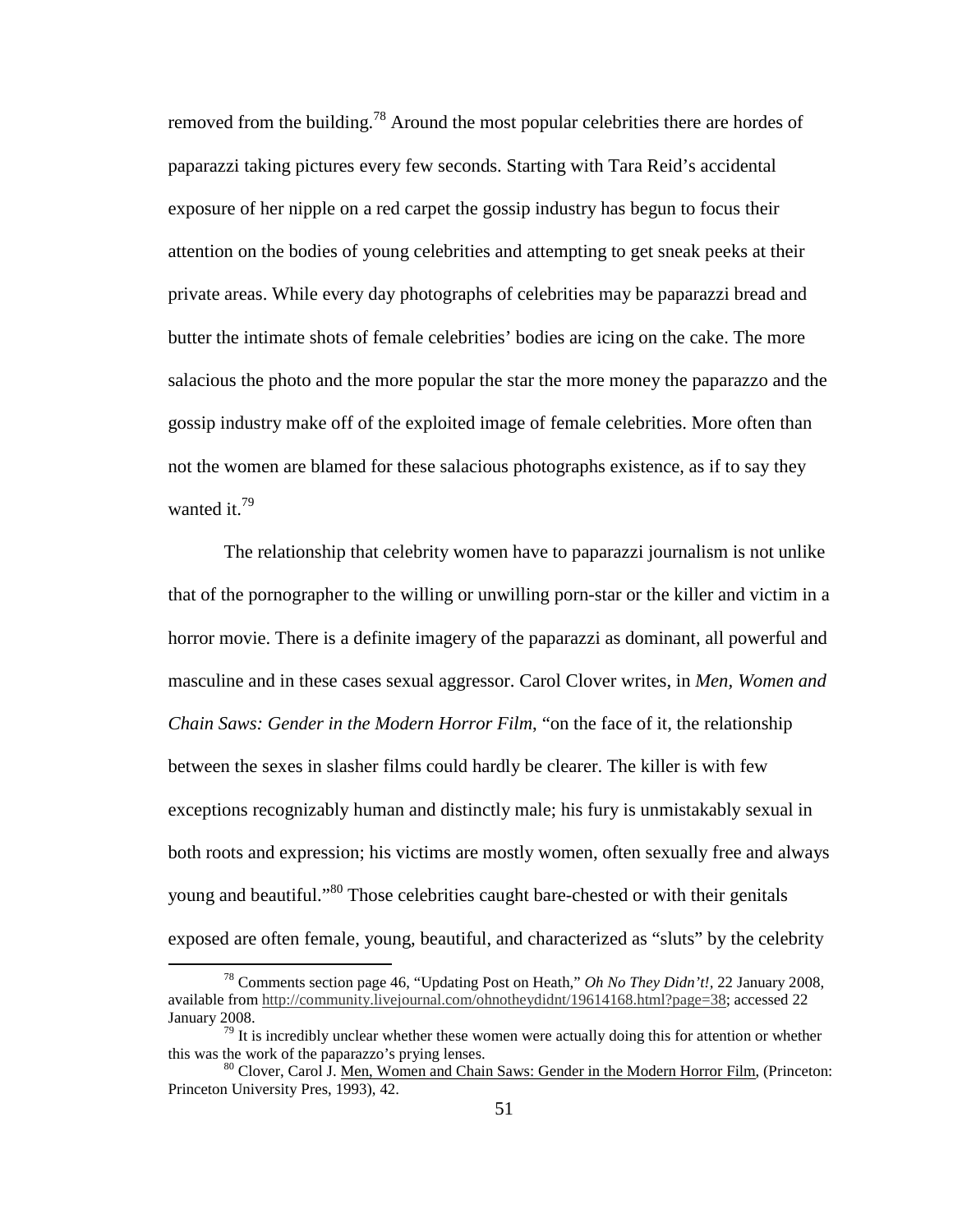removed from the building.[78] Around the most popular celebrities there are hordes of paparazzi taking pictures every few seconds. Starting with Tara Reid's accidental exposure of her nipple on a red carpet the gossip industry has begun to focus their attention on the bodies of young celebrities and attempting to get sneak peeks at their private areas. While every day photographs of celebrities may be paparazzi bread and butter the intimate shots of female celebrities' bodies are icing on the cake. The more salacious the photo and the more popular the star the more money the paparazzo and the gossip industry make off of the exploited image of female celebrities. More often than not the women are blamed for these salacious photographs existence, as if to say they wanted it.[79]

The relationship that celebrity women have to paparazzi journalism is not unlike that of the pornographer to the willing or unwilling porn-star or the killer and victim in a horror movie. There is a definite imagery of the paparazzi as dominant, all powerful and masculine and in these cases sexual aggressor. Carol Clover writes, in *Men, Women and Chain Saws: Gender in the Modern Horror Film*, "on the face of it, the relationship between the sexes in slasher films could hardly be clearer. The killer is with few exceptions recognizably human and distinctly male; his fury is unmistakably sexual in both roots and expression; his victims are mostly women, often sexually free and always young and beautiful."[80] Those celebrities caught bare-chested or with their genitals exposed are often female, young, beautiful, and characterized as "sluts" by the celebrity

---

[78] Comments section page 46, "Updating Post on Heath," *Oh No They Didn't!*, 22 January 2008, available from http://community.livejournal.com/ohnotheydidnt/19614168.html?page=38; accessed 22 January 2008.

[79] It is incredibly unclear whether these women were actually doing this for attention or whether this was the work of the paparazzo's prying lenses.

[80] Clover, Carol J. Men, Women and Chain Saws: Gender in the Modern Horror Film, (Princeton: Princeton University Pres, 1993), 42.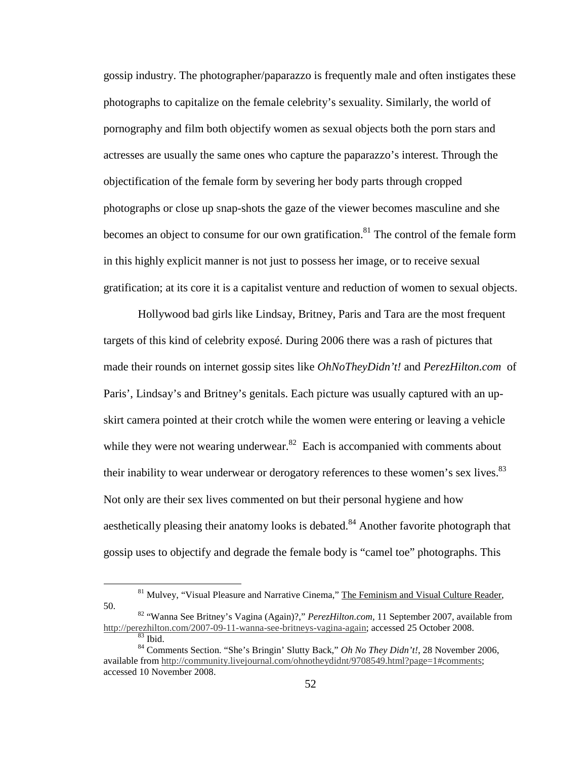gossip industry. The photographer/paparazzo is frequently male and often instigates these photographs to capitalize on the female celebrity's sexuality. Similarly, the world of pornography and film both objectify women as sexual objects both the porn stars and actresses are usually the same ones who capture the paparazzo's interest. Through the objectification of the female form by severing her body parts through cropped photographs or close up snap-shots the gaze of the viewer becomes masculine and she becomes an object to consume for our own gratification.[81] The control of the female form in this highly explicit manner is not just to possess her image, or to receive sexual gratification; at its core it is a capitalist venture and reduction of women to sexual objects.

Hollywood bad girls like Lindsay, Britney, Paris and Tara are the most frequent targets of this kind of celebrity exposé. During 2006 there was a rash of pictures that made their rounds on internet gossip sites like *OhNoTheyDidn't!* and *PerezHilton.com* of Paris', Lindsay's and Britney's genitals. Each picture was usually captured with an up-skirt camera pointed at their crotch while the women were entering or leaving a vehicle while they were not wearing underwear.[82] Each is accompanied with comments about their inability to wear underwear or derogatory references to these women's sex lives.[83] Not only are their sex lives commented on but their personal hygiene and how aesthetically pleasing their anatomy looks is debated.[84] Another favorite photograph that gossip uses to objectify and degrade the female body is "camel toe" photographs. This

---

[81] Mulvey, "Visual Pleasure and Narrative Cinema," The Feminism and Visual Culture Reader, 50.

[82] "Wanna See Britney's Vagina (Again)?," *PerezHilton.com*, 11 September 2007, available from http://perezhilton.com/2007-09-11-wanna-see-britneys-vagina-again; accessed 25 October 2008.

[83] Ibid.

[84] Comments Section. "She's Bringin' Slutty Back," *Oh No They Didn't!*, 28 November 2006, available from http://community.livejournal.com/ohnotheydidnt/9708549.html?page=1#comments; accessed 10 November 2008.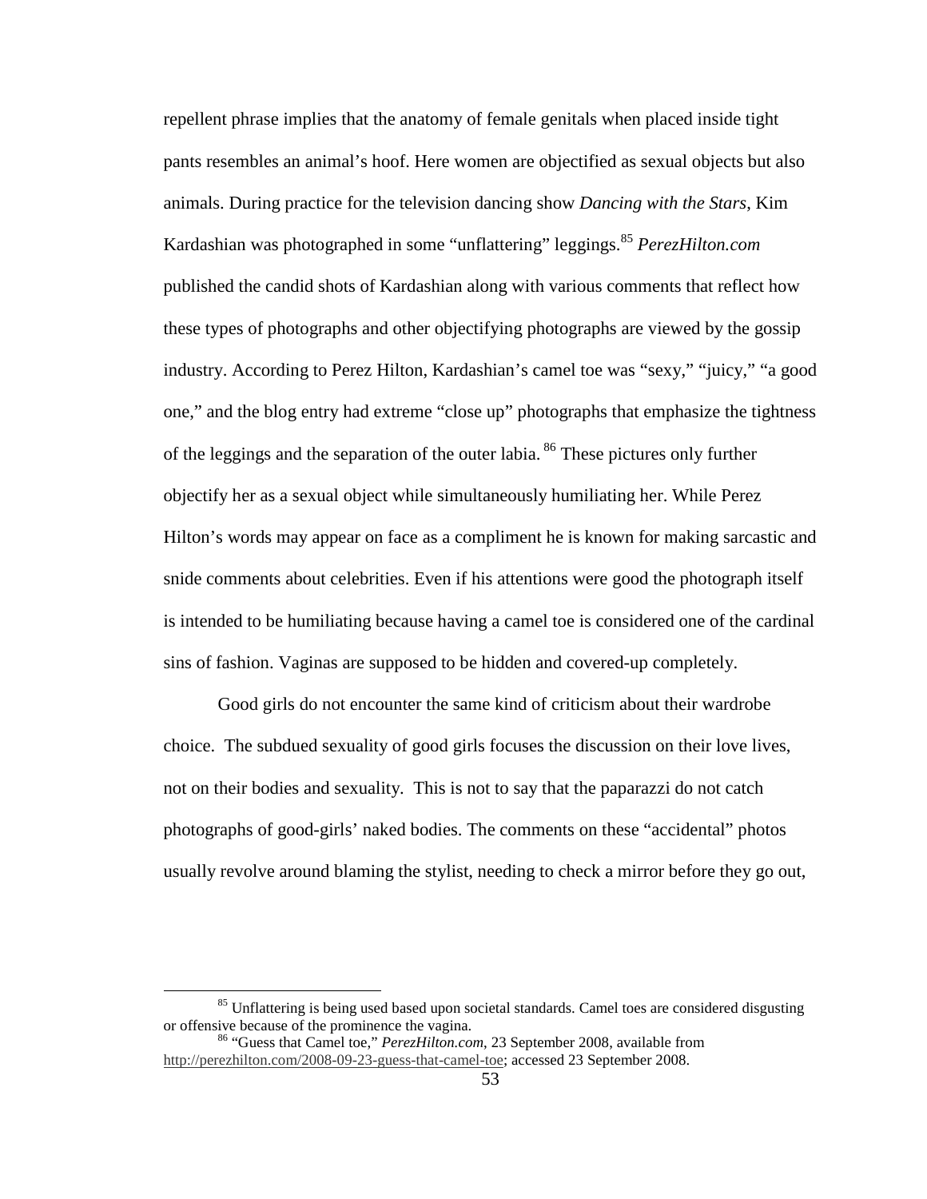repellent phrase implies that the anatomy of female genitals when placed inside tight pants resembles an animal's hoof. Here women are objectified as sexual objects but also animals. During practice for the television dancing show *Dancing with the Stars*, Kim Kardashian was photographed in some "unflattering" leggings.[85] *PerezHilton.com* published the candid shots of Kardashian along with various comments that reflect how these types of photographs and other objectifying photographs are viewed by the gossip industry. According to Perez Hilton, Kardashian's camel toe was "sexy," "juicy," "a good one," and the blog entry had extreme "close up" photographs that emphasize the tightness of the leggings and the separation of the outer labia.[86] These pictures only further objectify her as a sexual object while simultaneously humiliating her. While Perez Hilton's words may appear on face as a compliment he is known for making sarcastic and snide comments about celebrities. Even if his attentions were good the photograph itself is intended to be humiliating because having a camel toe is considered one of the cardinal sins of fashion. Vaginas are supposed to be hidden and covered-up completely.

Good girls do not encounter the same kind of criticism about their wardrobe choice. The subdued sexuality of good girls focuses the discussion on their love lives, not on their bodies and sexuality. This is not to say that the paparazzi do not catch photographs of good-girls' naked bodies. The comments on these "accidental" photos usually revolve around blaming the stylist, needing to check a mirror before they go out,

---

[85] Unflattering is being used based upon societal standards. Camel toes are considered disgusting or offensive because of the prominence the vagina.

[86] "Guess that Camel toe," *PerezHilton.com*, 23 September 2008, available from http://perezhilton.com/2008-09-23-guess-that-camel-toe; accessed 23 September 2008.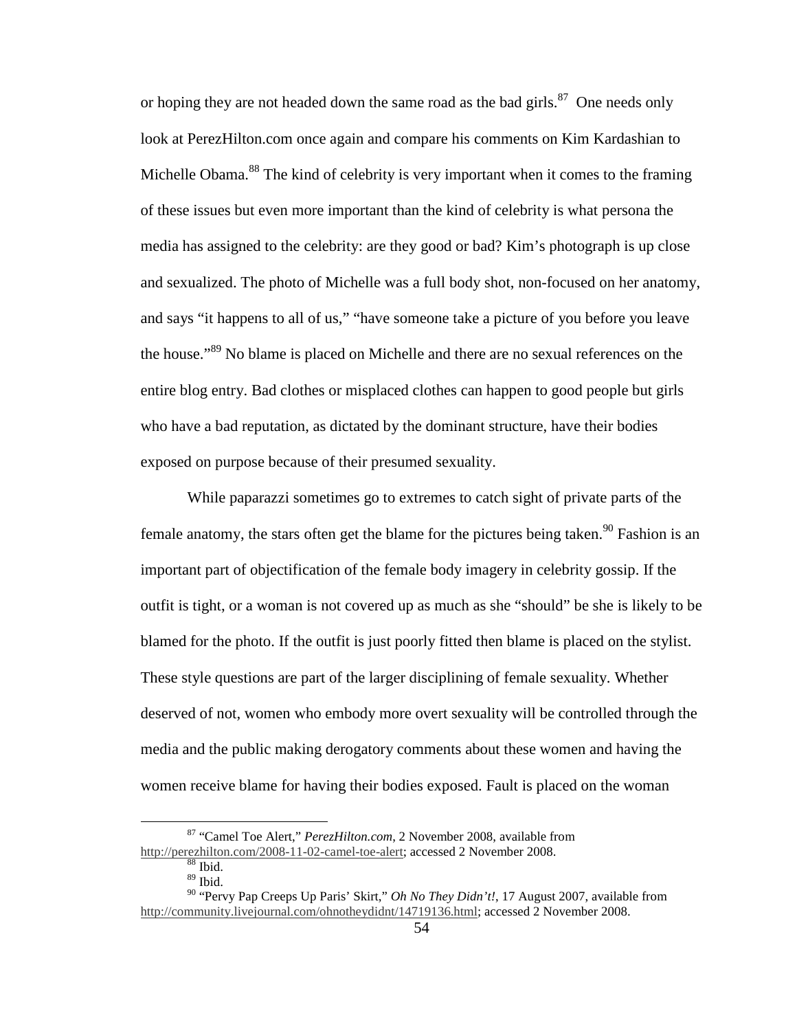or hoping they are not headed down the same road as the bad girls.[87] One needs only look at PerezHilton.com once again and compare his comments on Kim Kardashian to Michelle Obama.[88] The kind of celebrity is very important when it comes to the framing of these issues but even more important than the kind of celebrity is what persona the media has assigned to the celebrity: are they good or bad? Kim's photograph is up close and sexualized. The photo of Michelle was a full body shot, non-focused on her anatomy, and says "it happens to all of us," "have someone take a picture of you before you leave the house."[89] No blame is placed on Michelle and there are no sexual references on the entire blog entry. Bad clothes or misplaced clothes can happen to good people but girls who have a bad reputation, as dictated by the dominant structure, have their bodies exposed on purpose because of their presumed sexuality.

While paparazzi sometimes go to extremes to catch sight of private parts of the female anatomy, the stars often get the blame for the pictures being taken.[90] Fashion is an important part of objectification of the female body imagery in celebrity gossip. If the outfit is tight, or a woman is not covered up as much as she "should" be she is likely to be blamed for the photo. If the outfit is just poorly fitted then blame is placed on the stylist. These style questions are part of the larger disciplining of female sexuality. Whether deserved of not, women who embody more overt sexuality will be controlled through the media and the public making derogatory comments about these women and having the women receive blame for having their bodies exposed. Fault is placed on the woman

---

[87] "Camel Toe Alert," *PerezHilton.com*, 2 November 2008, available from http://perezhilton.com/2008-11-02-camel-toe-alert; accessed 2 November 2008.

[88] Ibid.

[89] Ibid.

[90] "Pervy Pap Creeps Up Paris' Skirt," *Oh No They Didn't!*, 17 August 2007, available from http://community.livejournal.com/ohnotheydidnt/14719136.html; accessed 2 November 2008.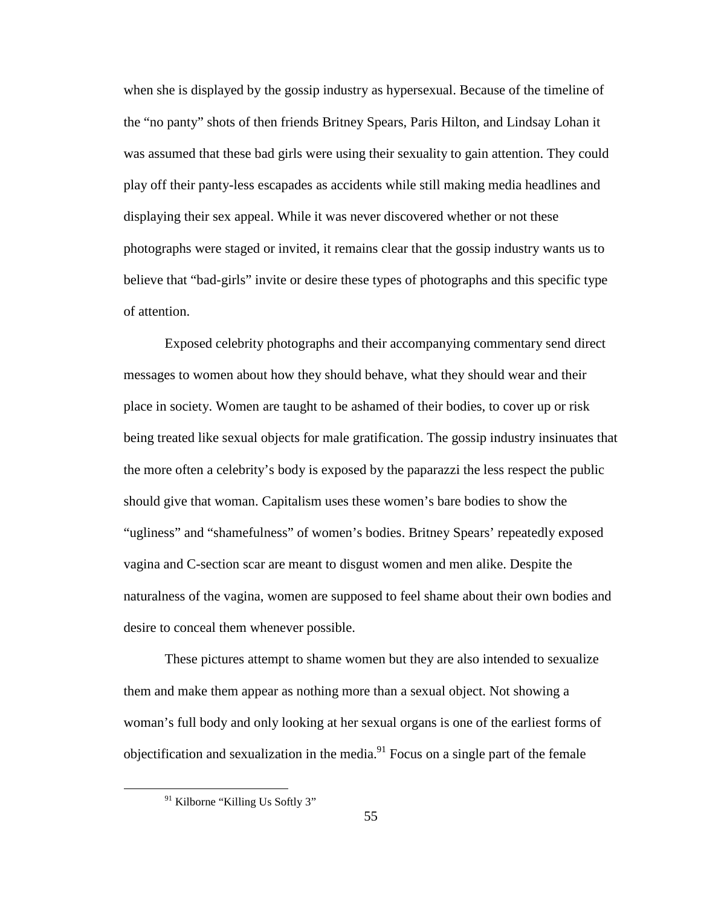when she is displayed by the gossip industry as hypersexual. Because of the timeline of the "no panty" shots of then friends Britney Spears, Paris Hilton, and Lindsay Lohan it was assumed that these bad girls were using their sexuality to gain attention. They could play off their panty-less escapades as accidents while still making media headlines and displaying their sex appeal. While it was never discovered whether or not these photographs were staged or invited, it remains clear that the gossip industry wants us to believe that "bad-girls" invite or desire these types of photographs and this specific type of attention.

Exposed celebrity photographs and their accompanying commentary send direct messages to women about how they should behave, what they should wear and their place in society. Women are taught to be ashamed of their bodies, to cover up or risk being treated like sexual objects for male gratification. The gossip industry insinuates that the more often a celebrity's body is exposed by the paparazzi the less respect the public should give that woman. Capitalism uses these women's bare bodies to show the "ugliness" and "shamefulness" of women's bodies. Britney Spears' repeatedly exposed vagina and C-section scar are meant to disgust women and men alike. Despite the naturalness of the vagina, women are supposed to feel shame about their own bodies and desire to conceal them whenever possible.

These pictures attempt to shame women but they are also intended to sexualize them and make them appear as nothing more than a sexual object. Not showing a woman's full body and only looking at her sexual organs is one of the earliest forms of objectification and sexualization in the media.[91] Focus on a single part of the female

[91] Kilborne "Killing Us Softly 3"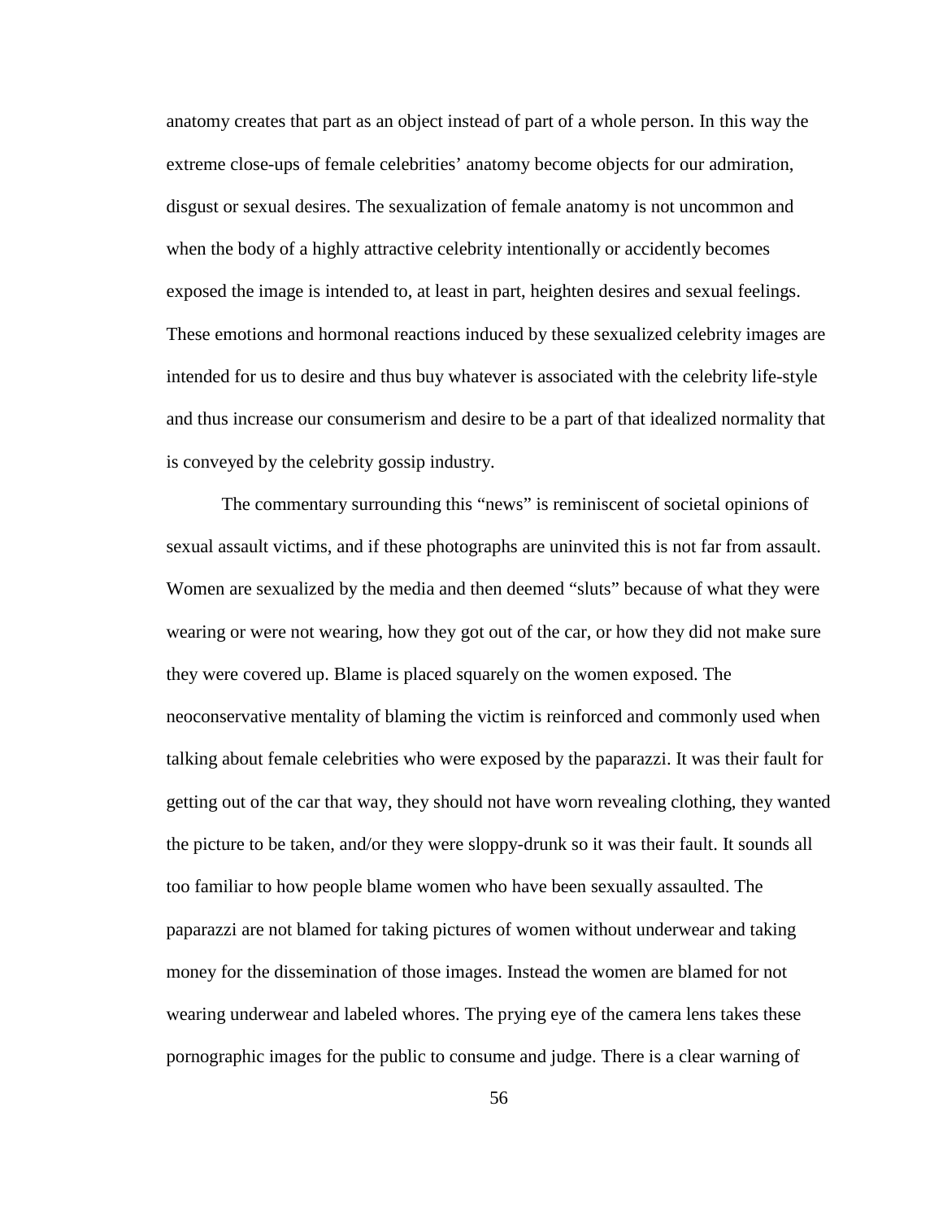anatomy creates that part as an object instead of part of a whole person. In this way the extreme close-ups of female celebrities' anatomy become objects for our admiration, disgust or sexual desires. The sexualization of female anatomy is not uncommon and when the body of a highly attractive celebrity intentionally or accidently becomes exposed the image is intended to, at least in part, heighten desires and sexual feelings. These emotions and hormonal reactions induced by these sexualized celebrity images are intended for us to desire and thus buy whatever is associated with the celebrity life-style and thus increase our consumerism and desire to be a part of that idealized normality that is conveyed by the celebrity gossip industry.

The commentary surrounding this "news" is reminiscent of societal opinions of sexual assault victims, and if these photographs are uninvited this is not far from assault. Women are sexualized by the media and then deemed "sluts" because of what they were wearing or were not wearing, how they got out of the car, or how they did not make sure they were covered up. Blame is placed squarely on the women exposed. The neoconservative mentality of blaming the victim is reinforced and commonly used when talking about female celebrities who were exposed by the paparazzi. It was their fault for getting out of the car that way, they should not have worn revealing clothing, they wanted the picture to be taken, and/or they were sloppy-drunk so it was their fault. It sounds all too familiar to how people blame women who have been sexually assaulted. The paparazzi are not blamed for taking pictures of women without underwear and taking money for the dissemination of those images. Instead the women are blamed for not wearing underwear and labeled whores. The prying eye of the camera lens takes these pornographic images for the public to consume and judge. There is a clear warning of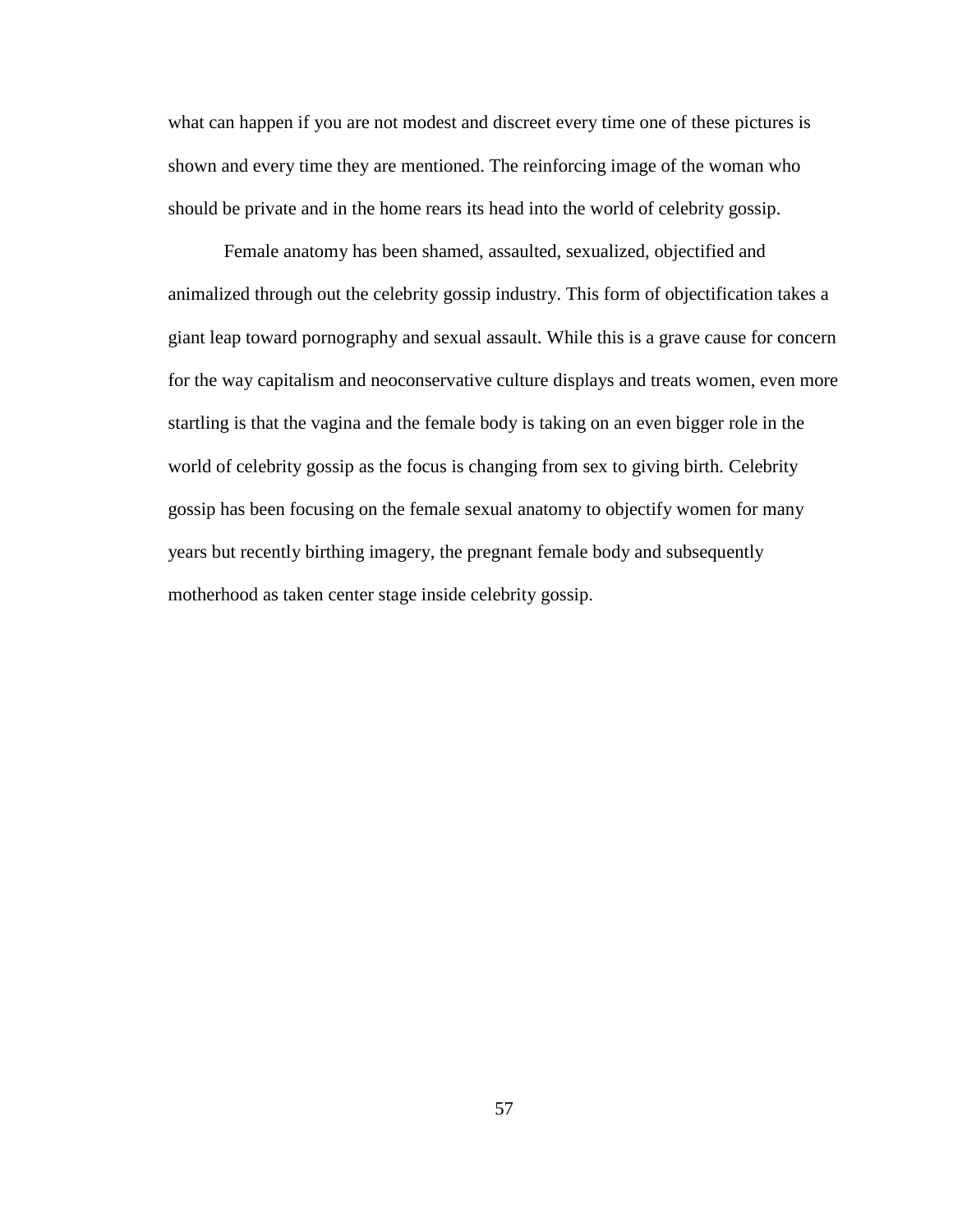what can happen if you are not modest and discreet every time one of these pictures is shown and every time they are mentioned. The reinforcing image of the woman who should be private and in the home rears its head into the world of celebrity gossip.

Female anatomy has been shamed, assaulted, sexualized, objectified and animalized through out the celebrity gossip industry. This form of objectification takes a giant leap toward pornography and sexual assault. While this is a grave cause for concern for the way capitalism and neoconservative culture displays and treats women, even more startling is that the vagina and the female body is taking on an even bigger role in the world of celebrity gossip as the focus is changing from sex to giving birth. Celebrity gossip has been focusing on the female sexual anatomy to objectify women for many years but recently birthing imagery, the pregnant female body and subsequently motherhood as taken center stage inside celebrity gossip.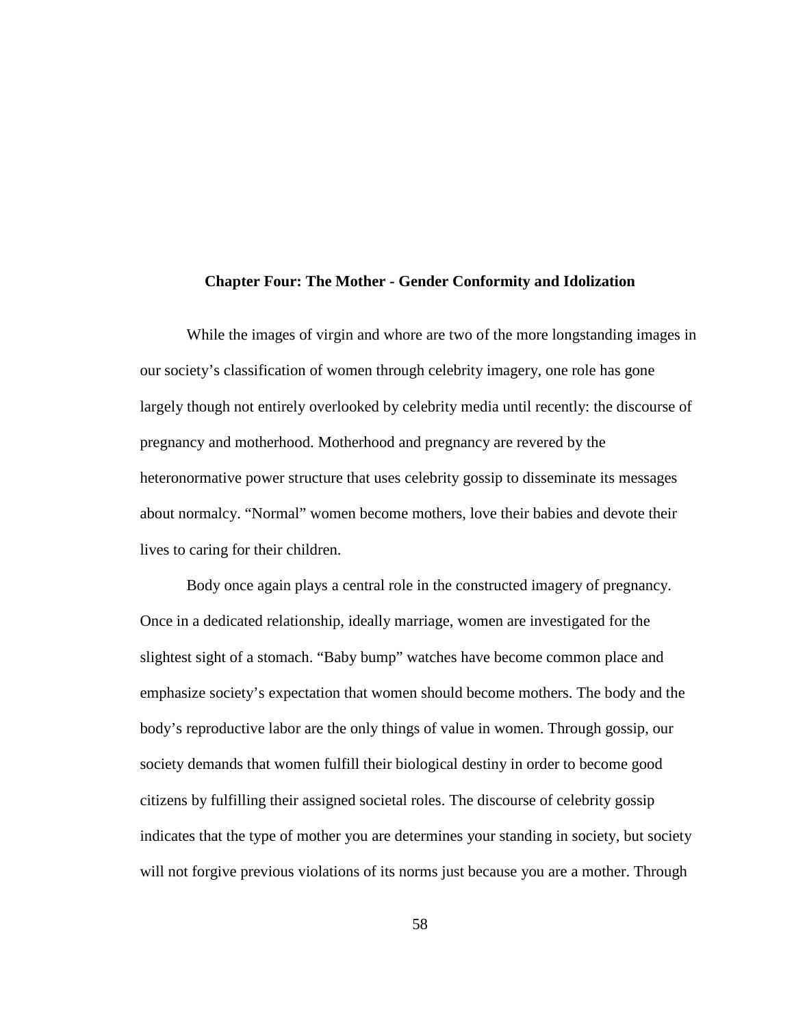## Chapter Four: The Mother - Gender Conformity and Idolization

While the images of virgin and whore are two of the more longstanding images in our society's classification of women through celebrity imagery, one role has gone largely though not entirely overlooked by celebrity media until recently: the discourse of pregnancy and motherhood. Motherhood and pregnancy are revered by the heteronormative power structure that uses celebrity gossip to disseminate its messages about normalcy. "Normal" women become mothers, love their babies and devote their lives to caring for their children.

Body once again plays a central role in the constructed imagery of pregnancy. Once in a dedicated relationship, ideally marriage, women are investigated for the slightest sight of a stomach. "Baby bump" watches have become common place and emphasize society's expectation that women should become mothers. The body and the body's reproductive labor are the only things of value in women. Through gossip, our society demands that women fulfill their biological destiny in order to become good citizens by fulfilling their assigned societal roles. The discourse of celebrity gossip indicates that the type of mother you are determines your standing in society, but society will not forgive previous violations of its norms just because you are a mother. Through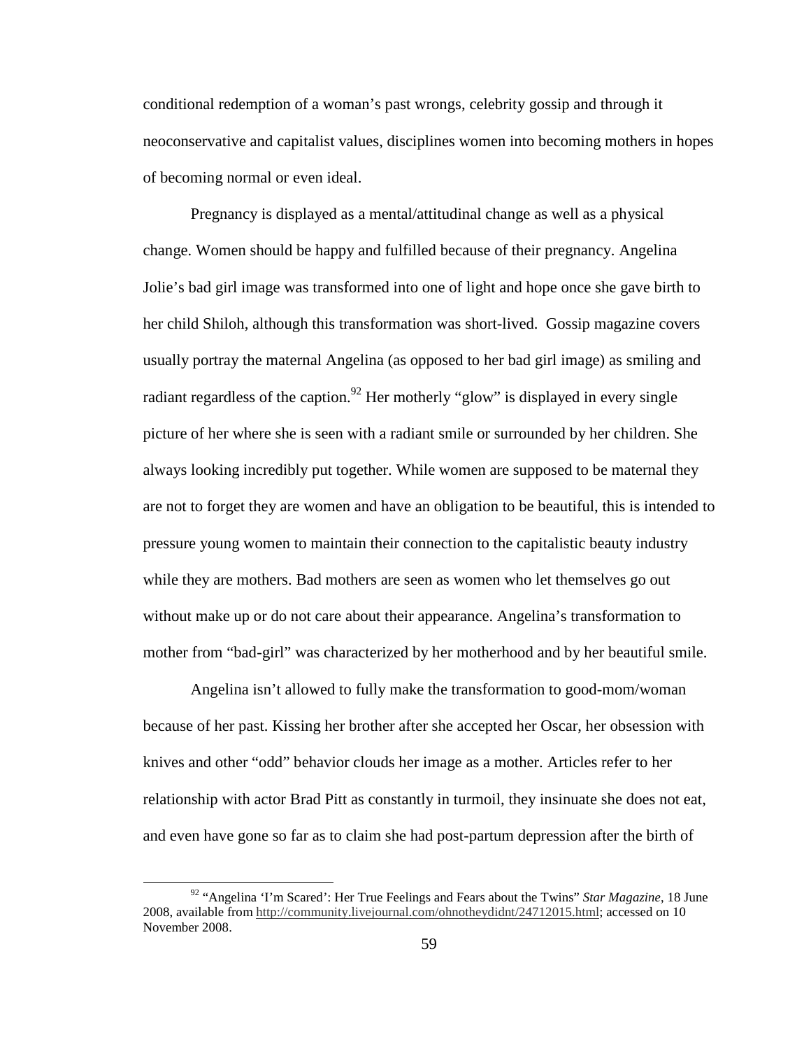conditional redemption of a woman's past wrongs, celebrity gossip and through it neoconservative and capitalist values, disciplines women into becoming mothers in hopes of becoming normal or even ideal.

Pregnancy is displayed as a mental/attitudinal change as well as a physical change. Women should be happy and fulfilled because of their pregnancy. Angelina Jolie's bad girl image was transformed into one of light and hope once she gave birth to her child Shiloh, although this transformation was short-lived. Gossip magazine covers usually portray the maternal Angelina (as opposed to her bad girl image) as smiling and radiant regardless of the caption.[92] Her motherly "glow" is displayed in every single picture of her where she is seen with a radiant smile or surrounded by her children. She always looking incredibly put together. While women are supposed to be maternal they are not to forget they are women and have an obligation to be beautiful, this is intended to pressure young women to maintain their connection to the capitalistic beauty industry while they are mothers. Bad mothers are seen as women who let themselves go out without make up or do not care about their appearance. Angelina's transformation to mother from "bad-girl" was characterized by her motherhood and by her beautiful smile.

Angelina isn't allowed to fully make the transformation to good-mom/woman because of her past. Kissing her brother after she accepted her Oscar, her obsession with knives and other "odd" behavior clouds her image as a mother. Articles refer to her relationship with actor Brad Pitt as constantly in turmoil, they insinuate she does not eat, and even have gone so far as to claim she had post-partum depression after the birth of

---

[92] "Angelina 'I'm Scared': Her True Feelings and Fears about the Twins" *Star Magazine*, 18 June 2008, available from http://community.livejournal.com/ohnotheydidnt/24712015.html; accessed on 10 November 2008.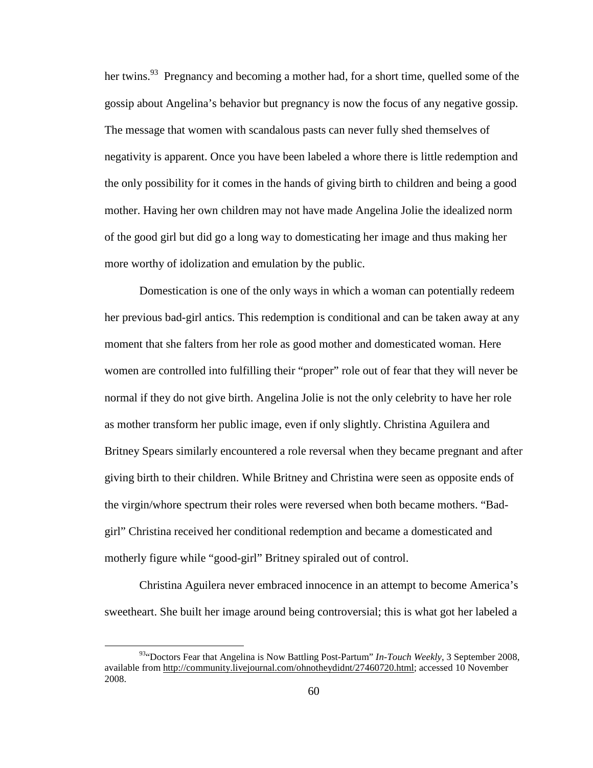her twins.[93] Pregnancy and becoming a mother had, for a short time, quelled some of the gossip about Angelina's behavior but pregnancy is now the focus of any negative gossip. The message that women with scandalous pasts can never fully shed themselves of negativity is apparent. Once you have been labeled a whore there is little redemption and the only possibility for it comes in the hands of giving birth to children and being a good mother. Having her own children may not have made Angelina Jolie the idealized norm of the good girl but did go a long way to domesticating her image and thus making her more worthy of idolization and emulation by the public.

Domestication is one of the only ways in which a woman can potentially redeem her previous bad-girl antics. This redemption is conditional and can be taken away at any moment that she falters from her role as good mother and domesticated woman. Here women are controlled into fulfilling their "proper" role out of fear that they will never be normal if they do not give birth. Angelina Jolie is not the only celebrity to have her role as mother transform her public image, even if only slightly. Christina Aguilera and Britney Spears similarly encountered a role reversal when they became pregnant and after giving birth to their children. While Britney and Christina were seen as opposite ends of the virgin/whore spectrum their roles were reversed when both became mothers. "Bad-girl" Christina received her conditional redemption and became a domesticated and motherly figure while "good-girl" Britney spiraled out of control.

Christina Aguilera never embraced innocence in an attempt to become America's sweetheart. She built her image around being controversial; this is what got her labeled a

---

[93] "Doctors Fear that Angelina is Now Battling Post-Partum" *In-Touch Weekly*, 3 September 2008, available from http://community.livejournal.com/ohnotheydidnt/27460720.html; accessed 10 November 2008.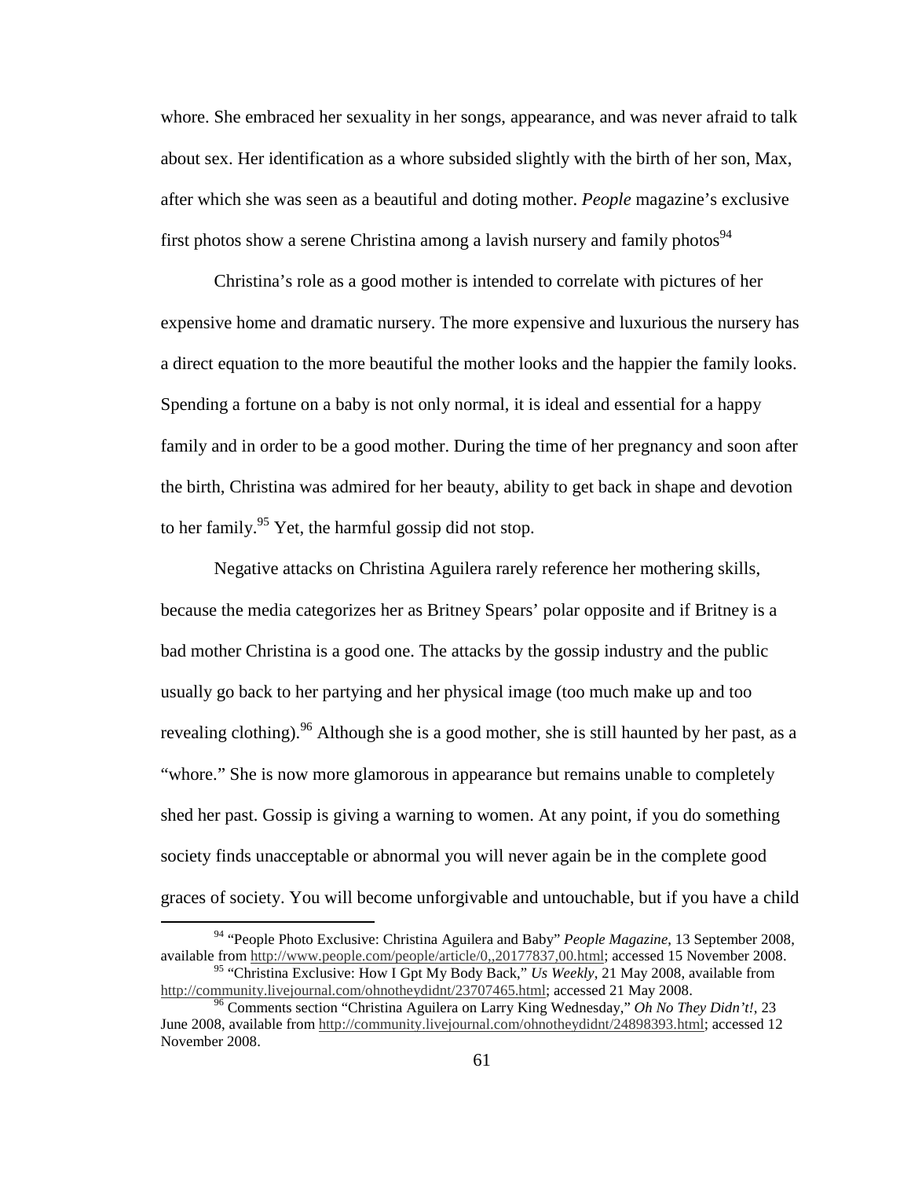whore. She embraced her sexuality in her songs, appearance, and was never afraid to talk about sex. Her identification as a whore subsided slightly with the birth of her son, Max, after which she was seen as a beautiful and doting mother. *People* magazine's exclusive first photos show a serene Christina among a lavish nursery and family photos[94]

Christina's role as a good mother is intended to correlate with pictures of her expensive home and dramatic nursery. The more expensive and luxurious the nursery has a direct equation to the more beautiful the mother looks and the happier the family looks. Spending a fortune on a baby is not only normal, it is ideal and essential for a happy family and in order to be a good mother. During the time of her pregnancy and soon after the birth, Christina was admired for her beauty, ability to get back in shape and devotion to her family.[95] Yet, the harmful gossip did not stop.

Negative attacks on Christina Aguilera rarely reference her mothering skills, because the media categorizes her as Britney Spears' polar opposite and if Britney is a bad mother Christina is a good one. The attacks by the gossip industry and the public usually go back to her partying and her physical image (too much make up and too revealing clothing).[96] Although she is a good mother, she is still haunted by her past, as a "whore." She is now more glamorous in appearance but remains unable to completely shed her past. Gossip is giving a warning to women. At any point, if you do something society finds unacceptable or abnormal you will never again be in the complete good graces of society. You will become unforgivable and untouchable, but if you have a child

---

[94] "People Photo Exclusive: Christina Aguilera and Baby" *People Magazine*, 13 September 2008, available from http://www.people.com/people/article/0,,20177837,00.html; accessed 15 November 2008.

[95] "Christina Exclusive: How I Gpt My Body Back," *Us Weekly*, 21 May 2008, available from http://community.livejournal.com/ohnotheydidnt/23707465.html; accessed 21 May 2008.

[96] Comments section "Christina Aguilera on Larry King Wednesday," *Oh No They Didn't!*, 23 June 2008, available from http://community.livejournal.com/ohnotheydidnt/24898393.html; accessed 12 November 2008.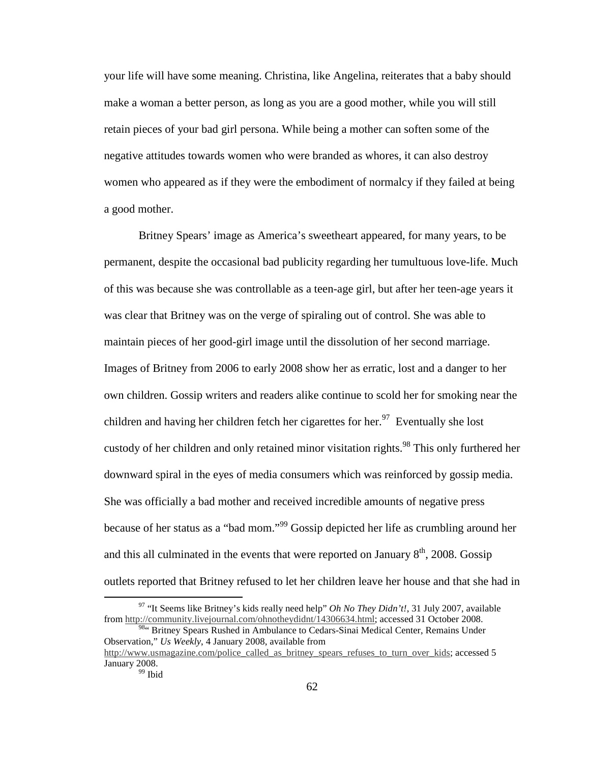your life will have some meaning. Christina, like Angelina, reiterates that a baby should make a woman a better person, as long as you are a good mother, while you will still retain pieces of your bad girl persona. While being a mother can soften some of the negative attitudes towards women who were branded as whores, it can also destroy women who appeared as if they were the embodiment of normalcy if they failed at being a good mother.

Britney Spears' image as America's sweetheart appeared, for many years, to be permanent, despite the occasional bad publicity regarding her tumultuous love-life. Much of this was because she was controllable as a teen-age girl, but after her teen-age years it was clear that Britney was on the verge of spiraling out of control. She was able to maintain pieces of her good-girl image until the dissolution of her second marriage. Images of Britney from 2006 to early 2008 show her as erratic, lost and a danger to her own children. Gossip writers and readers alike continue to scold her for smoking near the children and having her children fetch her cigarettes for her.[97] Eventually she lost custody of her children and only retained minor visitation rights.[98] This only furthered her downward spiral in the eyes of media consumers which was reinforced by gossip media. She was officially a bad mother and received incredible amounts of negative press because of her status as a "bad mom."[99] Gossip depicted her life as crumbling around her and this all culminated in the events that were reported on January 8th, 2008. Gossip outlets reported that Britney refused to let her children leave her house and that she had in

---

[97] "It Seems like Britney's kids really need help" *Oh No They Didn't!*, 31 July 2007, available from http://community.livejournal.com/ohnotheydidnt/14306634.html; accessed 31 October 2008.

[98] " Britney Spears Rushed in Ambulance to Cedars-Sinai Medical Center, Remains Under Observation," *Us Weekly*, 4 January 2008, available from http://www.usmagazine.com/police_called_as_britney_spears_refuses_to_turn_over_kids; accessed 5 January 2008.

[99] Ibid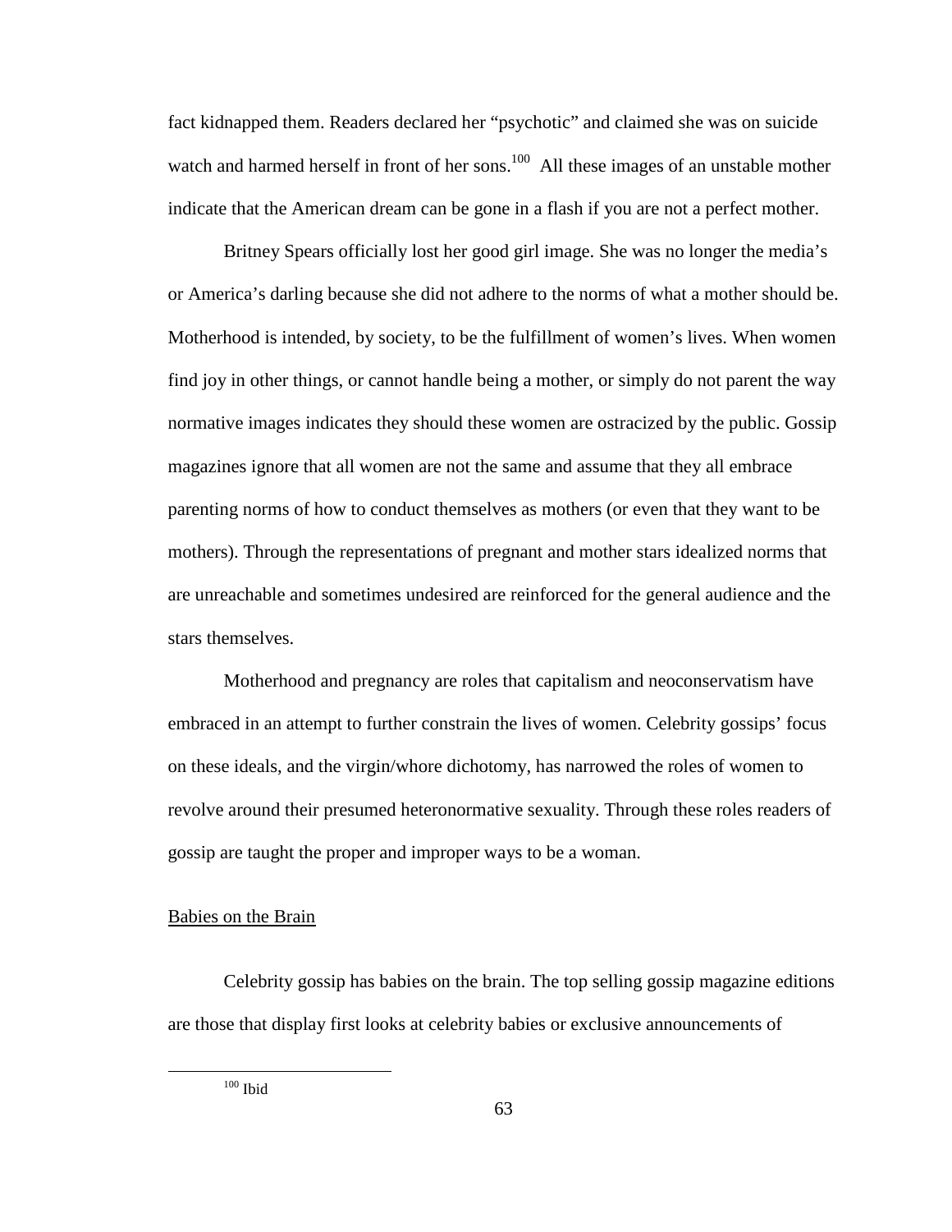fact kidnapped them. Readers declared her "psychotic" and claimed she was on suicide watch and harmed herself in front of her sons.[100] All these images of an unstable mother indicate that the American dream can be gone in a flash if you are not a perfect mother.

Britney Spears officially lost her good girl image. She was no longer the media's or America's darling because she did not adhere to the norms of what a mother should be. Motherhood is intended, by society, to be the fulfillment of women's lives. When women find joy in other things, or cannot handle being a mother, or simply do not parent the way normative images indicates they should these women are ostracized by the public. Gossip magazines ignore that all women are not the same and assume that they all embrace parenting norms of how to conduct themselves as mothers (or even that they want to be mothers). Through the representations of pregnant and mother stars idealized norms that are unreachable and sometimes undesired are reinforced for the general audience and the stars themselves.

Motherhood and pregnancy are roles that capitalism and neoconservatism have embraced in an attempt to further constrain the lives of women. Celebrity gossips' focus on these ideals, and the virgin/whore dichotomy, has narrowed the roles of women to revolve around their presumed heteronormative sexuality. Through these roles readers of gossip are taught the proper and improper ways to be a woman.

## Babies on the Brain

Celebrity gossip has babies on the brain. The top selling gossip magazine editions are those that display first looks at celebrity babies or exclusive announcements of

[100] Ibid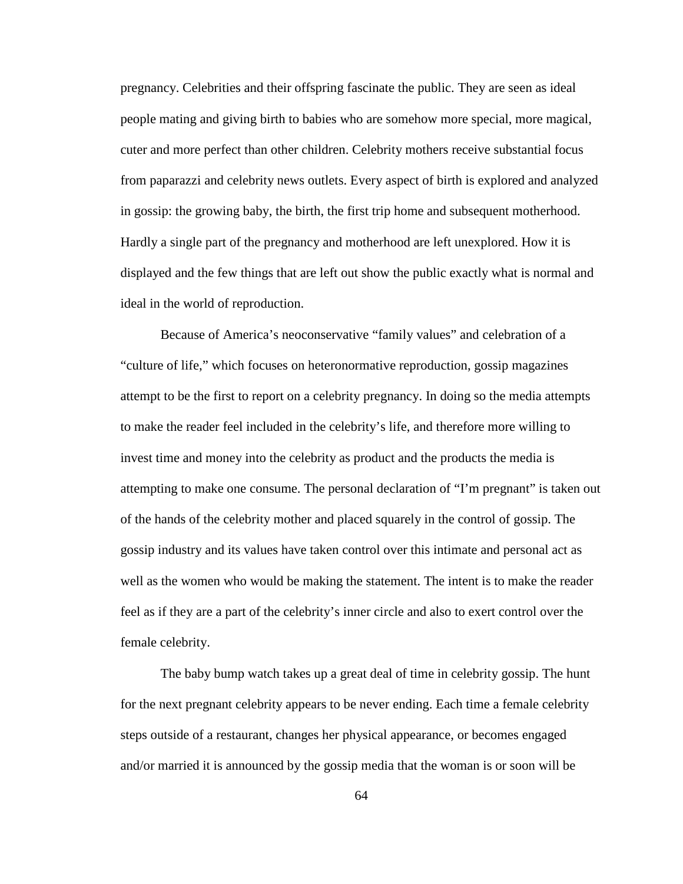pregnancy. Celebrities and their offspring fascinate the public. They are seen as ideal people mating and giving birth to babies who are somehow more special, more magical, cuter and more perfect than other children. Celebrity mothers receive substantial focus from paparazzi and celebrity news outlets. Every aspect of birth is explored and analyzed in gossip: the growing baby, the birth, the first trip home and subsequent motherhood. Hardly a single part of the pregnancy and motherhood are left unexplored. How it is displayed and the few things that are left out show the public exactly what is normal and ideal in the world of reproduction.

Because of America's neoconservative "family values" and celebration of a "culture of life," which focuses on heteronormative reproduction, gossip magazines attempt to be the first to report on a celebrity pregnancy. In doing so the media attempts to make the reader feel included in the celebrity's life, and therefore more willing to invest time and money into the celebrity as product and the products the media is attempting to make one consume. The personal declaration of "I'm pregnant" is taken out of the hands of the celebrity mother and placed squarely in the control of gossip. The gossip industry and its values have taken control over this intimate and personal act as well as the women who would be making the statement. The intent is to make the reader feel as if they are a part of the celebrity's inner circle and also to exert control over the female celebrity.

The baby bump watch takes up a great deal of time in celebrity gossip. The hunt for the next pregnant celebrity appears to be never ending. Each time a female celebrity steps outside of a restaurant, changes her physical appearance, or becomes engaged and/or married it is announced by the gossip media that the woman is or soon will be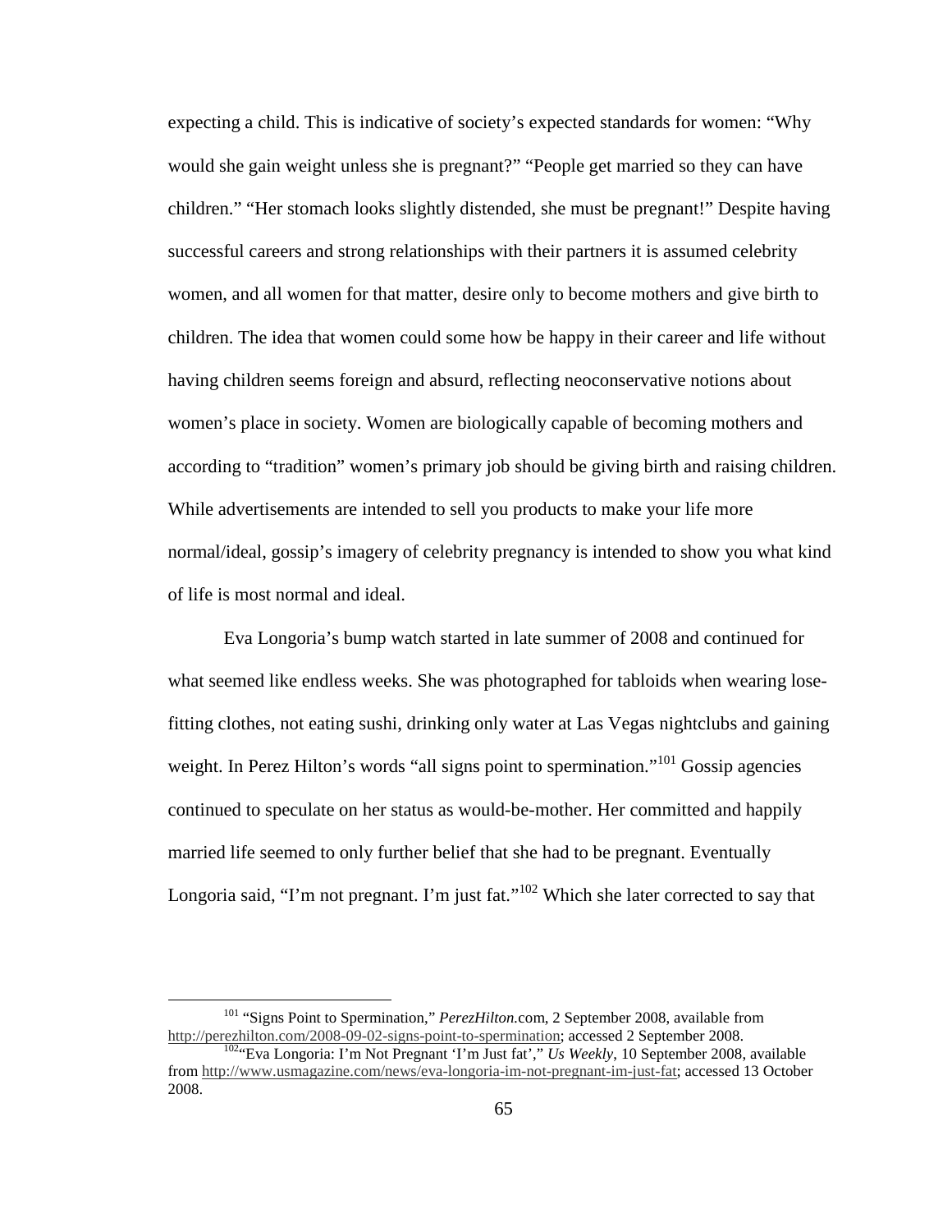expecting a child. This is indicative of society's expected standards for women: "Why would she gain weight unless she is pregnant?" "People get married so they can have children." "Her stomach looks slightly distended, she must be pregnant!" Despite having successful careers and strong relationships with their partners it is assumed celebrity women, and all women for that matter, desire only to become mothers and give birth to children. The idea that women could some how be happy in their career and life without having children seems foreign and absurd, reflecting neoconservative notions about women's place in society. Women are biologically capable of becoming mothers and according to "tradition" women's primary job should be giving birth and raising children. While advertisements are intended to sell you products to make your life more normal/ideal, gossip's imagery of celebrity pregnancy is intended to show you what kind of life is most normal and ideal.

Eva Longoria's bump watch started in late summer of 2008 and continued for what seemed like endless weeks. She was photographed for tabloids when wearing lose-fitting clothes, not eating sushi, drinking only water at Las Vegas nightclubs and gaining weight. In Perez Hilton's words "all signs point to spermination."[101] Gossip agencies continued to speculate on her status as would-be-mother. Her committed and happily married life seemed to only further belief that she had to be pregnant. Eventually Longoria said, "I'm not pregnant. I'm just fat."[102] Which she later corrected to say that

---

[101] "Signs Point to Spermination," *PerezHilton*.com, 2 September 2008, available from http://perezhilton.com/2008-09-02-signs-point-to-spermination; accessed 2 September 2008.

[102] "Eva Longoria: I'm Not Pregnant 'I'm Just fat'," *Us Weekly*, 10 September 2008, available from http://www.usmagazine.com/news/eva-longoria-im-not-pregnant-im-just-fat; accessed 13 October 2008.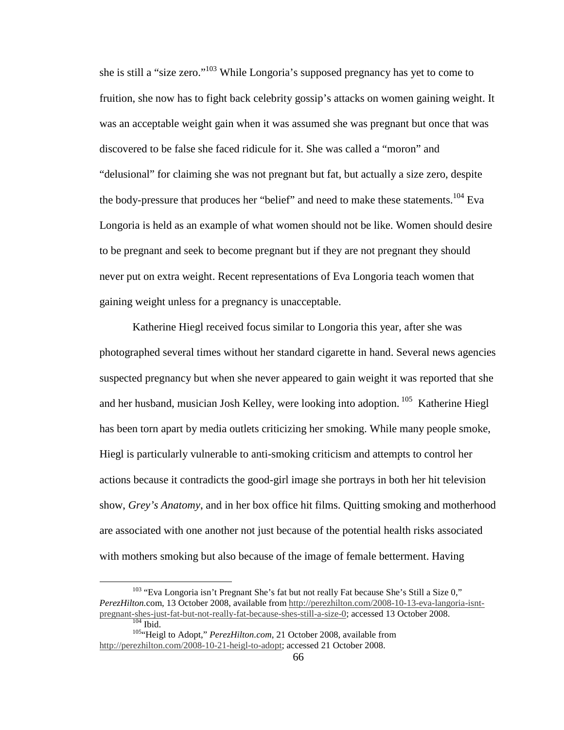she is still a "size zero."[103] While Longoria's supposed pregnancy has yet to come to fruition, she now has to fight back celebrity gossip's attacks on women gaining weight. It was an acceptable weight gain when it was assumed she was pregnant but once that was discovered to be false she faced ridicule for it. She was called a "moron" and "delusional" for claiming she was not pregnant but fat, but actually a size zero, despite the body-pressure that produces her "belief" and need to make these statements.[104] Eva Longoria is held as an example of what women should not be like. Women should desire to be pregnant and seek to become pregnant but if they are not pregnant they should never put on extra weight. Recent representations of Eva Longoria teach women that gaining weight unless for a pregnancy is unacceptable.

Katherine Hiegl received focus similar to Longoria this year, after she was photographed several times without her standard cigarette in hand. Several news agencies suspected pregnancy but when she never appeared to gain weight it was reported that she and her husband, musician Josh Kelley, were looking into adoption.[105] Katherine Hiegl has been torn apart by media outlets criticizing her smoking. While many people smoke, Hiegl is particularly vulnerable to anti-smoking criticism and attempts to control her actions because it contradicts the good-girl image she portrays in both her hit television show, *Grey's Anatomy*, and in her box office hit films. Quitting smoking and motherhood are associated with one another not just because of the potential health risks associated with mothers smoking but also because of the image of female betterment. Having

---

[103] "Eva Longoria isn't Pregnant She's fat but not really Fat because She's Still a Size 0," *PerezHilton*.com, 13 October 2008, available from http://perezhilton.com/2008-10-13-eva-langoria-isnt-pregnant-shes-just-fat-but-not-really-fat-because-shes-still-a-size-0; accessed 13 October 2008.

[104] Ibid.

[105] "Heigl to Adopt," *PerezHilton.com*, 21 October 2008, available from http://perezhilton.com/2008-10-21-heigl-to-adopt; accessed 21 October 2008.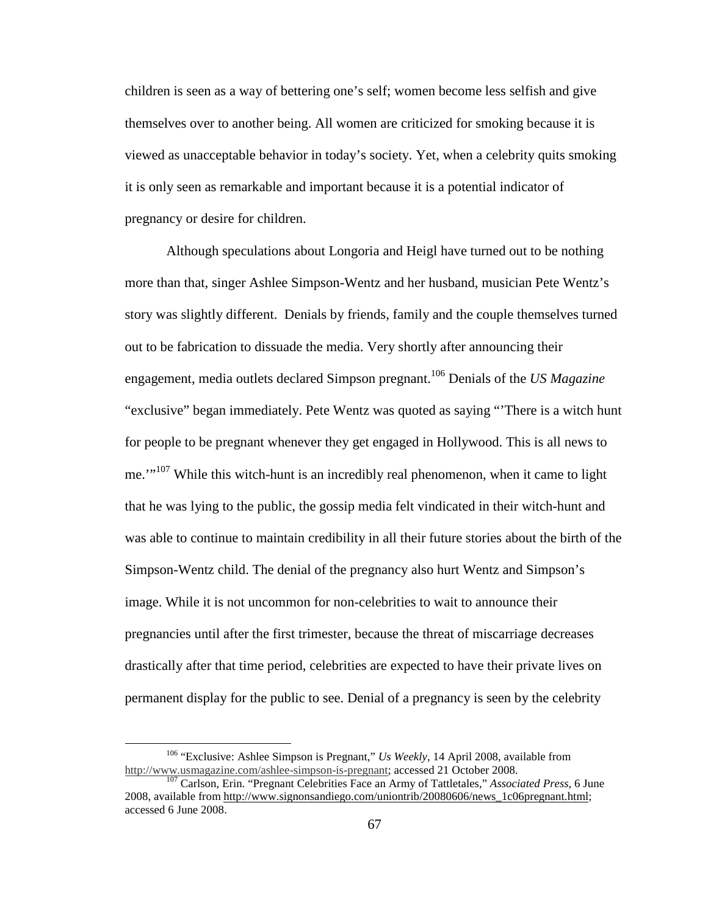children is seen as a way of bettering one's self; women become less selfish and give themselves over to another being. All women are criticized for smoking because it is viewed as unacceptable behavior in today's society. Yet, when a celebrity quits smoking it is only seen as remarkable and important because it is a potential indicator of pregnancy or desire for children.

Although speculations about Longoria and Heigl have turned out to be nothing more than that, singer Ashlee Simpson-Wentz and her husband, musician Pete Wentz's story was slightly different. Denials by friends, family and the couple themselves turned out to be fabrication to dissuade the media. Very shortly after announcing their engagement, media outlets declared Simpson pregnant.[106] Denials of the *US Magazine* "exclusive" began immediately. Pete Wentz was quoted as saying "'There is a witch hunt for people to be pregnant whenever they get engaged in Hollywood. This is all news to me.'"[107] While this witch-hunt is an incredibly real phenomenon, when it came to light that he was lying to the public, the gossip media felt vindicated in their witch-hunt and was able to continue to maintain credibility in all their future stories about the birth of the Simpson-Wentz child. The denial of the pregnancy also hurt Wentz and Simpson's image. While it is not uncommon for non-celebrities to wait to announce their pregnancies until after the first trimester, because the threat of miscarriage decreases drastically after that time period, celebrities are expected to have their private lives on permanent display for the public to see. Denial of a pregnancy is seen by the celebrity

---

[106] "Exclusive: Ashlee Simpson is Pregnant," *Us Weekly*, 14 April 2008, available from http://www.usmagazine.com/ashlee-simpson-is-pregnant; accessed 21 October 2008.

[107] Carlson, Erin. "Pregnant Celebrities Face an Army of Tattletales," *Associated Press*, 6 June 2008, available from http://www.signonsandiego.com/uniontrib/20080606/news_1c06pregnant.html; accessed 6 June 2008.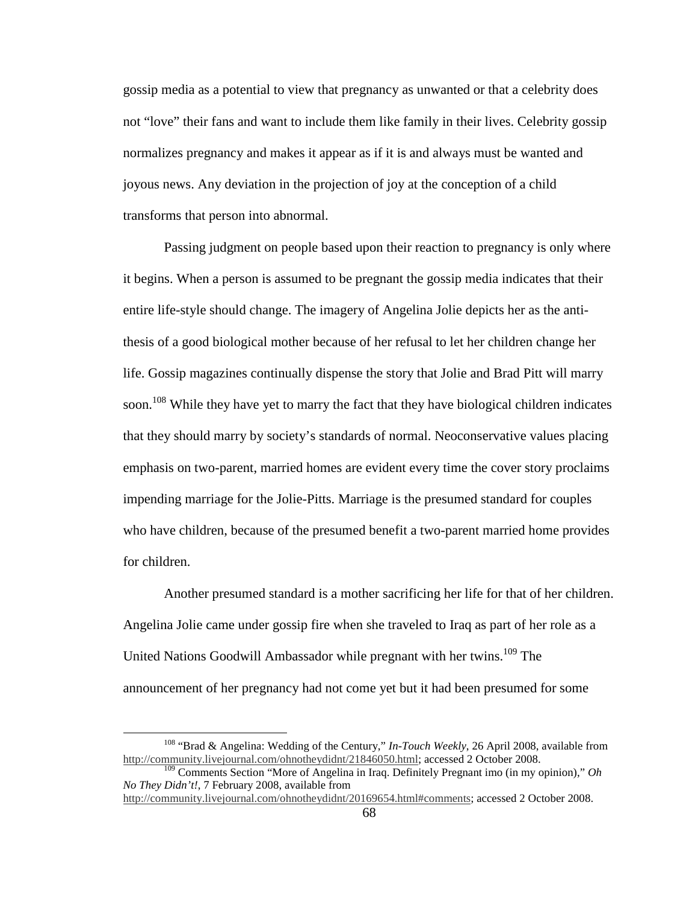gossip media as a potential to view that pregnancy as unwanted or that a celebrity does not "love" their fans and want to include them like family in their lives. Celebrity gossip normalizes pregnancy and makes it appear as if it is and always must be wanted and joyous news. Any deviation in the projection of joy at the conception of a child transforms that person into abnormal.

Passing judgment on people based upon their reaction to pregnancy is only where it begins. When a person is assumed to be pregnant the gossip media indicates that their entire life-style should change. The imagery of Angelina Jolie depicts her as the anti-thesis of a good biological mother because of her refusal to let her children change her life. Gossip magazines continually dispense the story that Jolie and Brad Pitt will marry soon.[108] While they have yet to marry the fact that they have biological children indicates that they should marry by society's standards of normal. Neoconservative values placing emphasis on two-parent, married homes are evident every time the cover story proclaims impending marriage for the Jolie-Pitts. Marriage is the presumed standard for couples who have children, because of the presumed benefit a two-parent married home provides for children.

Another presumed standard is a mother sacrificing her life for that of her children. Angelina Jolie came under gossip fire when she traveled to Iraq as part of her role as a United Nations Goodwill Ambassador while pregnant with her twins.[109] The announcement of her pregnancy had not come yet but it had been presumed for some

---

[108] "Brad & Angelina: Wedding of the Century," *In-Touch Weekly*, 26 April 2008, available from http://community.livejournal.com/ohnotheydidnt/21846050.html; accessed 2 October 2008.

[109] Comments Section "More of Angelina in Iraq. Definitely Pregnant imo (in my opinion)," *Oh No They Didn't!*, 7 February 2008, available from http://community.livejournal.com/ohnotheydidnt/20169654.html#comments; accessed 2 October 2008.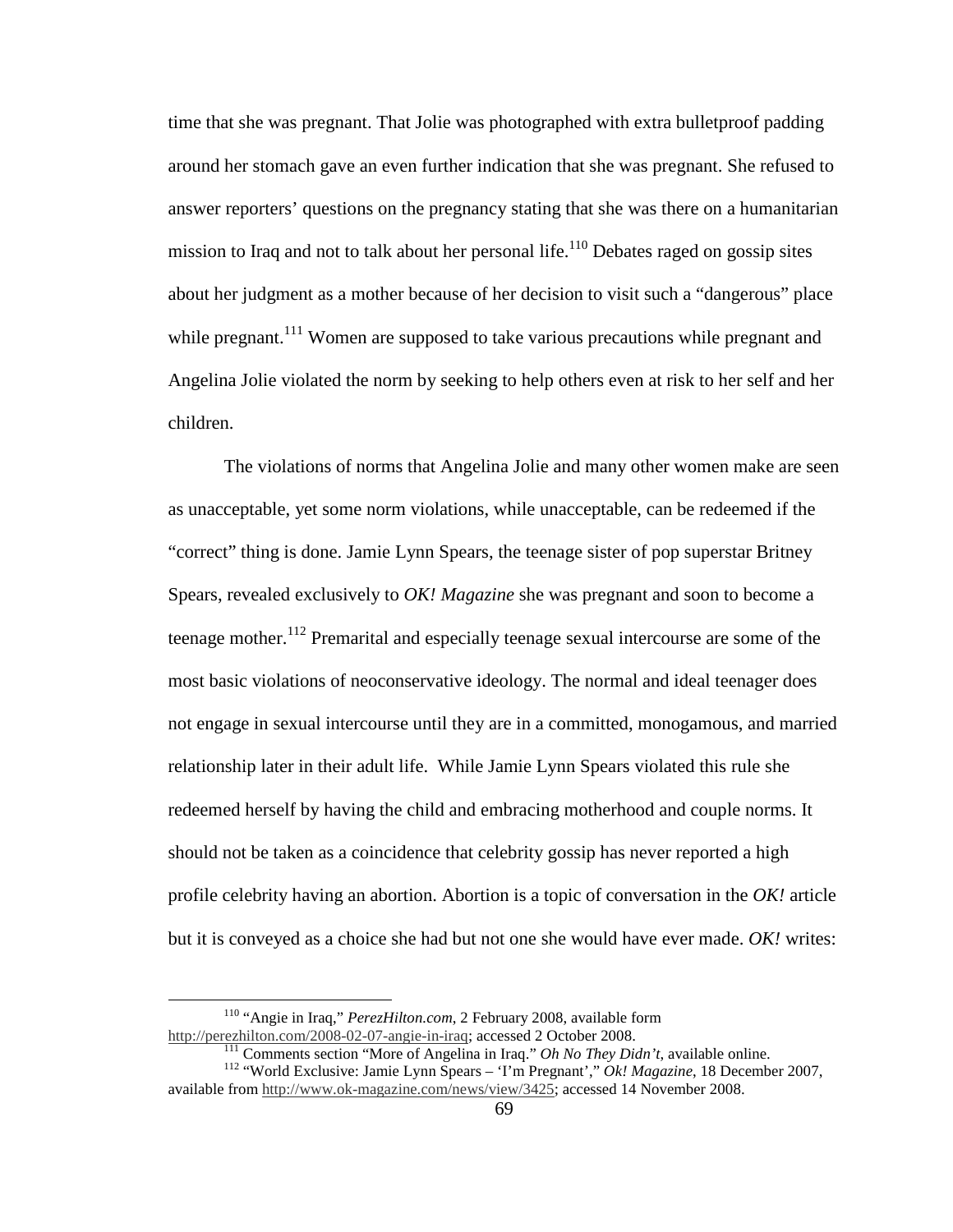time that she was pregnant. That Jolie was photographed with extra bulletproof padding around her stomach gave an even further indication that she was pregnant. She refused to answer reporters' questions on the pregnancy stating that she was there on a humanitarian mission to Iraq and not to talk about her personal life.[110] Debates raged on gossip sites about her judgment as a mother because of her decision to visit such a "dangerous" place while pregnant.[111] Women are supposed to take various precautions while pregnant and Angelina Jolie violated the norm by seeking to help others even at risk to her self and her children.

The violations of norms that Angelina Jolie and many other women make are seen as unacceptable, yet some norm violations, while unacceptable, can be redeemed if the "correct" thing is done. Jamie Lynn Spears, the teenage sister of pop superstar Britney Spears, revealed exclusively to *OK! Magazine* she was pregnant and soon to become a teenage mother.[112] Premarital and especially teenage sexual intercourse are some of the most basic violations of neoconservative ideology. The normal and ideal teenager does not engage in sexual intercourse until they are in a committed, monogamous, and married relationship later in their adult life. While Jamie Lynn Spears violated this rule she redeemed herself by having the child and embracing motherhood and couple norms. It should not be taken as a coincidence that celebrity gossip has never reported a high profile celebrity having an abortion. Abortion is a topic of conversation in the *OK!* article but it is conveyed as a choice she had but not one she would have ever made. *OK!* writes:

---

[110] "Angie in Iraq," *PerezHilton.com*, 2 February 2008, available form http://perezhilton.com/2008-02-07-angie-in-iraq; accessed 2 October 2008.

[111] Comments section "More of Angelina in Iraq." *Oh No They Didn't*, available online.

[112] "World Exclusive: Jamie Lynn Spears – 'I'm Pregnant'," *Ok! Magazine*, 18 December 2007, available from http://www.ok-magazine.com/news/view/3425; accessed 14 November 2008.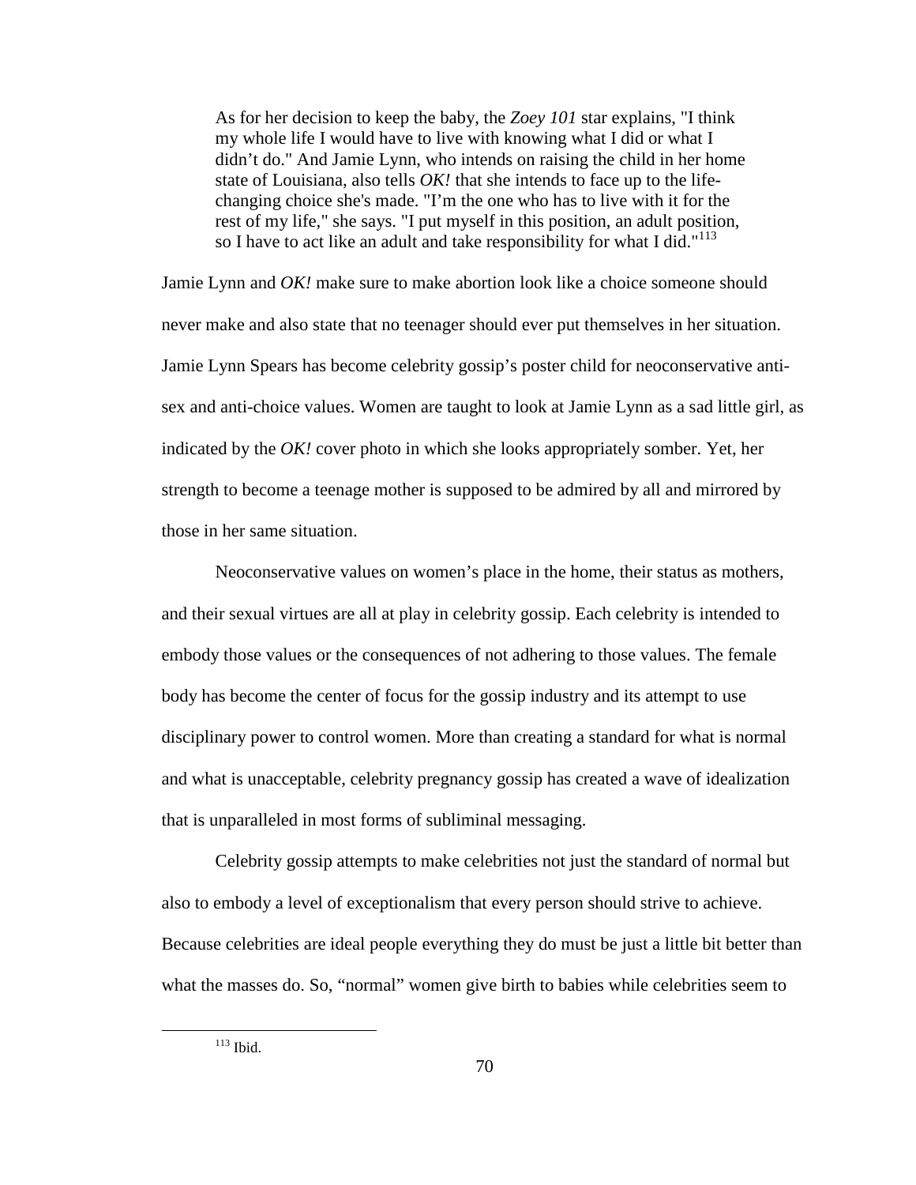> As for her decision to keep the baby, the *Zoey 101* star explains, "I think my whole life I would have to live with knowing what I did or what I didn't do." And Jamie Lynn, who intends on raising the child in her home state of Louisiana, also tells *OK!* that she intends to face up to the life-changing choice she's made. "I'm the one who has to live with it for the rest of my life," she says. "I put myself in this position, an adult position, so I have to act like an adult and take responsibility for what I did."[113]

Jamie Lynn and *OK!* make sure to make abortion look like a choice someone should never make and also state that no teenager should ever put themselves in her situation. Jamie Lynn Spears has become celebrity gossip's poster child for neoconservative anti-sex and anti-choice values. Women are taught to look at Jamie Lynn as a sad little girl, as indicated by the *OK!* cover photo in which she looks appropriately somber. Yet, her strength to become a teenage mother is supposed to be admired by all and mirrored by those in her same situation.

Neoconservative values on women's place in the home, their status as mothers, and their sexual virtues are all at play in celebrity gossip. Each celebrity is intended to embody those values or the consequences of not adhering to those values. The female body has become the center of focus for the gossip industry and its attempt to use disciplinary power to control women. More than creating a standard for what is normal and what is unacceptable, celebrity pregnancy gossip has created a wave of idealization that is unparalleled in most forms of subliminal messaging.

Celebrity gossip attempts to make celebrities not just the standard of normal but also to embody a level of exceptionalism that every person should strive to achieve. Because celebrities are ideal people everything they do must be just a little bit better than what the masses do. So, "normal" women give birth to babies while celebrities seem to

[113] Ibid.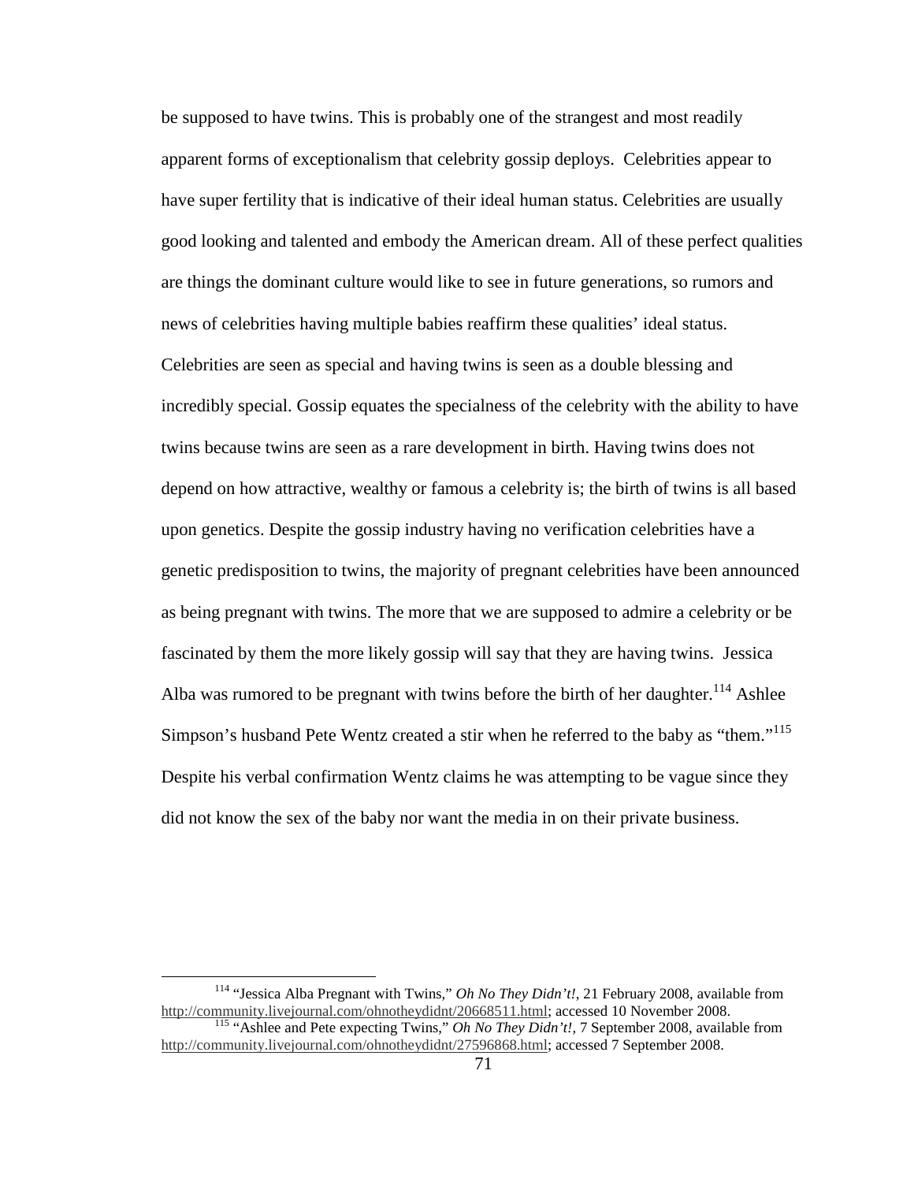be supposed to have twins. This is probably one of the strangest and most readily apparent forms of exceptionalism that celebrity gossip deploys. Celebrities appear to have super fertility that is indicative of their ideal human status. Celebrities are usually good looking and talented and embody the American dream. All of these perfect qualities are things the dominant culture would like to see in future generations, so rumors and news of celebrities having multiple babies reaffirm these qualities' ideal status. Celebrities are seen as special and having twins is seen as a double blessing and incredibly special. Gossip equates the specialness of the celebrity with the ability to have twins because twins are seen as a rare development in birth. Having twins does not depend on how attractive, wealthy or famous a celebrity is; the birth of twins is all based upon genetics. Despite the gossip industry having no verification celebrities have a genetic predisposition to twins, the majority of pregnant celebrities have been announced as being pregnant with twins. The more that we are supposed to admire a celebrity or be fascinated by them the more likely gossip will say that they are having twins. Jessica Alba was rumored to be pregnant with twins before the birth of her daughter.[114] Ashlee Simpson's husband Pete Wentz created a stir when he referred to the baby as "them."[115] Despite his verbal confirmation Wentz claims he was attempting to be vague since they did not know the sex of the baby nor want the media in on their private business.

---

[114] "Jessica Alba Pregnant with Twins," *Oh No They Didn't!*, 21 February 2008, available from http://community.livejournal.com/ohnotheydidnt/20668511.html; accessed 10 November 2008.

[115] "Ashlee and Pete expecting Twins," *Oh No They Didn't!*, 7 September 2008, available from http://community.livejournal.com/ohnotheydidnt/27596868.html; accessed 7 September 2008.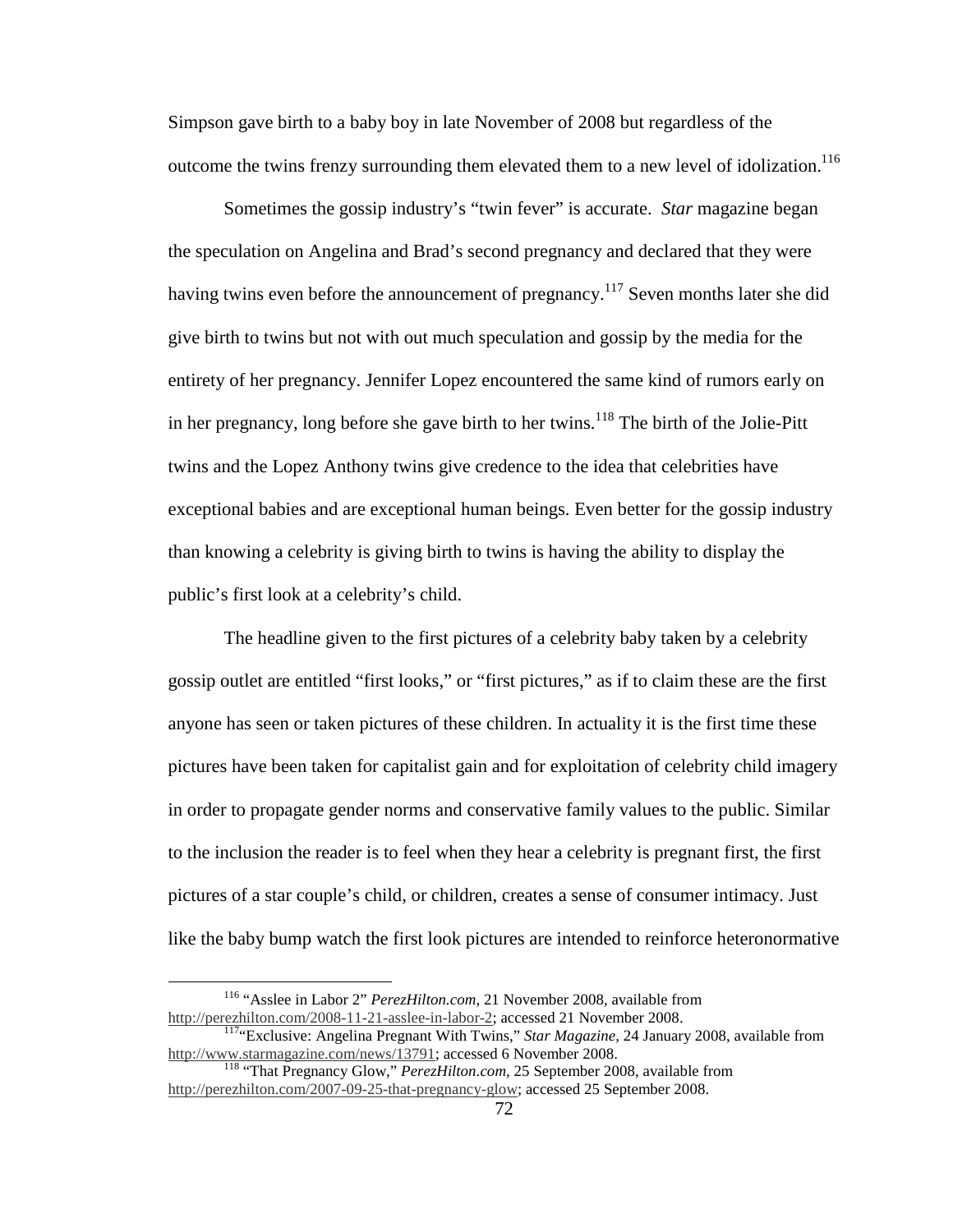Simpson gave birth to a baby boy in late November of 2008 but regardless of the outcome the twins frenzy surrounding them elevated them to a new level of idolization.[116]

Sometimes the gossip industry's "twin fever" is accurate. *Star* magazine began the speculation on Angelina and Brad's second pregnancy and declared that they were having twins even before the announcement of pregnancy.[117] Seven months later she did give birth to twins but not with out much speculation and gossip by the media for the entirety of her pregnancy. Jennifer Lopez encountered the same kind of rumors early on in her pregnancy, long before she gave birth to her twins.[118] The birth of the Jolie-Pitt twins and the Lopez Anthony twins give credence to the idea that celebrities have exceptional babies and are exceptional human beings. Even better for the gossip industry than knowing a celebrity is giving birth to twins is having the ability to display the public's first look at a celebrity's child.

The headline given to the first pictures of a celebrity baby taken by a celebrity gossip outlet are entitled "first looks," or "first pictures," as if to claim these are the first anyone has seen or taken pictures of these children. In actuality it is the first time these pictures have been taken for capitalist gain and for exploitation of celebrity child imagery in order to propagate gender norms and conservative family values to the public. Similar to the inclusion the reader is to feel when they hear a celebrity is pregnant first, the first pictures of a star couple's child, or children, creates a sense of consumer intimacy. Just like the baby bump watch the first look pictures are intended to reinforce heteronormative

---

[116] "Asslee in Labor 2" *PerezHilton.com*, 21 November 2008, available from http://perezhilton.com/2008-11-21-asslee-in-labor-2; accessed 21 November 2008.

[117] "Exclusive: Angelina Pregnant With Twins," *Star Magazine*, 24 January 2008, available from http://www.starmagazine.com/news/13791; accessed 6 November 2008.

[118] "That Pregnancy Glow," *PerezHilton.com*, 25 September 2008, available from http://perezhilton.com/2007-09-25-that-pregnancy-glow; accessed 25 September 2008.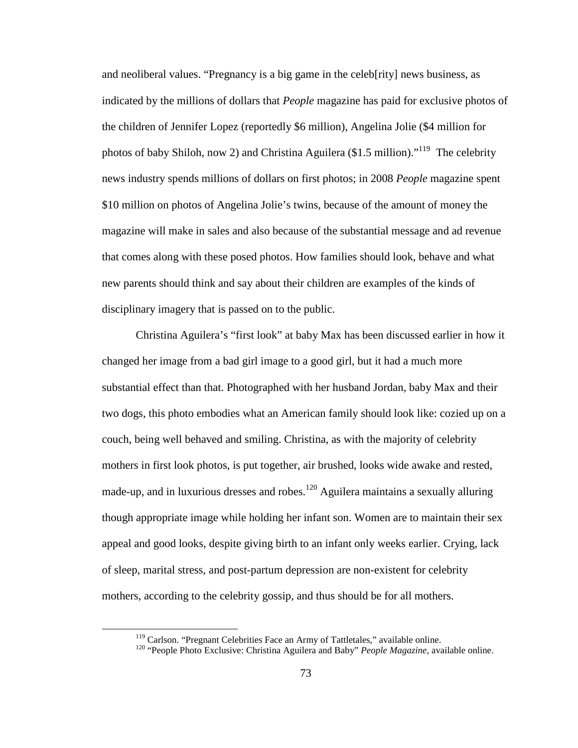and neoliberal values. "Pregnancy is a big game in the celeb[rity] news business, as indicated by the millions of dollars that *People* magazine has paid for exclusive photos of the children of Jennifer Lopez (reportedly $6 million), Angelina Jolie ($4 million for photos of baby Shiloh, now 2) and Christina Aguilera ($1.5 million)."[119] The celebrity news industry spends millions of dollars on first photos; in 2008 *People* magazine spent $10 million on photos of Angelina Jolie's twins, because of the amount of money the magazine will make in sales and also because of the substantial message and ad revenue that comes along with these posed photos. How families should look, behave and what new parents should think and say about their children are examples of the kinds of disciplinary imagery that is passed on to the public.

Christina Aguilera's "first look" at baby Max has been discussed earlier in how it changed her image from a bad girl image to a good girl, but it had a much more substantial effect than that. Photographed with her husband Jordan, baby Max and their two dogs, this photo embodies what an American family should look like: cozied up on a couch, being well behaved and smiling. Christina, as with the majority of celebrity mothers in first look photos, is put together, air brushed, looks wide awake and rested, made-up, and in luxurious dresses and robes.[120] Aguilera maintains a sexually alluring though appropriate image while holding her infant son. Women are to maintain their sex appeal and good looks, despite giving birth to an infant only weeks earlier. Crying, lack of sleep, marital stress, and post-partum depression are non-existent for celebrity mothers, according to the celebrity gossip, and thus should be for all mothers.

---

[119] Carlson. "Pregnant Celebrities Face an Army of Tattletales," available online.

[120] "People Photo Exclusive: Christina Aguilera and Baby" *People Magazine*, available online.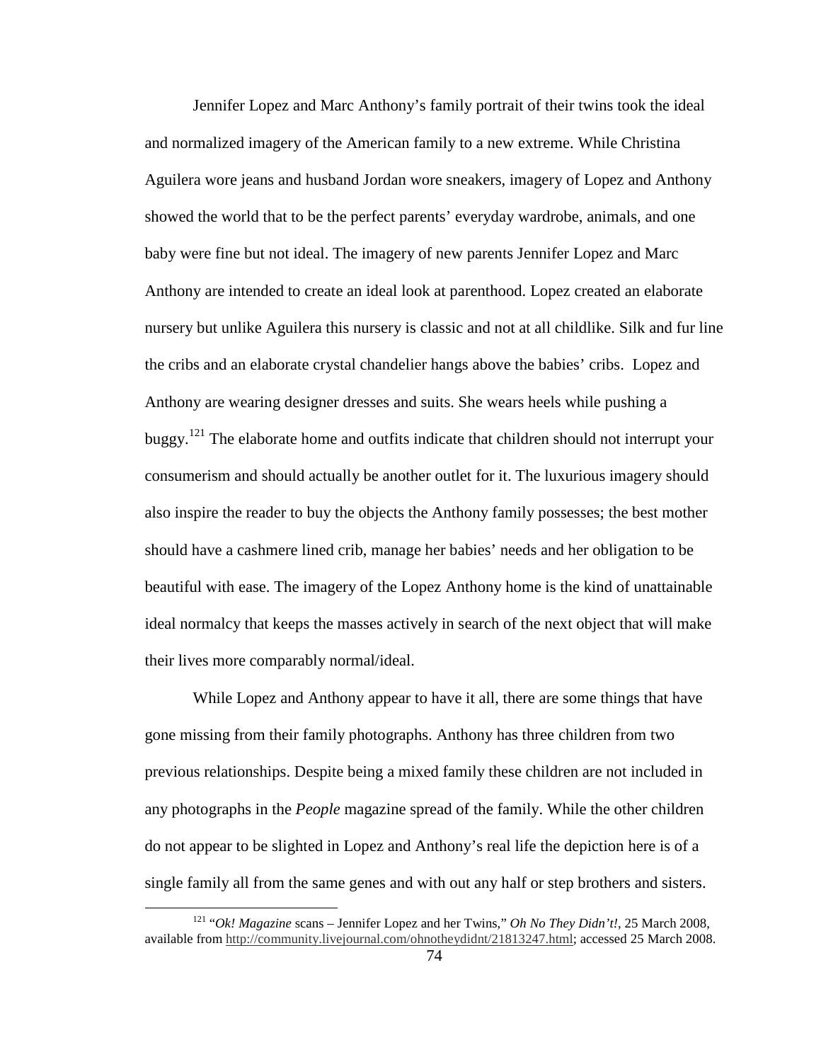Jennifer Lopez and Marc Anthony's family portrait of their twins took the ideal and normalized imagery of the American family to a new extreme. While Christina Aguilera wore jeans and husband Jordan wore sneakers, imagery of Lopez and Anthony showed the world that to be the perfect parents' everyday wardrobe, animals, and one baby were fine but not ideal. The imagery of new parents Jennifer Lopez and Marc Anthony are intended to create an ideal look at parenthood. Lopez created an elaborate nursery but unlike Aguilera this nursery is classic and not at all childlike. Silk and fur line the cribs and an elaborate crystal chandelier hangs above the babies' cribs. Lopez and Anthony are wearing designer dresses and suits. She wears heels while pushing a buggy.[121] The elaborate home and outfits indicate that children should not interrupt your consumerism and should actually be another outlet for it. The luxurious imagery should also inspire the reader to buy the objects the Anthony family possesses; the best mother should have a cashmere lined crib, manage her babies' needs and her obligation to be beautiful with ease. The imagery of the Lopez Anthony home is the kind of unattainable ideal normalcy that keeps the masses actively in search of the next object that will make their lives more comparably normal/ideal.

While Lopez and Anthony appear to have it all, there are some things that have gone missing from their family photographs. Anthony has three children from two previous relationships. Despite being a mixed family these children are not included in any photographs in the *People* magazine spread of the family. While the other children do not appear to be slighted in Lopez and Anthony's real life the depiction here is of a single family all from the same genes and with out any half or step brothers and sisters.

---

[121] "*Ok! Magazine* scans – Jennifer Lopez and her Twins," *Oh No They Didn't!*, 25 March 2008, available from http://community.livejournal.com/ohnotheydidnt/21813247.html; accessed 25 March 2008.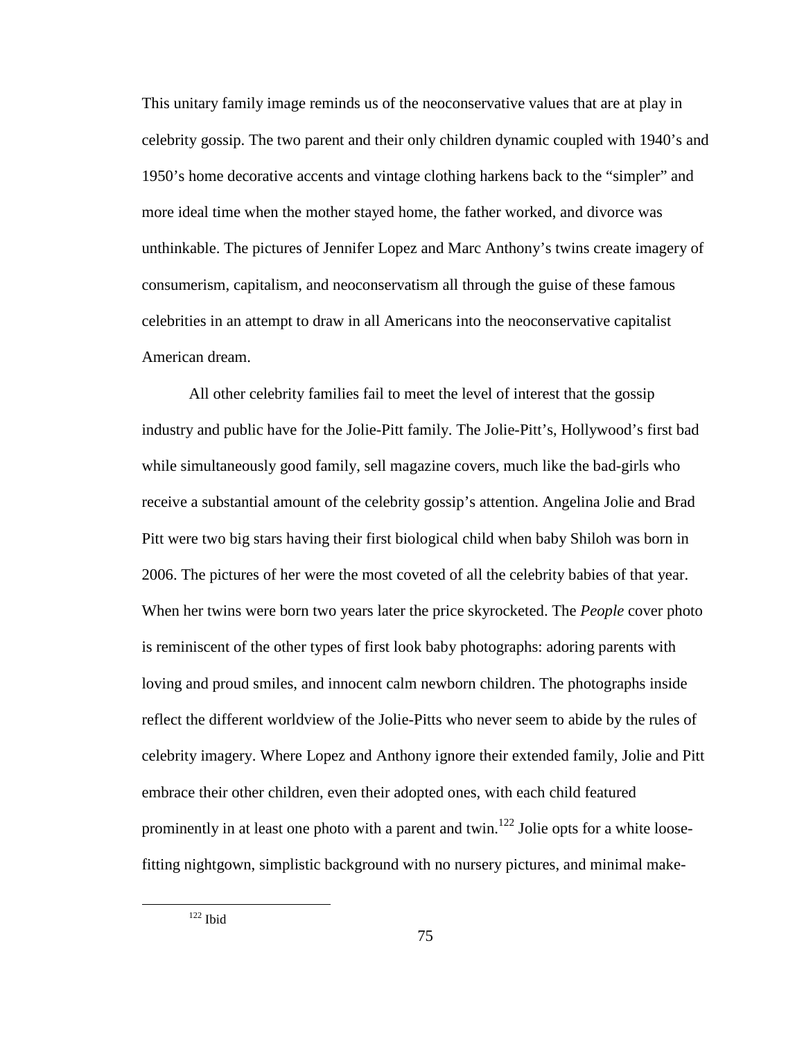This unitary family image reminds us of the neoconservative values that are at play in celebrity gossip. The two parent and their only children dynamic coupled with 1940's and 1950's home decorative accents and vintage clothing harkens back to the "simpler" and more ideal time when the mother stayed home, the father worked, and divorce was unthinkable. The pictures of Jennifer Lopez and Marc Anthony's twins create imagery of consumerism, capitalism, and neoconservatism all through the guise of these famous celebrities in an attempt to draw in all Americans into the neoconservative capitalist American dream.

All other celebrity families fail to meet the level of interest that the gossip industry and public have for the Jolie-Pitt family. The Jolie-Pitt's, Hollywood's first bad while simultaneously good family, sell magazine covers, much like the bad-girls who receive a substantial amount of the celebrity gossip's attention. Angelina Jolie and Brad Pitt were two big stars having their first biological child when baby Shiloh was born in 2006. The pictures of her were the most coveted of all the celebrity babies of that year. When her twins were born two years later the price skyrocketed. The *People* cover photo is reminiscent of the other types of first look baby photographs: adoring parents with loving and proud smiles, and innocent calm newborn children. The photographs inside reflect the different worldview of the Jolie-Pitts who never seem to abide by the rules of celebrity imagery. Where Lopez and Anthony ignore their extended family, Jolie and Pitt embrace their other children, even their adopted ones, with each child featured prominently in at least one photo with a parent and twin.[122] Jolie opts for a white loose-fitting nightgown, simplistic background with no nursery pictures, and minimal make-

[122] Ibid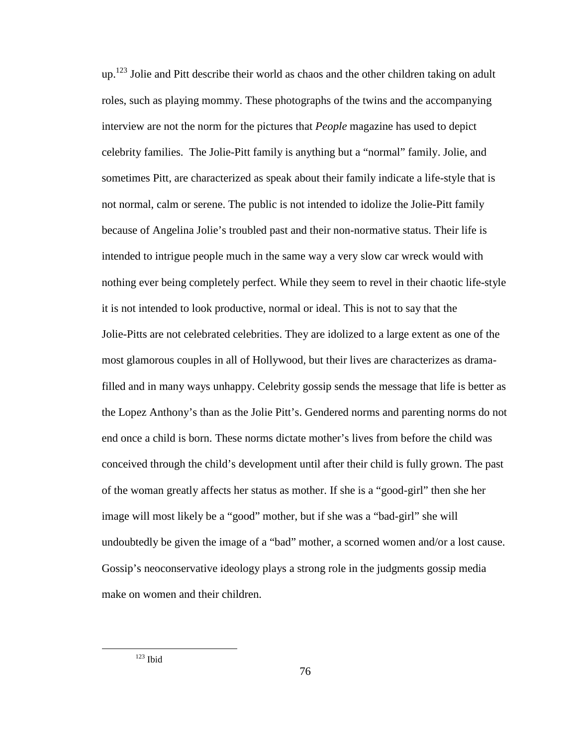up.[123] Jolie and Pitt describe their world as chaos and the other children taking on adult roles, such as playing mommy. These photographs of the twins and the accompanying interview are not the norm for the pictures that *People* magazine has used to depict celebrity families. The Jolie-Pitt family is anything but a "normal" family. Jolie, and sometimes Pitt, are characterized as speak about their family indicate a life-style that is not normal, calm or serene. The public is not intended to idolize the Jolie-Pitt family because of Angelina Jolie's troubled past and their non-normative status. Their life is intended to intrigue people much in the same way a very slow car wreck would with nothing ever being completely perfect. While they seem to revel in their chaotic life-style it is not intended to look productive, normal or ideal. This is not to say that the Jolie-Pitts are not celebrated celebrities. They are idolized to a large extent as one of the most glamorous couples in all of Hollywood, but their lives are characterizes as drama-filled and in many ways unhappy. Celebrity gossip sends the message that life is better as the Lopez Anthony's than as the Jolie Pitt's. Gendered norms and parenting norms do not end once a child is born. These norms dictate mother's lives from before the child was conceived through the child's development until after their child is fully grown. The past of the woman greatly affects her status as mother. If she is a "good-girl" then she her image will most likely be a "good" mother, but if she was a "bad-girl" she will undoubtedly be given the image of a "bad" mother, a scorned women and/or a lost cause. Gossip's neoconservative ideology plays a strong role in the judgments gossip media make on women and their children.

[123] Ibid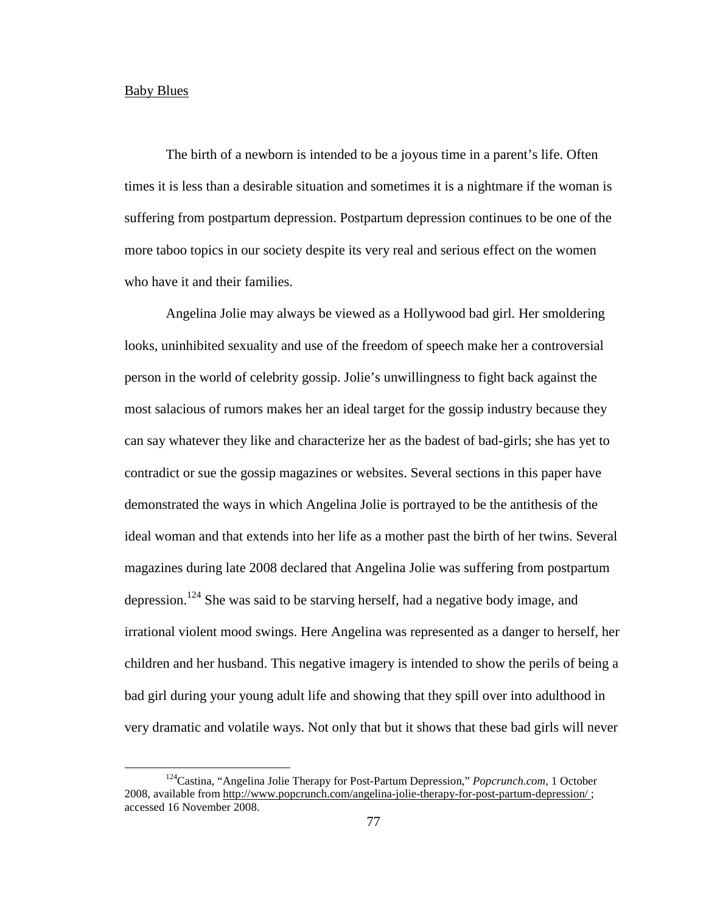Baby Blues

The birth of a newborn is intended to be a joyous time in a parent's life. Often times it is less than a desirable situation and sometimes it is a nightmare if the woman is suffering from postpartum depression. Postpartum depression continues to be one of the more taboo topics in our society despite its very real and serious effect on the women who have it and their families.

Angelina Jolie may always be viewed as a Hollywood bad girl. Her smoldering looks, uninhibited sexuality and use of the freedom of speech make her a controversial person in the world of celebrity gossip. Jolie's unwillingness to fight back against the most salacious of rumors makes her an ideal target for the gossip industry because they can say whatever they like and characterize her as the badest of bad-girls; she has yet to contradict or sue the gossip magazines or websites. Several sections in this paper have demonstrated the ways in which Angelina Jolie is portrayed to be the antithesis of the ideal woman and that extends into her life as a mother past the birth of her twins. Several magazines during late 2008 declared that Angelina Jolie was suffering from postpartum depression.[124] She was said to be starving herself, had a negative body image, and irrational violent mood swings. Here Angelina was represented as a danger to herself, her children and her husband. This negative imagery is intended to show the perils of being a bad girl during your young adult life and showing that they spill over into adulthood in very dramatic and volatile ways. Not only that but it shows that these bad girls will never

[124] Castina, "Angelina Jolie Therapy for Post-Partum Depression," *Popcrunch.com*, 1 October 2008, available from http://www.popcrunch.com/angelina-jolie-therapy-for-post-partum-depression/ ; accessed 16 November 2008.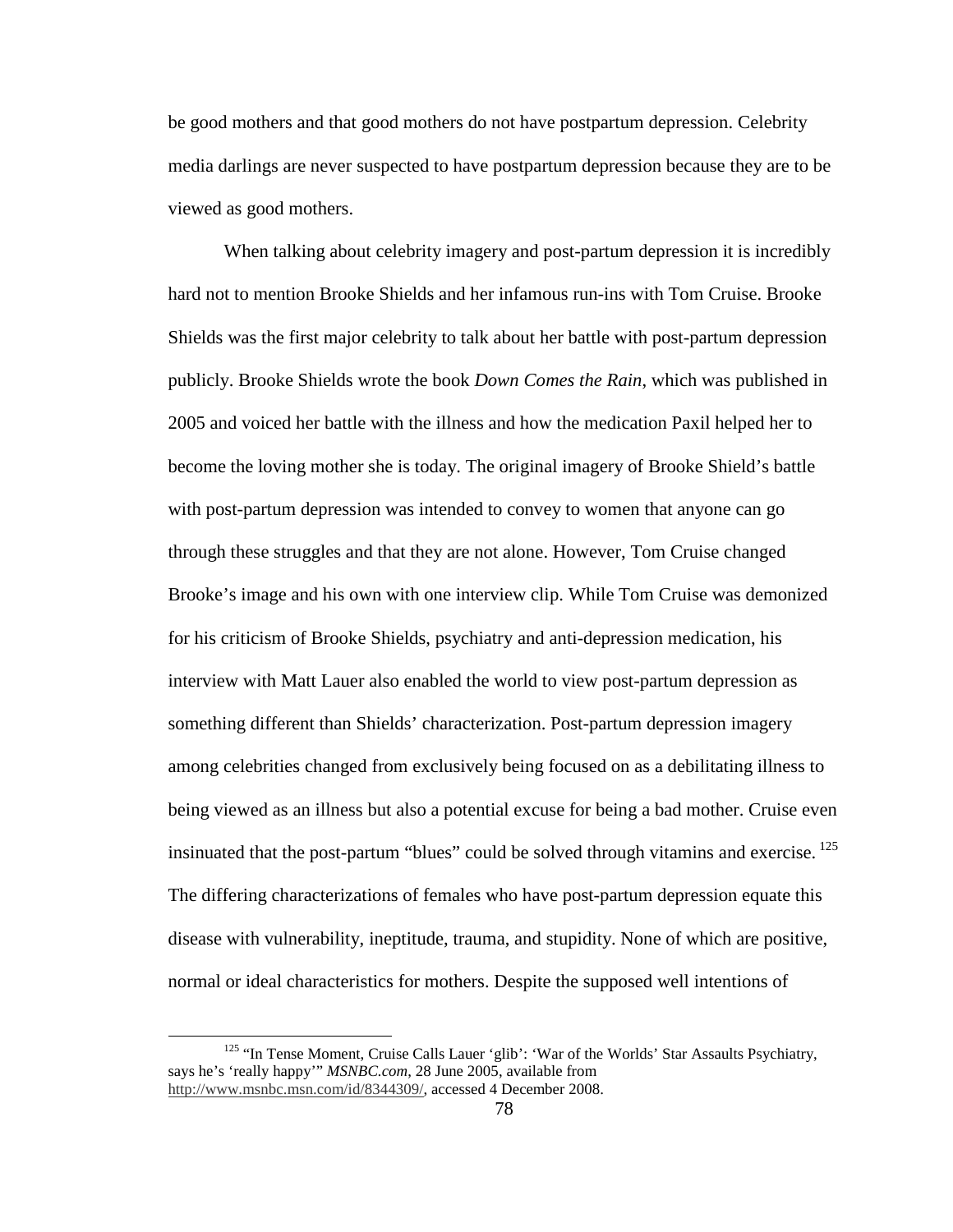be good mothers and that good mothers do not have postpartum depression. Celebrity media darlings are never suspected to have postpartum depression because they are to be viewed as good mothers.

When talking about celebrity imagery and post-partum depression it is incredibly hard not to mention Brooke Shields and her infamous run-ins with Tom Cruise. Brooke Shields was the first major celebrity to talk about her battle with post-partum depression publicly. Brooke Shields wrote the book *Down Comes the Rain*, which was published in 2005 and voiced her battle with the illness and how the medication Paxil helped her to become the loving mother she is today. The original imagery of Brooke Shield's battle with post-partum depression was intended to convey to women that anyone can go through these struggles and that they are not alone. However, Tom Cruise changed Brooke's image and his own with one interview clip. While Tom Cruise was demonized for his criticism of Brooke Shields, psychiatry and anti-depression medication, his interview with Matt Lauer also enabled the world to view post-partum depression as something different than Shields' characterization. Post-partum depression imagery among celebrities changed from exclusively being focused on as a debilitating illness to being viewed as an illness but also a potential excuse for being a bad mother. Cruise even insinuated that the post-partum "blues" could be solved through vitamins and exercise. [125] The differing characterizations of females who have post-partum depression equate this disease with vulnerability, ineptitude, trauma, and stupidity. None of which are positive, normal or ideal characteristics for mothers. Despite the supposed well intentions of

---

[125] "In Tense Moment, Cruise Calls Lauer 'glib': 'War of the Worlds' Star Assaults Psychiatry, says he's 'really happy'" *MSNBC.com*, 28 June 2005, available from http://www.msnbc.msn.com/id/8344309/, accessed 4 December 2008.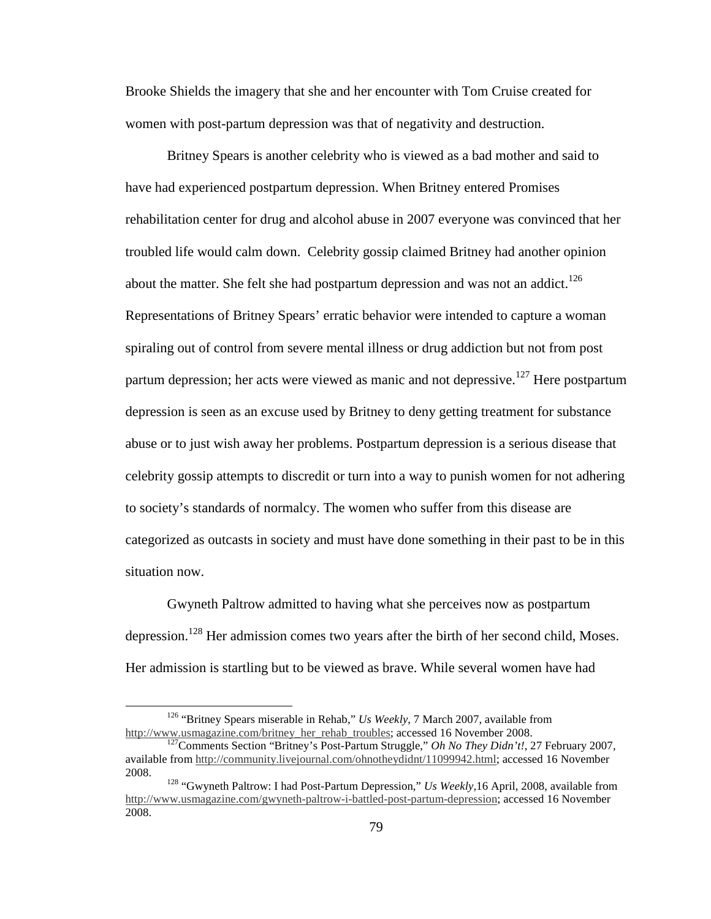Brooke Shields the imagery that she and her encounter with Tom Cruise created for women with post-partum depression was that of negativity and destruction.

Britney Spears is another celebrity who is viewed as a bad mother and said to have had experienced postpartum depression. When Britney entered Promises rehabilitation center for drug and alcohol abuse in 2007 everyone was convinced that her troubled life would calm down. Celebrity gossip claimed Britney had another opinion about the matter. She felt she had postpartum depression and was not an addict.[126] Representations of Britney Spears' erratic behavior were intended to capture a woman spiraling out of control from severe mental illness or drug addiction but not from post partum depression; her acts were viewed as manic and not depressive.[127] Here postpartum depression is seen as an excuse used by Britney to deny getting treatment for substance abuse or to just wish away her problems. Postpartum depression is a serious disease that celebrity gossip attempts to discredit or turn into a way to punish women for not adhering to society's standards of normalcy. The women who suffer from this disease are categorized as outcasts in society and must have done something in their past to be in this situation now.

Gwyneth Paltrow admitted to having what she perceives now as postpartum depression.[128] Her admission comes two years after the birth of her second child, Moses. Her admission is startling but to be viewed as brave. While several women have had

---

[126] "Britney Spears miserable in Rehab," *Us Weekly*, 7 March 2007, available from http://www.usmagazine.com/britney_her_rehab_troubles; accessed 16 November 2008.

[127] Comments Section "Britney's Post-Partum Struggle," *Oh No They Didn't!*, 27 February 2007, available from http://community.livejournal.com/ohnotheydidnt/11099942.html; accessed 16 November 2008.

[128] "Gwyneth Paltrow: I had Post-Partum Depression," *Us Weekly*,16 April, 2008, available from http://www.usmagazine.com/gwyneth-paltrow-i-battled-post-partum-depression; accessed 16 November 2008.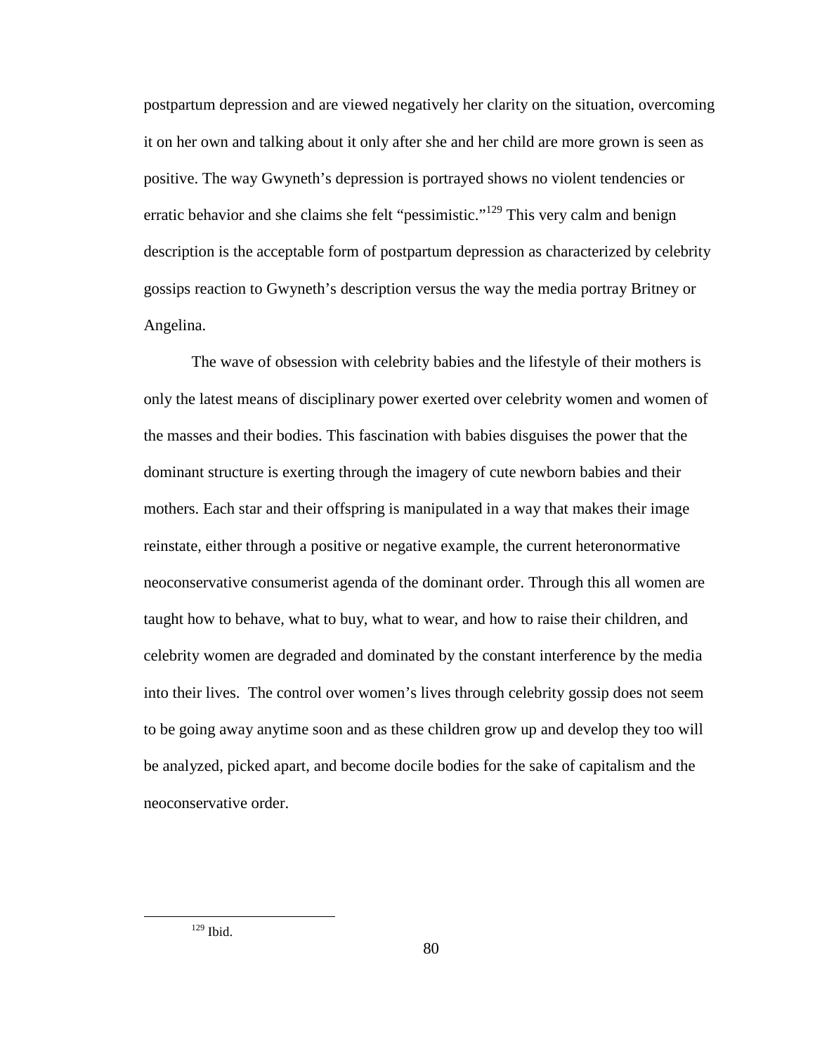postpartum depression and are viewed negatively her clarity on the situation, overcoming it on her own and talking about it only after she and her child are more grown is seen as positive. The way Gwyneth's depression is portrayed shows no violent tendencies or erratic behavior and she claims she felt "pessimistic."[129] This very calm and benign description is the acceptable form of postpartum depression as characterized by celebrity gossips reaction to Gwyneth's description versus the way the media portray Britney or Angelina.

The wave of obsession with celebrity babies and the lifestyle of their mothers is only the latest means of disciplinary power exerted over celebrity women and women of the masses and their bodies. This fascination with babies disguises the power that the dominant structure is exerting through the imagery of cute newborn babies and their mothers. Each star and their offspring is manipulated in a way that makes their image reinstate, either through a positive or negative example, the current heteronormative neoconservative consumerist agenda of the dominant order. Through this all women are taught how to behave, what to buy, what to wear, and how to raise their children, and celebrity women are degraded and dominated by the constant interference by the media into their lives. The control over women's lives through celebrity gossip does not seem to be going away anytime soon and as these children grow up and develop they too will be analyzed, picked apart, and become docile bodies for the sake of capitalism and the neoconservative order.

[129] Ibid.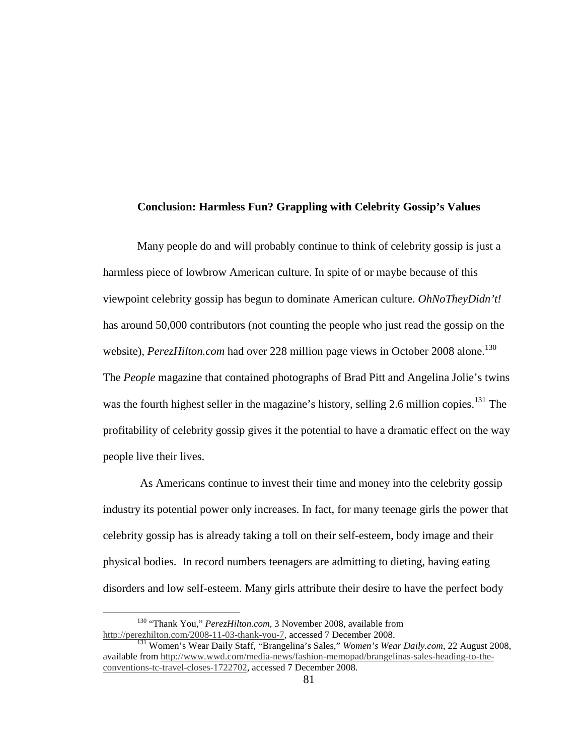## Conclusion: Harmless Fun? Grappling with Celebrity Gossip's Values

Many people do and will probably continue to think of celebrity gossip is just a harmless piece of lowbrow American culture. In spite of or maybe because of this viewpoint celebrity gossip has begun to dominate American culture. *OhNoTheyDidn't!* has around 50,000 contributors (not counting the people who just read the gossip on the website), *PerezHilton.com* had over 228 million page views in October 2008 alone.[130] The *People* magazine that contained photographs of Brad Pitt and Angelina Jolie's twins was the fourth highest seller in the magazine's history, selling 2.6 million copies.[131] The profitability of celebrity gossip gives it the potential to have a dramatic effect on the way people live their lives.

As Americans continue to invest their time and money into the celebrity gossip industry its potential power only increases. In fact, for many teenage girls the power that celebrity gossip has is already taking a toll on their self-esteem, body image and their physical bodies. In record numbers teenagers are admitting to dieting, having eating disorders and low self-esteem. Many girls attribute their desire to have the perfect body

---

[130] "Thank You," *PerezHilton.com*, 3 November 2008, available from http://perezhilton.com/2008-11-03-thank-you-7, accessed 7 December 2008.

[131] Women's Wear Daily Staff, "Brangelina's Sales," *Women's Wear Daily.com*, 22 August 2008, available from http://www.wwd.com/media-news/fashion-memopad/brangelinas-sales-heading-to-the-conventions-tc-travel-closes-1722702, accessed 7 December 2008.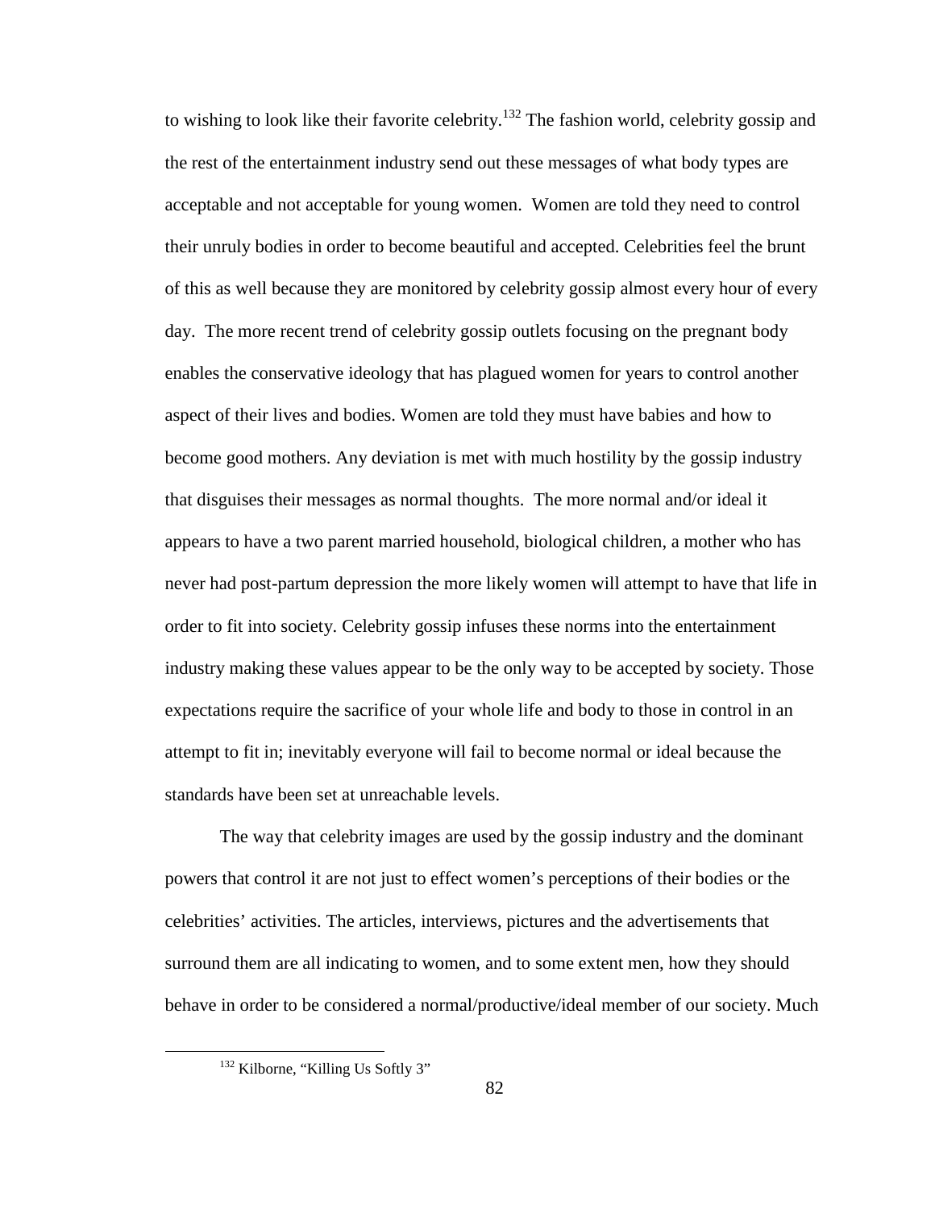to wishing to look like their favorite celebrity.[132] The fashion world, celebrity gossip and the rest of the entertainment industry send out these messages of what body types are acceptable and not acceptable for young women. Women are told they need to control their unruly bodies in order to become beautiful and accepted. Celebrities feel the brunt of this as well because they are monitored by celebrity gossip almost every hour of every day. The more recent trend of celebrity gossip outlets focusing on the pregnant body enables the conservative ideology that has plagued women for years to control another aspect of their lives and bodies. Women are told they must have babies and how to become good mothers. Any deviation is met with much hostility by the gossip industry that disguises their messages as normal thoughts. The more normal and/or ideal it appears to have a two parent married household, biological children, a mother who has never had post-partum depression the more likely women will attempt to have that life in order to fit into society. Celebrity gossip infuses these norms into the entertainment industry making these values appear to be the only way to be accepted by society. Those expectations require the sacrifice of your whole life and body to those in control in an attempt to fit in; inevitably everyone will fail to become normal or ideal because the standards have been set at unreachable levels.

The way that celebrity images are used by the gossip industry and the dominant powers that control it are not just to effect women's perceptions of their bodies or the celebrities' activities. The articles, interviews, pictures and the advertisements that surround them are all indicating to women, and to some extent men, how they should behave in order to be considered a normal/productive/ideal member of our society. Much

[132] Kilborne, "Killing Us Softly 3"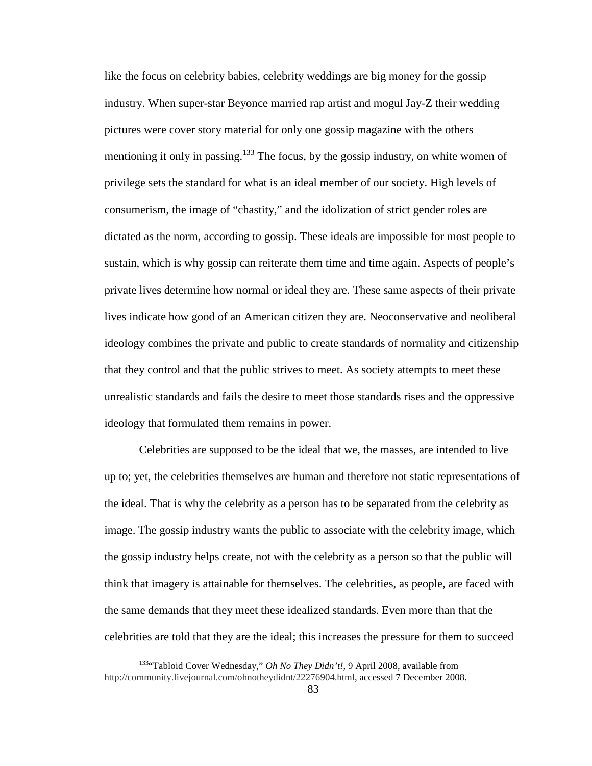like the focus on celebrity babies, celebrity weddings are big money for the gossip industry. When super-star Beyonce married rap artist and mogul Jay-Z their wedding pictures were cover story material for only one gossip magazine with the others mentioning it only in passing.[133] The focus, by the gossip industry, on white women of privilege sets the standard for what is an ideal member of our society. High levels of consumerism, the image of "chastity," and the idolization of strict gender roles are dictated as the norm, according to gossip. These ideals are impossible for most people to sustain, which is why gossip can reiterate them time and time again. Aspects of people's private lives determine how normal or ideal they are. These same aspects of their private lives indicate how good of an American citizen they are. Neoconservative and neoliberal ideology combines the private and public to create standards of normality and citizenship that they control and that the public strives to meet. As society attempts to meet these unrealistic standards and fails the desire to meet those standards rises and the oppressive ideology that formulated them remains in power.

Celebrities are supposed to be the ideal that we, the masses, are intended to live up to; yet, the celebrities themselves are human and therefore not static representations of the ideal. That is why the celebrity as a person has to be separated from the celebrity as image. The gossip industry wants the public to associate with the celebrity image, which the gossip industry helps create, not with the celebrity as a person so that the public will think that imagery is attainable for themselves. The celebrities, as people, are faced with the same demands that they meet these idealized standards. Even more than that the celebrities are told that they are the ideal; this increases the pressure for them to succeed

---

[133] "Tabloid Cover Wednesday," *Oh No They Didn't!*, 9 April 2008, available from http://community.livejournal.com/ohnotheydidnt/22276904.html, accessed 7 December 2008.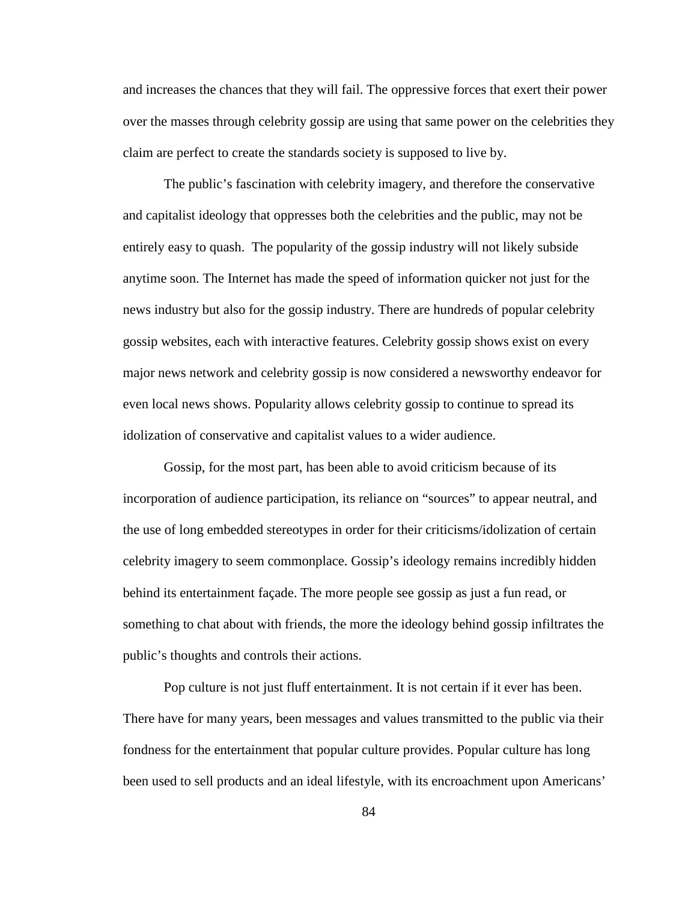and increases the chances that they will fail. The oppressive forces that exert their power over the masses through celebrity gossip are using that same power on the celebrities they claim are perfect to create the standards society is supposed to live by.

The public's fascination with celebrity imagery, and therefore the conservative and capitalist ideology that oppresses both the celebrities and the public, may not be entirely easy to quash. The popularity of the gossip industry will not likely subside anytime soon. The Internet has made the speed of information quicker not just for the news industry but also for the gossip industry. There are hundreds of popular celebrity gossip websites, each with interactive features. Celebrity gossip shows exist on every major news network and celebrity gossip is now considered a newsworthy endeavor for even local news shows. Popularity allows celebrity gossip to continue to spread its idolization of conservative and capitalist values to a wider audience.

Gossip, for the most part, has been able to avoid criticism because of its incorporation of audience participation, its reliance on "sources" to appear neutral, and the use of long embedded stereotypes in order for their criticisms/idolization of certain celebrity imagery to seem commonplace. Gossip's ideology remains incredibly hidden behind its entertainment façade. The more people see gossip as just a fun read, or something to chat about with friends, the more the ideology behind gossip infiltrates the public's thoughts and controls their actions.

Pop culture is not just fluff entertainment. It is not certain if it ever has been. There have for many years, been messages and values transmitted to the public via their fondness for the entertainment that popular culture provides. Popular culture has long been used to sell products and an ideal lifestyle, with its encroachment upon Americans'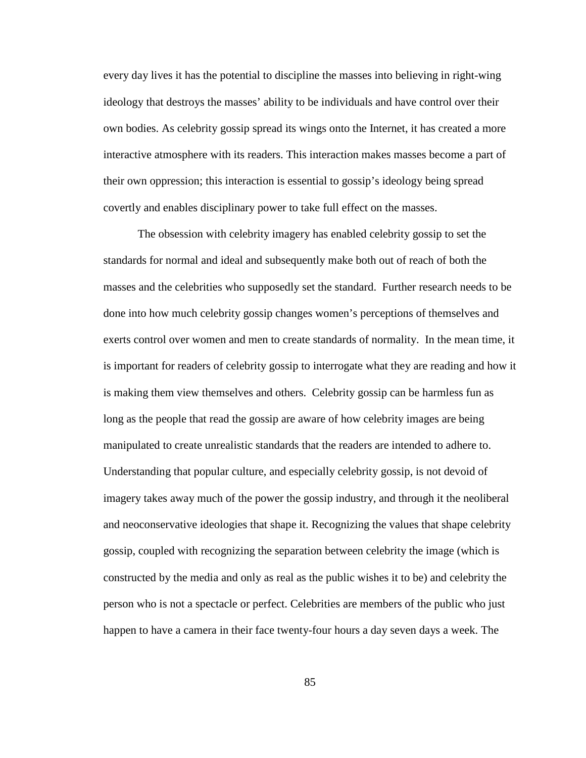every day lives it has the potential to discipline the masses into believing in right-wing ideology that destroys the masses' ability to be individuals and have control over their own bodies. As celebrity gossip spread its wings onto the Internet, it has created a more interactive atmosphere with its readers. This interaction makes masses become a part of their own oppression; this interaction is essential to gossip's ideology being spread covertly and enables disciplinary power to take full effect on the masses.

The obsession with celebrity imagery has enabled celebrity gossip to set the standards for normal and ideal and subsequently make both out of reach of both the masses and the celebrities who supposedly set the standard. Further research needs to be done into how much celebrity gossip changes women's perceptions of themselves and exerts control over women and men to create standards of normality. In the mean time, it is important for readers of celebrity gossip to interrogate what they are reading and how it is making them view themselves and others. Celebrity gossip can be harmless fun as long as the people that read the gossip are aware of how celebrity images are being manipulated to create unrealistic standards that the readers are intended to adhere to. Understanding that popular culture, and especially celebrity gossip, is not devoid of imagery takes away much of the power the gossip industry, and through it the neoliberal and neoconservative ideologies that shape it. Recognizing the values that shape celebrity gossip, coupled with recognizing the separation between celebrity the image (which is constructed by the media and only as real as the public wishes it to be) and celebrity the person who is not a spectacle or perfect. Celebrities are members of the public who just happen to have a camera in their face twenty-four hours a day seven days a week. The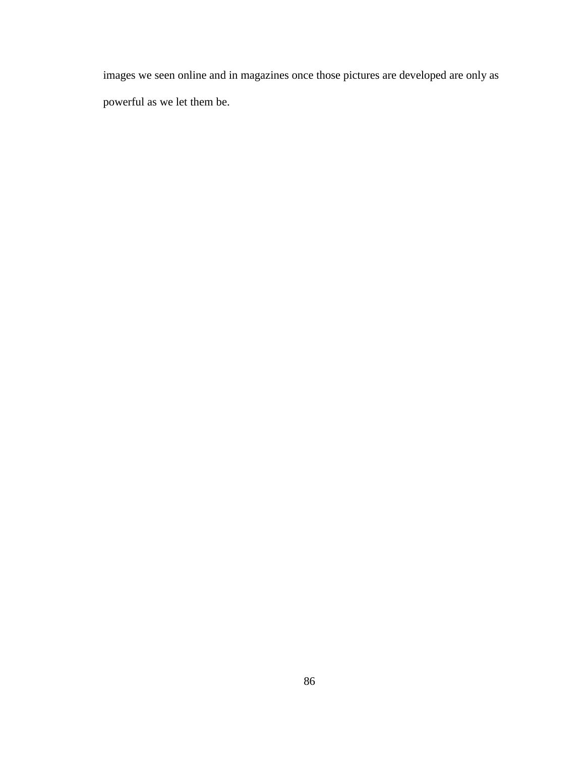images we seen online and in magazines once those pictures are developed are only as powerful as we let them be.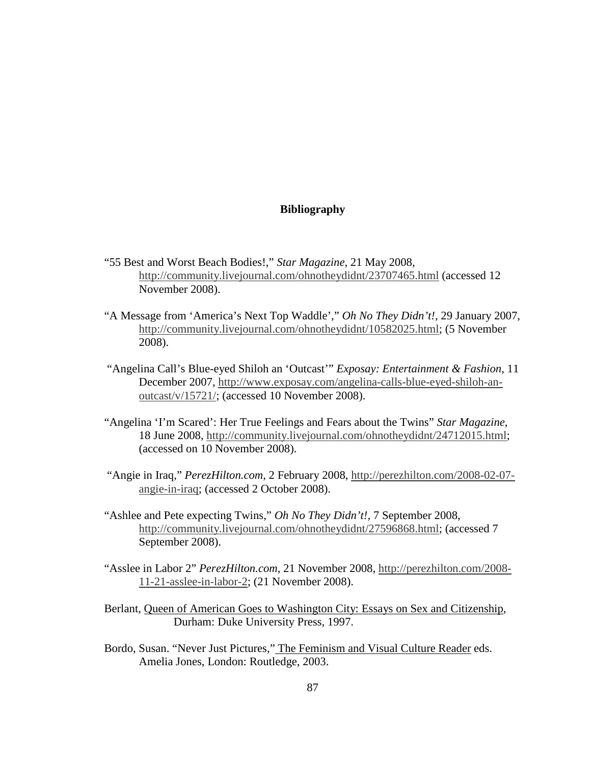## Bibliography

"55 Best and Worst Beach Bodies!," *Star Magazine*, 21 May 2008, http://community.livejournal.com/ohnotheydidnt/23707465.html (accessed 12 November 2008).

"A Message from 'America's Next Top Waddle'," *Oh No They Didn't!*, 29 January 2007, http://community.livejournal.com/ohnotheydidnt/10582025.html; (5 November 2008).

"Angelina Call's Blue-eyed Shiloh an 'Outcast'" *Exposay: Entertainment & Fashion*, 11 December 2007, http://www.exposay.com/angelina-calls-blue-eyed-shiloh-an-outcast/v/15721/; (accessed 10 November 2008).

"Angelina 'I'm Scared': Her True Feelings and Fears about the Twins" *Star Magazine*, 18 June 2008, http://community.livejournal.com/ohnotheydidnt/24712015.html; (accessed on 10 November 2008).

"Angie in Iraq," *PerezHilton.com*, 2 February 2008, http://perezhilton.com/2008-02-07-angie-in-iraq; (accessed 2 October 2008).

"Ashlee and Pete expecting Twins," *Oh No They Didn't!*, 7 September 2008, http://community.livejournal.com/ohnotheydidnt/27596868.html; (accessed 7 September 2008).

"Asslee in Labor 2" *PerezHilton.com*, 21 November 2008, http://perezhilton.com/2008-11-21-asslee-in-labor-2; (21 November 2008).

Berlant, Queen of American Goes to Washington City: Essays on Sex and Citizenship, Durham: Duke University Press, 1997.

Bordo, Susan. "Never Just Pictures," The Feminism and Visual Culture Reader eds. Amelia Jones, London: Routledge, 2003.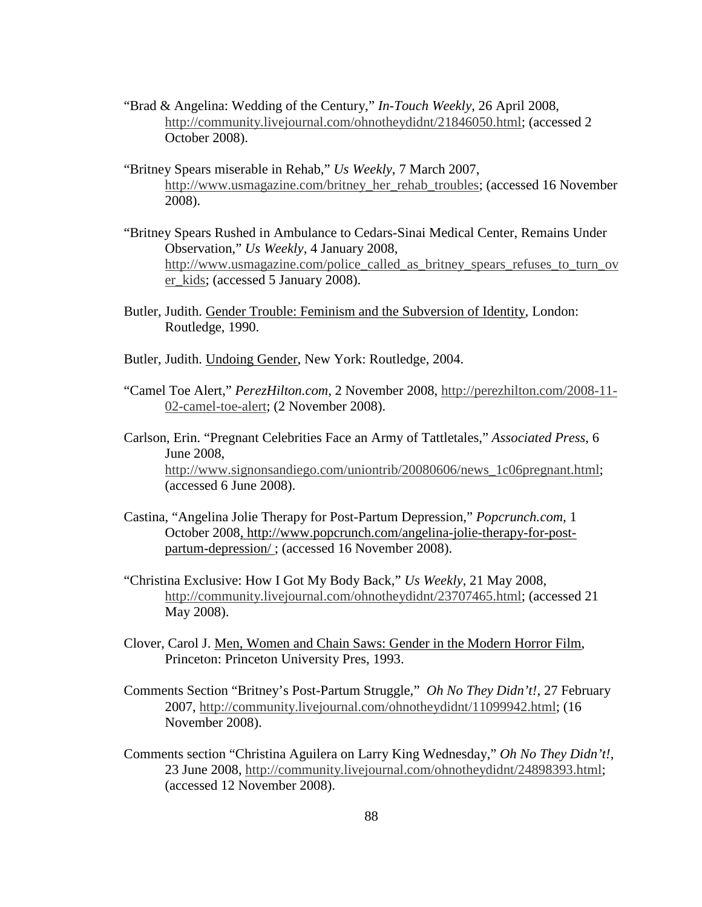"Brad & Angelina: Wedding of the Century," *In-Touch Weekly*, 26 April 2008, http://community.livejournal.com/ohnotheydidnt/21846050.html; (accessed 2 October 2008).

"Britney Spears miserable in Rehab," *Us Weekly*, 7 March 2007, http://www.usmagazine.com/britney_her_rehab_troubles; (accessed 16 November 2008).

"Britney Spears Rushed in Ambulance to Cedars-Sinai Medical Center, Remains Under Observation," *Us Weekly*, 4 January 2008, http://www.usmagazine.com/police_called_as_britney_spears_refuses_to_turn_over_kids; (accessed 5 January 2008).

Butler, Judith. Gender Trouble: Feminism and the Subversion of Identity, London: Routledge, 1990.

Butler, Judith. Undoing Gender, New York: Routledge, 2004.

"Camel Toe Alert," *PerezHilton.com*, 2 November 2008, http://perezhilton.com/2008-11-02-camel-toe-alert; (2 November 2008).

Carlson, Erin. "Pregnant Celebrities Face an Army of Tattletales," *Associated Press*, 6 June 2008, http://www.signonsandiego.com/uniontrib/20080606/news_1c06pregnant.html; (accessed 6 June 2008).

Castina, "Angelina Jolie Therapy for Post-Partum Depression," *Popcrunch.com*, 1 October 2008, http://www.popcrunch.com/angelina-jolie-therapy-for-post-partum-depression/ ; (accessed 16 November 2008).

"Christina Exclusive: How I Got My Body Back," *Us Weekly*, 21 May 2008, http://community.livejournal.com/ohnotheydidnt/23707465.html; (accessed 21 May 2008).

Clover, Carol J. Men, Women and Chain Saws: Gender in the Modern Horror Film, Princeton: Princeton University Pres, 1993.

Comments Section "Britney's Post-Partum Struggle," *Oh No They Didn't!*, 27 February 2007, http://community.livejournal.com/ohnotheydidnt/11099942.html; (16 November 2008).

Comments section "Christina Aguilera on Larry King Wednesday," *Oh No They Didn't!*, 23 June 2008, http://community.livejournal.com/ohnotheydidnt/24898393.html; (accessed 12 November 2008).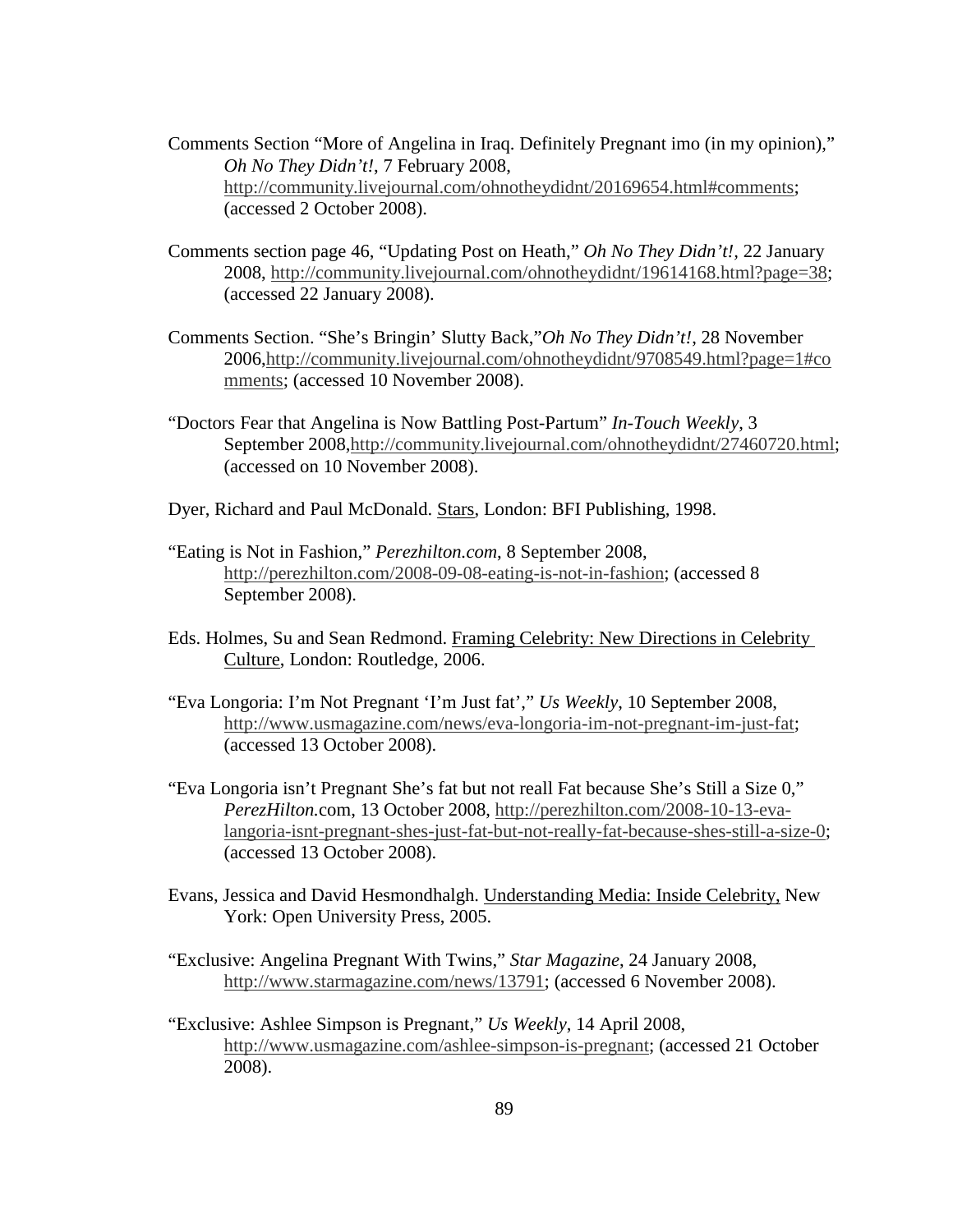Comments Section "More of Angelina in Iraq. Definitely Pregnant imo (in my opinion)," *Oh No They Didn't!*, 7 February 2008, http://community.livejournal.com/ohnotheydidnt/20169654.html#comments; (accessed 2 October 2008).

Comments section page 46, "Updating Post on Heath," *Oh No They Didn't!*, 22 January 2008, http://community.livejournal.com/ohnotheydidnt/19614168.html?page=38; (accessed 22 January 2008).

Comments Section. "She's Bringin' Slutty Back,"*Oh No They Didn't!*, 28 November 2006,http://community.livejournal.com/ohnotheydidnt/9708549.html?page=1#comments; (accessed 10 November 2008).

"Doctors Fear that Angelina is Now Battling Post-Partum" *In-Touch Weekly*, 3 September 2008,http://community.livejournal.com/ohnotheydidnt/27460720.html; (accessed on 10 November 2008).

Dyer, Richard and Paul McDonald. Stars, London: BFI Publishing, 1998.

"Eating is Not in Fashion," *Perezhilton.com*, 8 September 2008, http://perezhilton.com/2008-09-08-eating-is-not-in-fashion; (accessed 8 September 2008).

Eds. Holmes, Su and Sean Redmond. Framing Celebrity: New Directions in Celebrity Culture, London: Routledge, 2006.

"Eva Longoria: I'm Not Pregnant 'I'm Just fat'," *Us Weekly*, 10 September 2008, http://www.usmagazine.com/news/eva-longoria-im-not-pregnant-im-just-fat; (accessed 13 October 2008).

"Eva Longoria isn't Pregnant She's fat but not reall Fat because She's Still a Size 0," *PerezHilton*.com, 13 October 2008, http://perezhilton.com/2008-10-13-eva-langoria-isnt-pregnant-shes-just-fat-but-not-really-fat-because-shes-still-a-size-0; (accessed 13 October 2008).

Evans, Jessica and David Hesmondhalgh. Understanding Media: Inside Celebrity, New York: Open University Press, 2005.

"Exclusive: Angelina Pregnant With Twins," *Star Magazine*, 24 January 2008, http://www.starmagazine.com/news/13791; (accessed 6 November 2008).

"Exclusive: Ashlee Simpson is Pregnant," *Us Weekly*, 14 April 2008, http://www.usmagazine.com/ashlee-simpson-is-pregnant; (accessed 21 October 2008).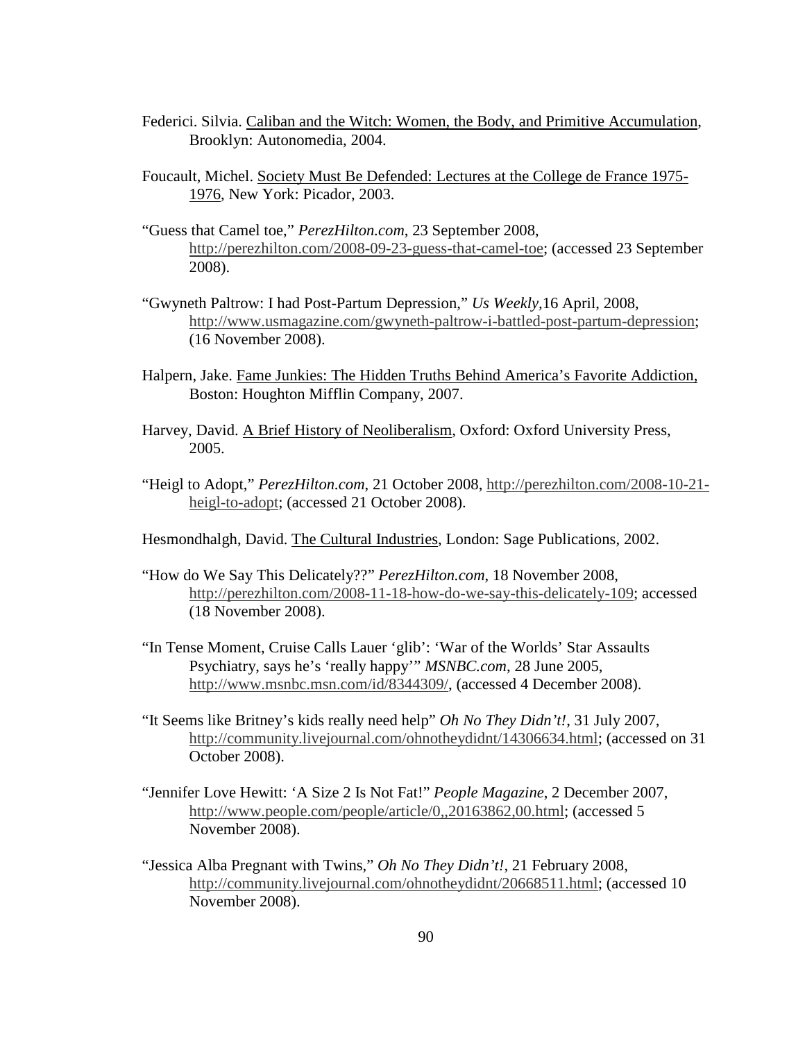Federici. Silvia. Caliban and the Witch: Women, the Body, and Primitive Accumulation, Brooklyn: Autonomedia, 2004.

Foucault, Michel. Society Must Be Defended: Lectures at the College de France 1975-1976, New York: Picador, 2003.

"Guess that Camel toe," *PerezHilton.com*, 23 September 2008, http://perezhilton.com/2008-09-23-guess-that-camel-toe; (accessed 23 September 2008).

"Gwyneth Paltrow: I had Post-Partum Depression," *Us Weekly*,16 April, 2008, http://www.usmagazine.com/gwyneth-paltrow-i-battled-post-partum-depression; (16 November 2008).

Halpern, Jake. Fame Junkies: The Hidden Truths Behind America's Favorite Addiction, Boston: Houghton Mifflin Company, 2007.

Harvey, David. A Brief History of Neoliberalism, Oxford: Oxford University Press, 2005.

"Heigl to Adopt," *PerezHilton.com*, 21 October 2008, http://perezhilton.com/2008-10-21-heigl-to-adopt; (accessed 21 October 2008).

Hesmondhalgh, David. The Cultural Industries, London: Sage Publications, 2002.

"How do We Say This Delicately??" *PerezHilton.com*, 18 November 2008, http://perezhilton.com/2008-11-18-how-do-we-say-this-delicately-109; accessed (18 November 2008).

"In Tense Moment, Cruise Calls Lauer 'glib': 'War of the Worlds' Star Assaults Psychiatry, says he's 'really happy'" *MSNBC.com*, 28 June 2005, http://www.msnbc.msn.com/id/8344309/, (accessed 4 December 2008).

"It Seems like Britney's kids really need help" *Oh No They Didn't!*, 31 July 2007, http://community.livejournal.com/ohnotheydidnt/14306634.html; (accessed on 31 October 2008).

"Jennifer Love Hewitt: 'A Size 2 Is Not Fat!" *People Magazine*, 2 December 2007, http://www.people.com/people/article/0,,20163862,00.html; (accessed 5 November 2008).

"Jessica Alba Pregnant with Twins," *Oh No They Didn't!*, 21 February 2008, http://community.livejournal.com/ohnotheydidnt/20668511.html; (accessed 10 November 2008).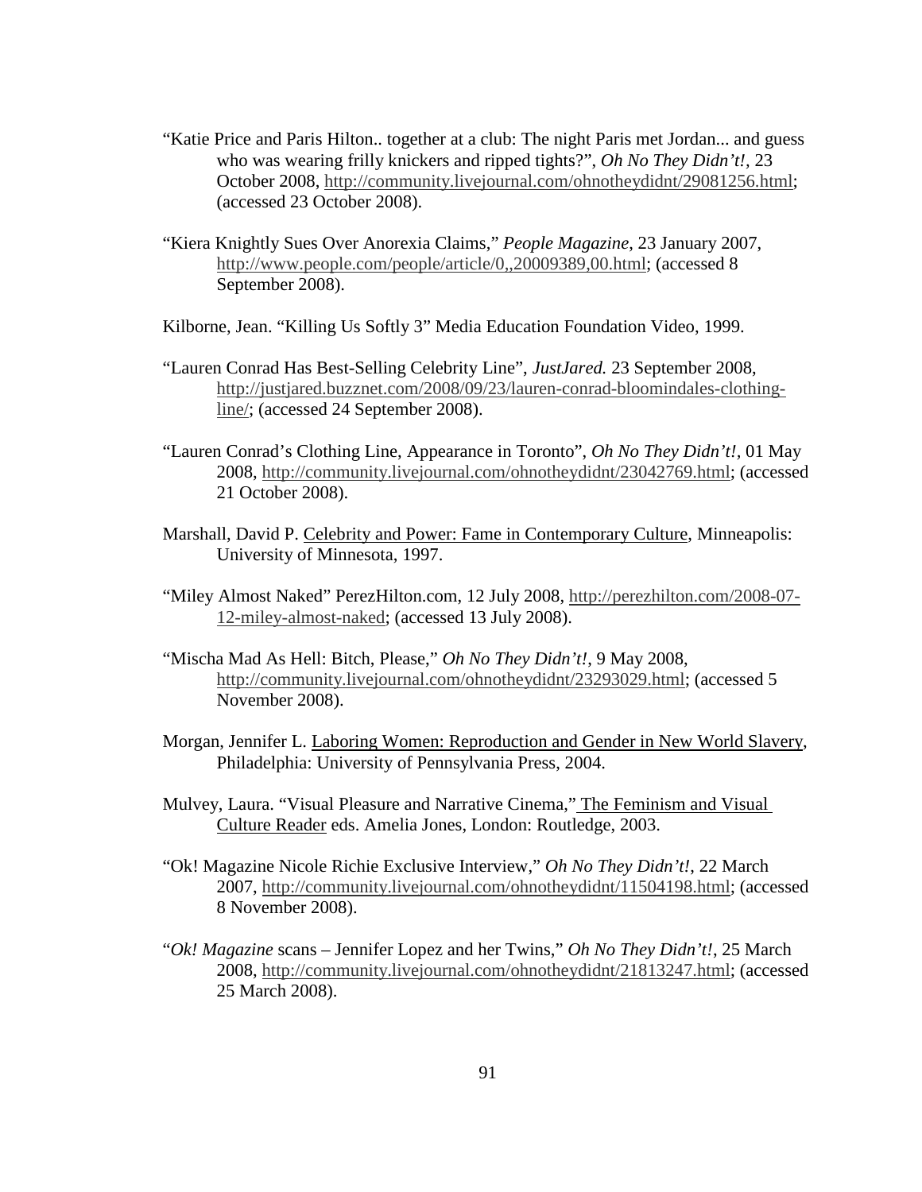"Katie Price and Paris Hilton.. together at a club: The night Paris met Jordan... and guess who was wearing frilly knickers and ripped tights?", *Oh No They Didn't!*, 23 October 2008, http://community.livejournal.com/ohnotheydidnt/29081256.html; (accessed 23 October 2008).

"Kiera Knightly Sues Over Anorexia Claims," *People Magazine*, 23 January 2007, http://www.people.com/people/article/0,,20009389,00.html; (accessed 8 September 2008).

Kilborne, Jean. "Killing Us Softly 3" Media Education Foundation Video, 1999.

"Lauren Conrad Has Best-Selling Celebrity Line", *JustJared.* 23 September 2008, http://justjared.buzznet.com/2008/09/23/lauren-conrad-bloomindales-clothing-line/; (accessed 24 September 2008).

"Lauren Conrad's Clothing Line, Appearance in Toronto", *Oh No They Didn't!,* 01 May 2008, http://community.livejournal.com/ohnotheydidnt/23042769.html; (accessed 21 October 2008).

Marshall, David P. Celebrity and Power: Fame in Contemporary Culture, Minneapolis: University of Minnesota, 1997.

"Miley Almost Naked" PerezHilton.com, 12 July 2008, http://perezhilton.com/2008-07-12-miley-almost-naked; (accessed 13 July 2008).

"Mischa Mad As Hell: Bitch, Please," *Oh No They Didn't!*, 9 May 2008, http://community.livejournal.com/ohnotheydidnt/23293029.html; (accessed 5 November 2008).

Morgan, Jennifer L. Laboring Women: Reproduction and Gender in New World Slavery, Philadelphia: University of Pennsylvania Press, 2004.

Mulvey, Laura. "Visual Pleasure and Narrative Cinema," The Feminism and Visual Culture Reader eds. Amelia Jones, London: Routledge, 2003.

"Ok! Magazine Nicole Richie Exclusive Interview," *Oh No They Didn't!*, 22 March 2007, http://community.livejournal.com/ohnotheydidnt/11504198.html; (accessed 8 November 2008).

"*Ok! Magazine* scans – Jennifer Lopez and her Twins," *Oh No They Didn't!*, 25 March 2008, http://community.livejournal.com/ohnotheydidnt/21813247.html; (accessed 25 March 2008).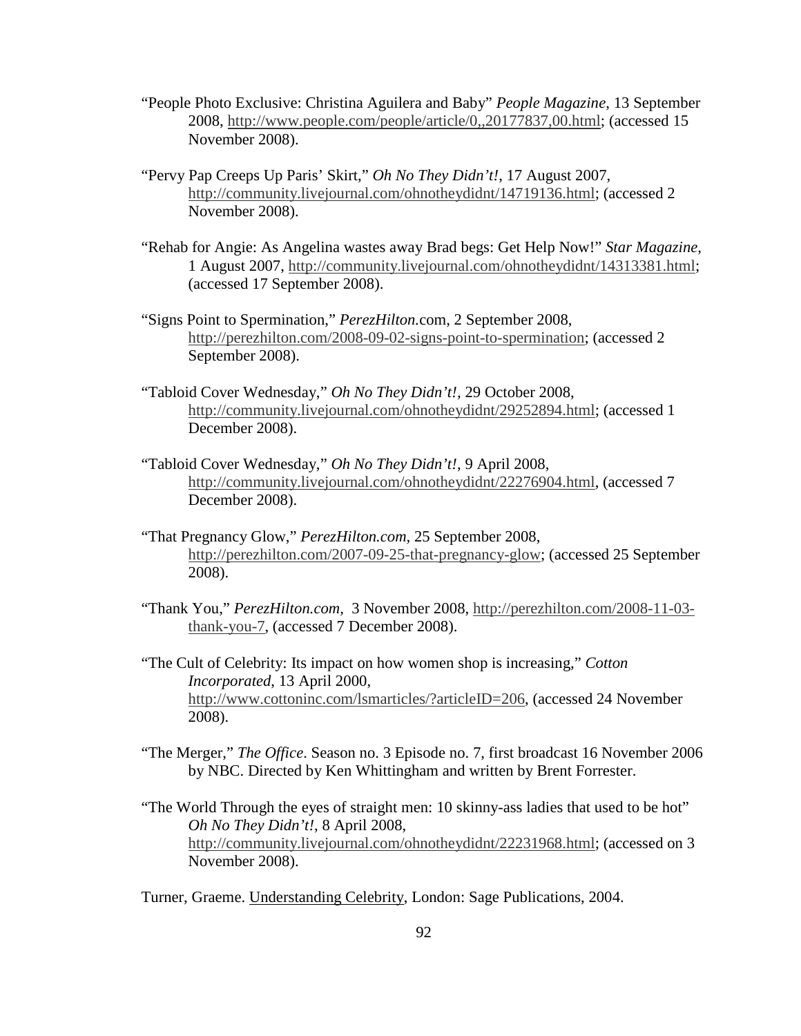"People Photo Exclusive: Christina Aguilera and Baby" *People Magazine*, 13 September 2008, http://www.people.com/people/article/0,,20177837,00.html; (accessed 15 November 2008).

"Pervy Pap Creeps Up Paris' Skirt," *Oh No They Didn't!*, 17 August 2007, http://community.livejournal.com/ohnotheydidnt/14719136.html; (accessed 2 November 2008).

"Rehab for Angie: As Angelina wastes away Brad begs: Get Help Now!" *Star Magazine*, 1 August 2007, http://community.livejournal.com/ohnotheydidnt/14313381.html; (accessed 17 September 2008).

"Signs Point to Spermination," *PerezHilton*.com, 2 September 2008, http://perezhilton.com/2008-09-02-signs-point-to-spermination; (accessed 2 September 2008).

"Tabloid Cover Wednesday," *Oh No They Didn't!*, 29 October 2008, http://community.livejournal.com/ohnotheydidnt/29252894.html; (accessed 1 December 2008).

"Tabloid Cover Wednesday," *Oh No They Didn't!*, 9 April 2008, http://community.livejournal.com/ohnotheydidnt/22276904.html, (accessed 7 December 2008).

"That Pregnancy Glow," *PerezHilton.com*, 25 September 2008, http://perezhilton.com/2007-09-25-that-pregnancy-glow; (accessed 25 September 2008).

"Thank You," *PerezHilton.com,* 3 November 2008, http://perezhilton.com/2008-11-03-thank-you-7, (accessed 7 December 2008).

"The Cult of Celebrity: Its impact on how women shop is increasing," *Cotton Incorporated*, 13 April 2000, http://www.cottoninc.com/lsmarticles/?articleID=206, (accessed 24 November 2008).

"The Merger," *The Office*. Season no. 3 Episode no. 7, first broadcast 16 November 2006 by NBC. Directed by Ken Whittingham and written by Brent Forrester.

"The World Through the eyes of straight men: 10 skinny-ass ladies that used to be hot" *Oh No They Didn't!*, 8 April 2008, http://community.livejournal.com/ohnotheydidnt/22231968.html; (accessed on 3 November 2008).

Turner, Graeme. Understanding Celebrity, London: Sage Publications, 2004.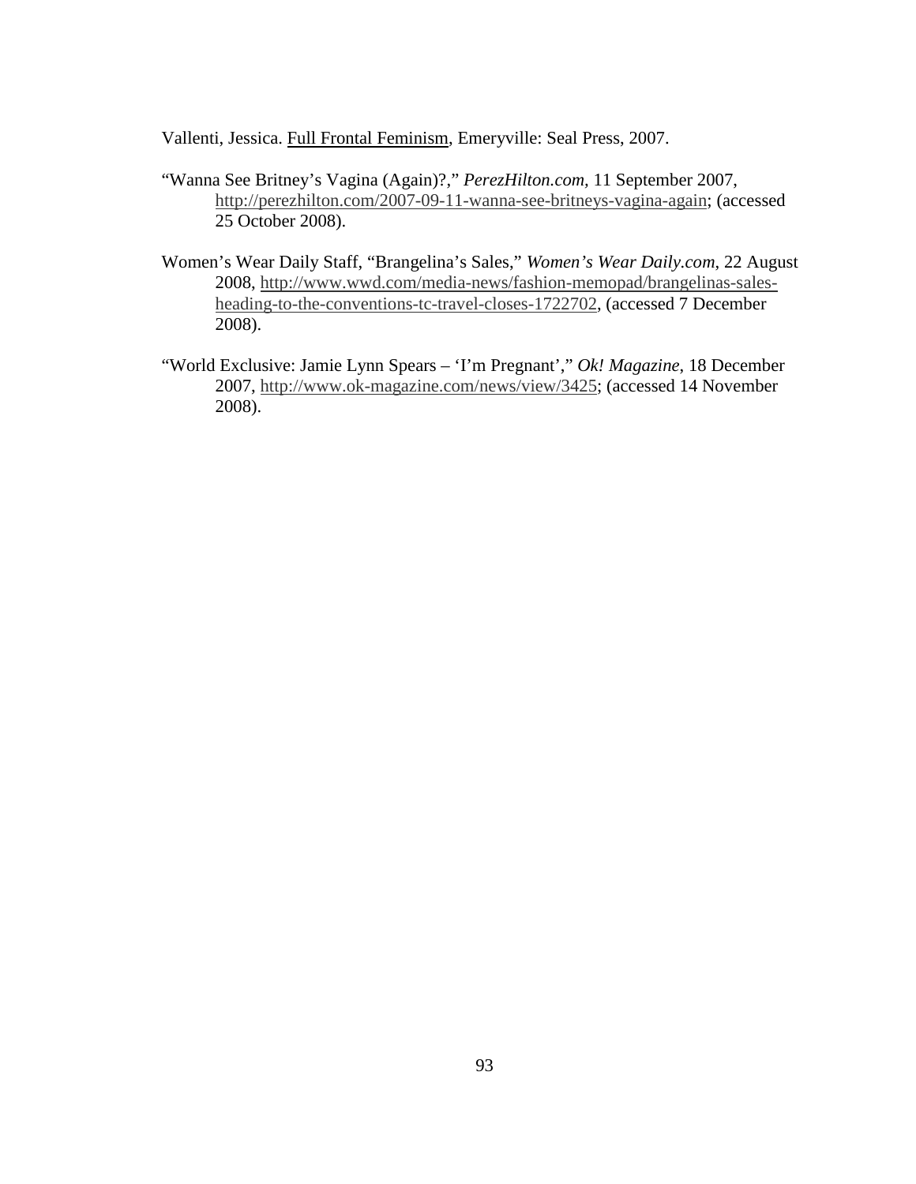Vallenti, Jessica. <u>Full Frontal Feminism</u>, Emeryville: Seal Press, 2007.

"Wanna See Britney's Vagina (Again)?," *PerezHilton.com*, 11 September 2007, http://perezhilton.com/2007-09-11-wanna-see-britneys-vagina-again; (accessed 25 October 2008).

Women's Wear Daily Staff, "Brangelina's Sales," *Women's Wear Daily.com*, 22 August 2008, http://www.wwd.com/media-news/fashion-memopad/brangelinas-sales-heading-to-the-conventions-tc-travel-closes-1722702, (accessed 7 December 2008).

"World Exclusive: Jamie Lynn Spears – 'I'm Pregnant'," *Ok! Magazine*, 18 December 2007, http://www.ok-magazine.com/news/view/3425; (accessed 14 November 2008).